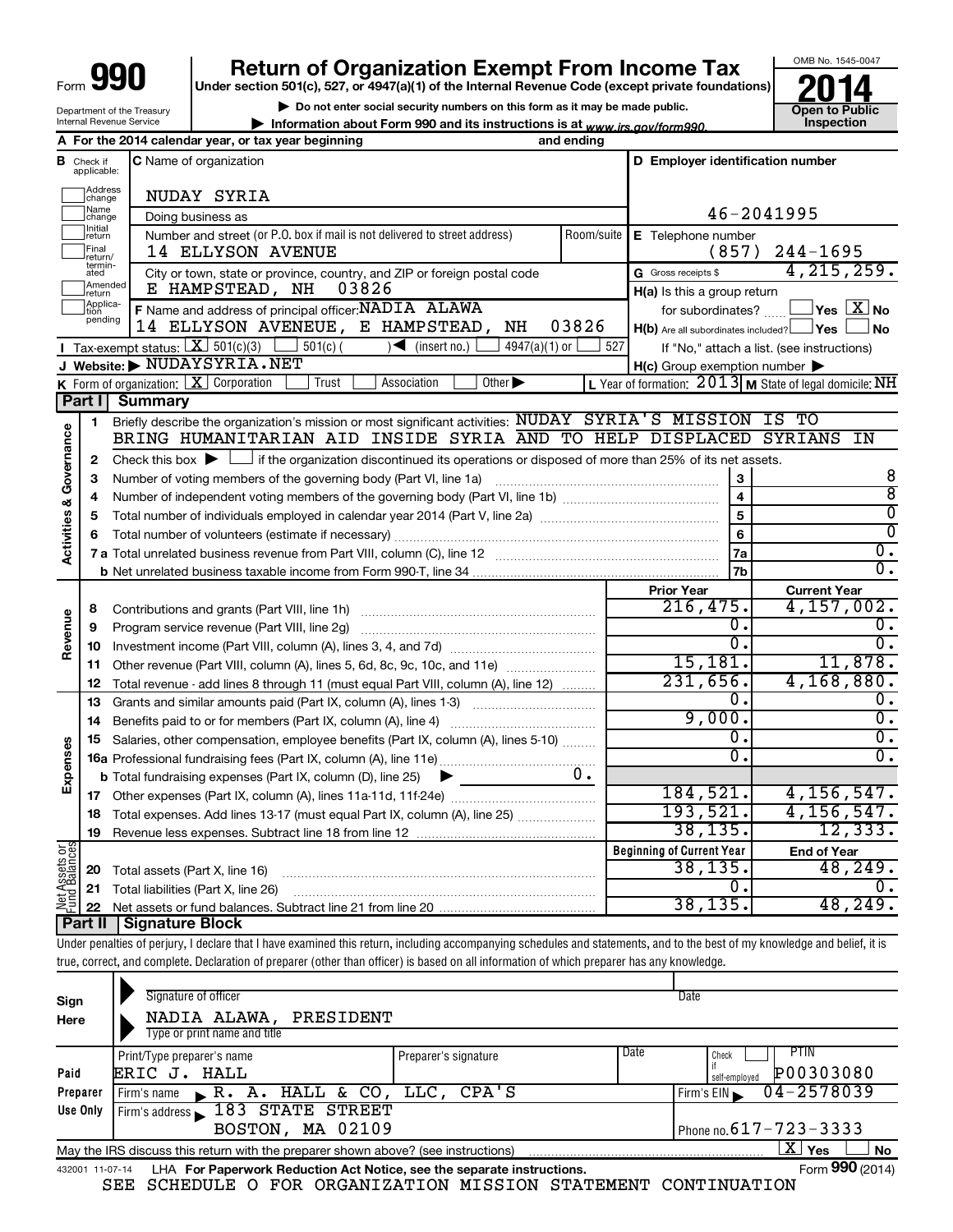Form **990**

# Return of Organization Exempt From Income Tax

**Under section 501(c), 527, or 4947(a)(1) of the Internal Revenue Code (except private foundations)**

▶ Do not enter social security numbers on this form as it may be made public.

▶ Information about Form 990 and its instructions is at www.irs.gov/form990.

Department of the Treasury
Internal Revenue Service

OMB No. 1545-0047

**2014**

**Open to Public Inspection**

**A** For the 2014 calendar year, or tax year beginning and ending

**B** Check if applicable: Address change, Name change, Initial return, Final return/terminated, Amended return, Application pending

**C** Name of organization: NUDAY SYRIA

Doing business as

Number and street (or P.O. box if mail is not delivered to street address): 14 ELLYSON AVENUE — Room/suite

City or town, state or province, country, and ZIP or foreign postal code: E HAMPSTEAD, NH 03826

**D** Employer identification number: 46-2041995

**E** Telephone number: (857) 244-1695

**G** Gross receipts $ 4,215,259.

**F** Name and address of principal officer: NADIA ALAWA, 14 ELLYSON AVENEUE, E HAMPSTEAD, NH 03826

**H(a)** Is this a group return for subordinates? ☐ Yes ☒ No

**H(b)** Are all subordinates included? ☐ Yes ☐ No — If "No," attach a list. (see instructions)

**H(c)** Group exemption number ▶

**I** Tax-exempt status: ☒ 501(c)(3) ☐ 501(c) ( ) ◀ (insert no.) ☐ 4947(a)(1) or ☐ 527

**J** Website: ▶ NUDAYSYRIA.NET

**K** Form of organization: ☒ Corporation ☐ Trust ☐ Association ☐ Other ▶

**L** Year of formation: 2013 **M** State of legal domicile: NH

## Part I Summary

**Activities & Governance**

| | | | |
|---|---|---|---|
| 1 | Briefly describe the organization's mission or most significant activities: NUDAY SYRIA'S MISSION IS TO BRING HUMANITARIAN AID INSIDE SYRIA AND TO HELP DISPLACED SYRIANS IN | | |
| 2 | Check this box ▶ ☐ if the organization discontinued its operations or disposed of more than 25% of its net assets. | | |
| 3 | Number of voting members of the governing body (Part VI, line 1a) | 3 | 8 |
| 4 | Number of independent voting members of the governing body (Part VI, line 1b) | 4 | 8 |
| 5 | Total number of individuals employed in calendar year 2014 (Part V, line 2a) | 5 | 0 |
| 6 | Total number of volunteers (estimate if necessary) | 6 | 0 |
| 7a | Total unrelated business revenue from Part VIII, column (C), line 12 | 7a | 0. |
| b | Net unrelated business taxable income from Form 990-T, line 34 | 7b | 0. |

| | | | Prior Year | Current Year |
|---|---|---|---|---|
| **Revenue** | 8 | Contributions and grants (Part VIII, line 1h) | 216,475. | 4,157,002. |
| | 9 | Program service revenue (Part VIII, line 2g) | 0. | 0. |
| | 10 | Investment income (Part VIII, column (A), lines 3, 4, and 7d) | 0. | 0. |
| | 11 | Other revenue (Part VIII, column (A), lines 5, 6d, 8c, 9c, 10c, and 11e) | 15,181. | 11,878. |
| | 12 | Total revenue - add lines 8 through 11 (must equal Part VIII, column (A), line 12) | 231,656. | 4,168,880. |
| **Expenses** | 13 | Grants and similar amounts paid (Part IX, column (A), lines 1-3) | 0. | 0. |
| | 14 | Benefits paid to or for members (Part IX, column (A), line 4) | 9,000. | 0. |
| | 15 | Salaries, other compensation, employee benefits (Part IX, column (A), lines 5-10) | 0. | 0. |
| | 16a | Professional fundraising fees (Part IX, column (A), line 11e) | 0. | 0. |
| | b | Total fundraising expenses (Part IX, column (D), line 25) ▶ 0. | | |
| | 17 | Other expenses (Part IX, column (A), lines 11a-11d, 11f-24e) | 184,521. | 4,156,547. |
| | 18 | Total expenses. Add lines 13-17 (must equal Part IX, column (A), line 25) | 193,521. | 4,156,547. |
| | 19 | Revenue less expenses. Subtract line 18 from line 12 | 38,135. | 12,333. |

| | | | Beginning of Current Year | End of Year |
|---|---|---|---|---|
| **Net Assets or Fund Balances** | 20 | Total assets (Part X, line 16) | 38,135. | 48,249. |
| | 21 | Total liabilities (Part X, line 26) | 0. | 0. |
| | 22 | Net assets or fund balances. Subtract line 21 from line 20 | 38,135. | 48,249. |

## Part II Signature Block

Under penalties of perjury, I declare that I have examined this return, including accompanying schedules and statements, and to the best of my knowledge and belief, it is true, correct, and complete. Declaration of preparer (other than officer) is based on all information of which preparer has any knowledge.

**Sign Here**

Signature of officer — Date

NADIA ALAWA, PRESIDENT
Type or print name and title

**Paid Preparer Use Only**

| Print/Type preparer's name | Preparer's signature | Date | Check ☐ if self-employed | PTIN |
|---|---|---|---|---|
| ERIC J. HALL | | | | P00303080 |

Firm's name ▶ R. A. HALL & CO, LLC, CPA'S — Firm's EIN ▶ 04-2578039

Firm's address ▶ 183 STATE STREET, BOSTON, MA 02109 — Phone no. 617-723-3333

May the IRS discuss this return with the preparer shown above? (see instructions) ☒ Yes ☐ No

432001 11-07-14 LHA For Paperwork Reduction Act Notice, see the separate instructions. Form **990** (2014)

SEE SCHEDULE O FOR ORGANIZATION MISSION STATEMENT CONTINUATION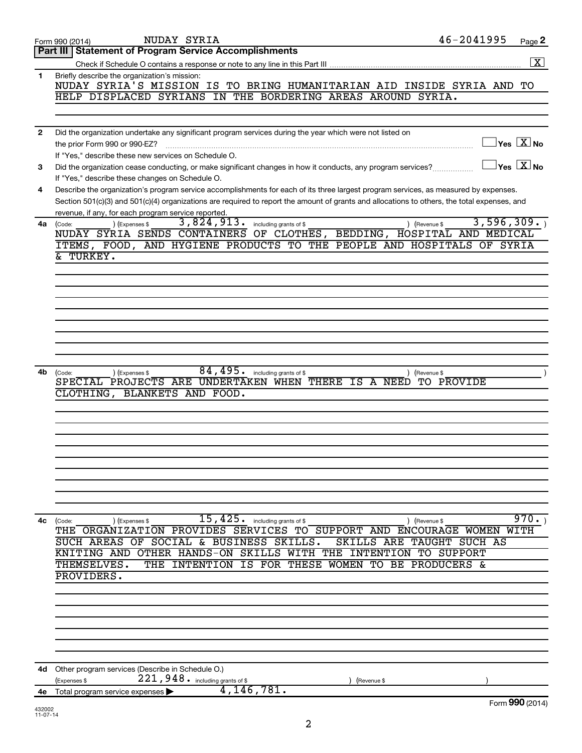Form 990 (2014) NUDAY SYRIA 46-2041995 Page **2**

## Part III Statement of Program Service Accomplishments

Check if Schedule O contains a response or note to any line in this Part III .......... [X]

**1** Briefly describe the organization's mission:

NUDAY SYRIA'S MISSION IS TO BRING HUMANITARIAN AID INSIDE SYRIA AND TO HELP DISPLACED SYRIANS IN THE BORDERING AREAS AROUND SYRIA.

**2** Did the organization undertake any significant program services during the year which were not listed on the prior Form 990 or 990-EZ? .......... [ ] Yes [X] No

If "Yes," describe these new services on Schedule O.

**3** Did the organization cease conducting, or make significant changes in how it conducts, any program services? .......... [ ] Yes [X] No

If "Yes," describe these changes on Schedule O.

**4** Describe the organization's program service accomplishments for each of its three largest program services, as measured by expenses. Section 501(c)(3) and 501(c)(4) organizations are required to report the amount of grants and allocations to others, the total expenses, and revenue, if any, for each program service reported.

**4a** (Code: ) (Expenses $ 3,824,913. including grants of $ ) (Revenue $ 3,596,309. )

NUDAY SYRIA SENDS CONTAINERS OF CLOTHES, BEDDING, HOSPITAL AND MEDICAL ITEMS, FOOD, AND HYGIENE PRODUCTS TO THE PEOPLE AND HOSPITALS OF SYRIA & TURKEY.

**4b** (Code: ) (Expenses $ 84,495. including grants of $ ) (Revenue $ )

SPECIAL PROJECTS ARE UNDERTAKEN WHEN THERE IS A NEED TO PROVIDE CLOTHING, BLANKETS AND FOOD.

**4c** (Code: ) (Expenses $ 15,425. including grants of $ ) (Revenue $ 970. )

THE ORGANIZATION PROVIDES SERVICES TO SUPPORT AND ENCOURAGE WOMEN WITH SUCH AREAS OF SOCIAL & BUSINESS SKILLS. SKILLS ARE TAUGHT SUCH AS KNITING AND OTHER HANDS-ON SKILLS WITH THE INTENTION TO SUPPORT THEMSELVES. THE INTENTION IS FOR THESE WOMEN TO BE PRODUCERS & PROVIDERS.

**4d** Other program services (Describe in Schedule O.)

(Expenses $ 221,948. including grants of $ ) (Revenue $ )

**4e** Total program service expenses ▶ 4,146,781.

Form **990** (2014)

432002 11-07-14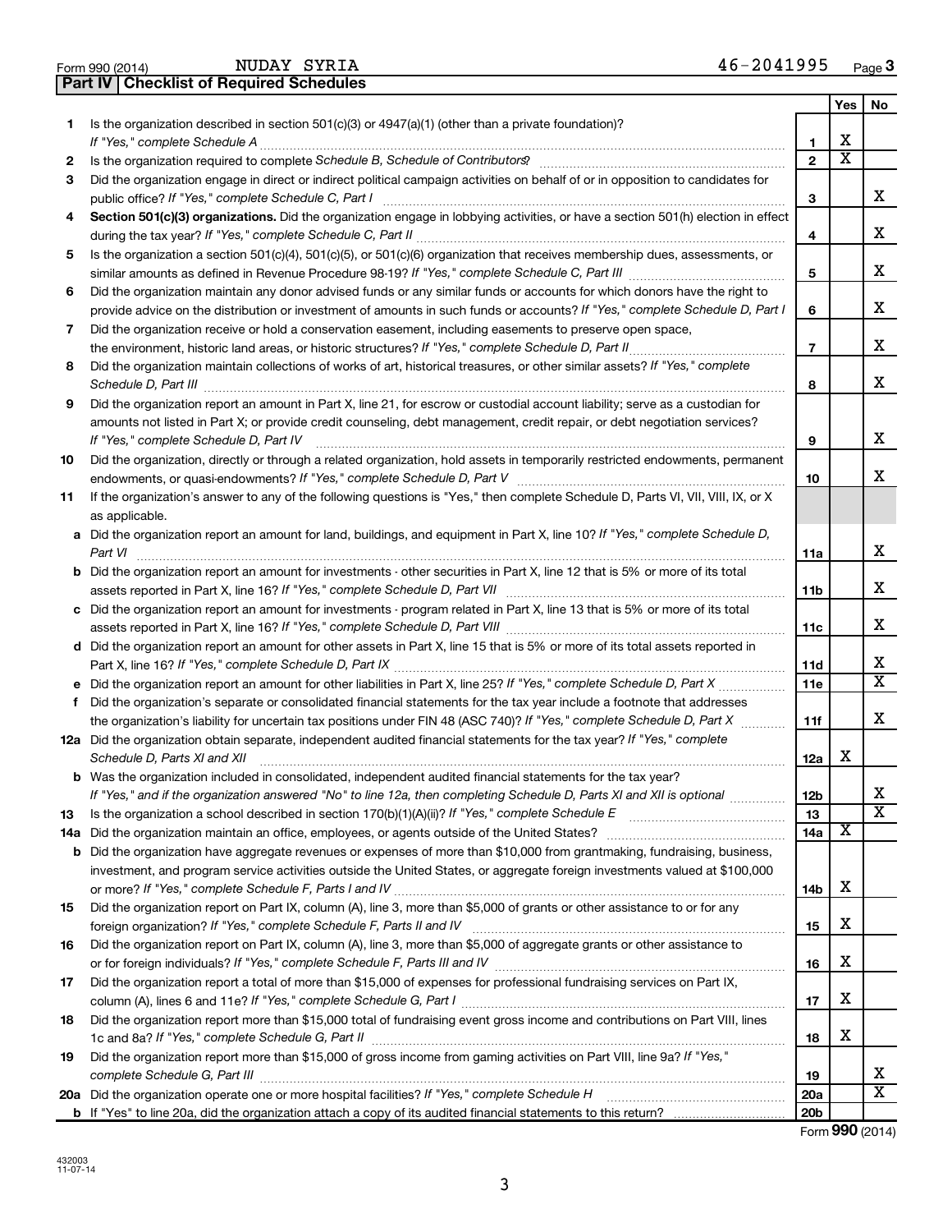Form 990 (2014) NUDAY SYRIA 46-2041995

## Part IV Checklist of Required Schedules

| | | | Yes | No |
|---|---|---|---|---|
| 1 | Is the organization described in section 501(c)(3) or 4947(a)(1) (other than a private foundation)? *If "Yes," complete Schedule A* | 1 | X | |
| 2 | Is the organization required to complete *Schedule B, Schedule of Contributors*? | 2 | X | |
| 3 | Did the organization engage in direct or indirect political campaign activities on behalf of or in opposition to candidates for public office? *If "Yes," complete Schedule C, Part I* | 3 | | X |
| 4 | **Section 501(c)(3) organizations.** Did the organization engage in lobbying activities, or have a section 501(h) election in effect during the tax year? *If "Yes," complete Schedule C, Part II* | 4 | | X |
| 5 | Is the organization a section 501(c)(4), 501(c)(5), or 501(c)(6) organization that receives membership dues, assessments, or similar amounts as defined in Revenue Procedure 98-19? *If "Yes," complete Schedule C, Part III* | 5 | | X |
| 6 | Did the organization maintain any donor advised funds or any similar funds or accounts for which donors have the right to provide advice on the distribution or investment of amounts in such funds or accounts? *If "Yes," complete Schedule D, Part I* | 6 | | X |
| 7 | Did the organization receive or hold a conservation easement, including easements to preserve open space, the environment, historic land areas, or historic structures? *If "Yes," complete Schedule D, Part II* | 7 | | X |
| 8 | Did the organization maintain collections of works of art, historical treasures, or other similar assets? *If "Yes," complete Schedule D, Part III* | 8 | | X |
| 9 | Did the organization report an amount in Part X, line 21, for escrow or custodial account liability; serve as a custodian for amounts not listed in Part X; or provide credit counseling, debt management, credit repair, or debt negotiation services? *If "Yes," complete Schedule D, Part IV* | 9 | | X |
| 10 | Did the organization, directly or through a related organization, hold assets in temporarily restricted endowments, permanent endowments, or quasi-endowments? *If "Yes," complete Schedule D, Part V* | 10 | | X |
| 11 | If the organization's answer to any of the following questions is "Yes," then complete Schedule D, Parts VI, VII, VIII, IX, or X as applicable. | | | |
| a | Did the organization report an amount for land, buildings, and equipment in Part X, line 10? *If "Yes," complete Schedule D, Part VI* | 11a | | X |
| b | Did the organization report an amount for investments - other securities in Part X, line 12 that is 5% or more of its total assets reported in Part X, line 16? *If "Yes," complete Schedule D, Part VII* | 11b | | X |
| c | Did the organization report an amount for investments - program related in Part X, line 13 that is 5% or more of its total assets reported in Part X, line 16? *If "Yes," complete Schedule D, Part VIII* | 11c | | X |
| d | Did the organization report an amount for other assets in Part X, line 15 that is 5% or more of its total assets reported in Part X, line 16? *If "Yes," complete Schedule D, Part IX* | 11d | | X |
| e | Did the organization report an amount for other liabilities in Part X, line 25? *If "Yes," complete Schedule D, Part X* | 11e | | X |
| f | Did the organization's separate or consolidated financial statements for the tax year include a footnote that addresses the organization's liability for uncertain tax positions under FIN 48 (ASC 740)? *If "Yes," complete Schedule D, Part X* | 11f | | X |
| 12a | Did the organization obtain separate, independent audited financial statements for the tax year? *If "Yes," complete Schedule D, Parts XI and XII* | 12a | X | |
| b | Was the organization included in consolidated, independent audited financial statements for the tax year? *If "Yes," and if the organization answered "No" to line 12a, then completing Schedule D, Parts XI and XII is optional* | 12b | | X |
| 13 | Is the organization a school described in section 170(b)(1)(A)(ii)? *If "Yes," complete Schedule E* | 13 | | X |
| 14a | Did the organization maintain an office, employees, or agents outside of the United States? | 14a | X | |
| b | Did the organization have aggregate revenues or expenses of more than $10,000 from grantmaking, fundraising, business, investment, and program service activities outside the United States, or aggregate foreign investments valued at $100,000 or more? *If "Yes," complete Schedule F, Parts I and IV* | 14b | X | |
| 15 | Did the organization report on Part IX, column (A), line 3, more than $5,000 of grants or other assistance to or for any foreign organization? *If "Yes," complete Schedule F, Parts II and IV* | 15 | X | |
| 16 | Did the organization report on Part IX, column (A), line 3, more than $5,000 of aggregate grants or other assistance to or for foreign individuals? *If "Yes," complete Schedule F, Parts III and IV* | 16 | X | |
| 17 | Did the organization report a total of more than $15,000 of expenses for professional fundraising services on Part IX, column (A), lines 6 and 11e? *If "Yes," complete Schedule G, Part I* | 17 | X | |
| 18 | Did the organization report more than $15,000 total of fundraising event gross income and contributions on Part VIII, lines 1c and 8a? *If "Yes," complete Schedule G, Part II* | 18 | X | |
| 19 | Did the organization report more than $15,000 of gross income from gaming activities on Part VIII, line 9a? *If "Yes," complete Schedule G, Part III* | 19 | | X |
| 20a | Did the organization operate one or more hospital facilities? *If "Yes," complete Schedule H* | 20a | | X |
| b | If "Yes" to line 20a, did the organization attach a copy of its audited financial statements to this return? | 20b | | |

432003 11-07-14

Form **990** (2014)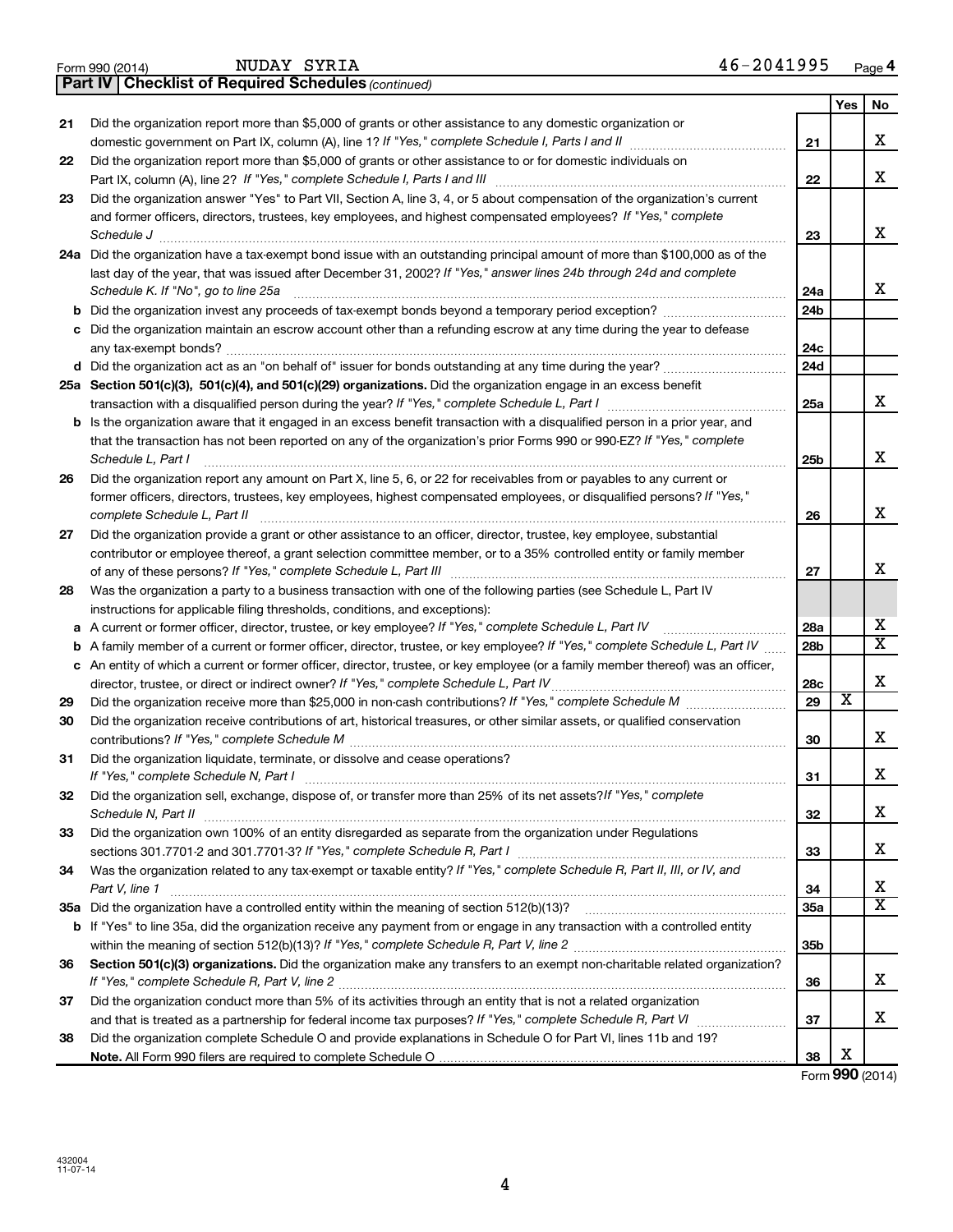Form 990 (2014) NUDAY SYRIA 46-2041995 Page 4

**Part IV | Checklist of Required Schedules** *(continued)*

| | | | Yes | No |
|---|---|---|---|---|
| 21 | Did the organization report more than $5,000 of grants or other assistance to any domestic organization or domestic government on Part IX, column (A), line 1? *If "Yes," complete Schedule I, Parts I and II* | 21 | | X |
| 22 | Did the organization report more than $5,000 of grants or other assistance to or for domestic individuals on Part IX, column (A), line 2? *If "Yes," complete Schedule I, Parts I and III* | 22 | | X |
| 23 | Did the organization answer "Yes" to Part VII, Section A, line 3, 4, or 5 about compensation of the organization's current and former officers, directors, trustees, key employees, and highest compensated employees? *If "Yes," complete Schedule J* | 23 | | X |
| 24a | Did the organization have a tax-exempt bond issue with an outstanding principal amount of more than $100,000 as of the last day of the year, that was issued after December 31, 2002? *If "Yes," answer lines 24b through 24d and complete Schedule K. If "No", go to line 25a* | 24a | | X |
| b | Did the organization invest any proceeds of tax-exempt bonds beyond a temporary period exception? | 24b | | |
| c | Did the organization maintain an escrow account other than a refunding escrow at any time during the year to defease any tax-exempt bonds? | 24c | | |
| d | Did the organization act as an "on behalf of" issuer for bonds outstanding at any time during the year? | 24d | | |
| 25a | **Section 501(c)(3), 501(c)(4), and 501(c)(29) organizations.** Did the organization engage in an excess benefit transaction with a disqualified person during the year? *If "Yes," complete Schedule L, Part I* | 25a | | X |
| b | Is the organization aware that it engaged in an excess benefit transaction with a disqualified person in a prior year, and that the transaction has not been reported on any of the organization's prior Forms 990 or 990-EZ? *If "Yes," complete Schedule L, Part I* | 25b | | X |
| 26 | Did the organization report any amount on Part X, line 5, 6, or 22 for receivables from or payables to any current or former officers, directors, trustees, key employees, highest compensated employees, or disqualified persons? *If "Yes," complete Schedule L, Part II* | 26 | | X |
| 27 | Did the organization provide a grant or other assistance to an officer, director, trustee, key employee, substantial contributor or employee thereof, a grant selection committee member, or to a 35% controlled entity or family member of any of these persons? *If "Yes," complete Schedule L, Part III* | 27 | | X |
| 28 | Was the organization a party to a business transaction with one of the following parties (see Schedule L, Part IV instructions for applicable filing thresholds, conditions, and exceptions): | | | |
| a | A current or former officer, director, trustee, or key employee? *If "Yes," complete Schedule L, Part IV* | 28a | | X |
| b | A family member of a current or former officer, director, trustee, or key employee? *If "Yes," complete Schedule L, Part IV* | 28b | | X |
| c | An entity of which a current or former officer, director, trustee, or key employee (or a family member thereof) was an officer, director, trustee, or direct or indirect owner? *If "Yes," complete Schedule L, Part IV* | 28c | | X |
| 29 | Did the organization receive more than $25,000 in non-cash contributions? *If "Yes," complete Schedule M* | 29 | X | |
| 30 | Did the organization receive contributions of art, historical treasures, or other similar assets, or qualified conservation contributions? *If "Yes," complete Schedule M* | 30 | | X |
| 31 | Did the organization liquidate, terminate, or dissolve and cease operations? *If "Yes," complete Schedule N, Part I* | 31 | | X |
| 32 | Did the organization sell, exchange, dispose of, or transfer more than 25% of its net assets? *If "Yes," complete Schedule N, Part II* | 32 | | X |
| 33 | Did the organization own 100% of an entity disregarded as separate from the organization under Regulations sections 301.7701-2 and 301.7701-3? *If "Yes," complete Schedule R, Part I* | 33 | | X |
| 34 | Was the organization related to any tax-exempt or taxable entity? *If "Yes," complete Schedule R, Part II, III, or IV, and Part V, line 1* | 34 | | X |
| 35a | Did the organization have a controlled entity within the meaning of section 512(b)(13)? | 35a | | X |
| b | If "Yes" to line 35a, did the organization receive any payment from or engage in any transaction with a controlled entity within the meaning of section 512(b)(13)? *If "Yes," complete Schedule R, Part V, line 2* | 35b | | |
| 36 | **Section 501(c)(3) organizations.** Did the organization make any transfers to an exempt non-charitable related organization? *If "Yes," complete Schedule R, Part V, line 2* | 36 | | X |
| 37 | Did the organization conduct more than 5% of its activities through an entity that is not a related organization and that is treated as a partnership for federal income tax purposes? *If "Yes," complete Schedule R, Part VI* | 37 | | X |
| 38 | Did the organization complete Schedule O and provide explanations in Schedule O for Part VI, lines 11b and 19? **Note.** All Form 990 filers are required to complete Schedule O | 38 | X | |

Form **990** (2014)

432004 11-07-14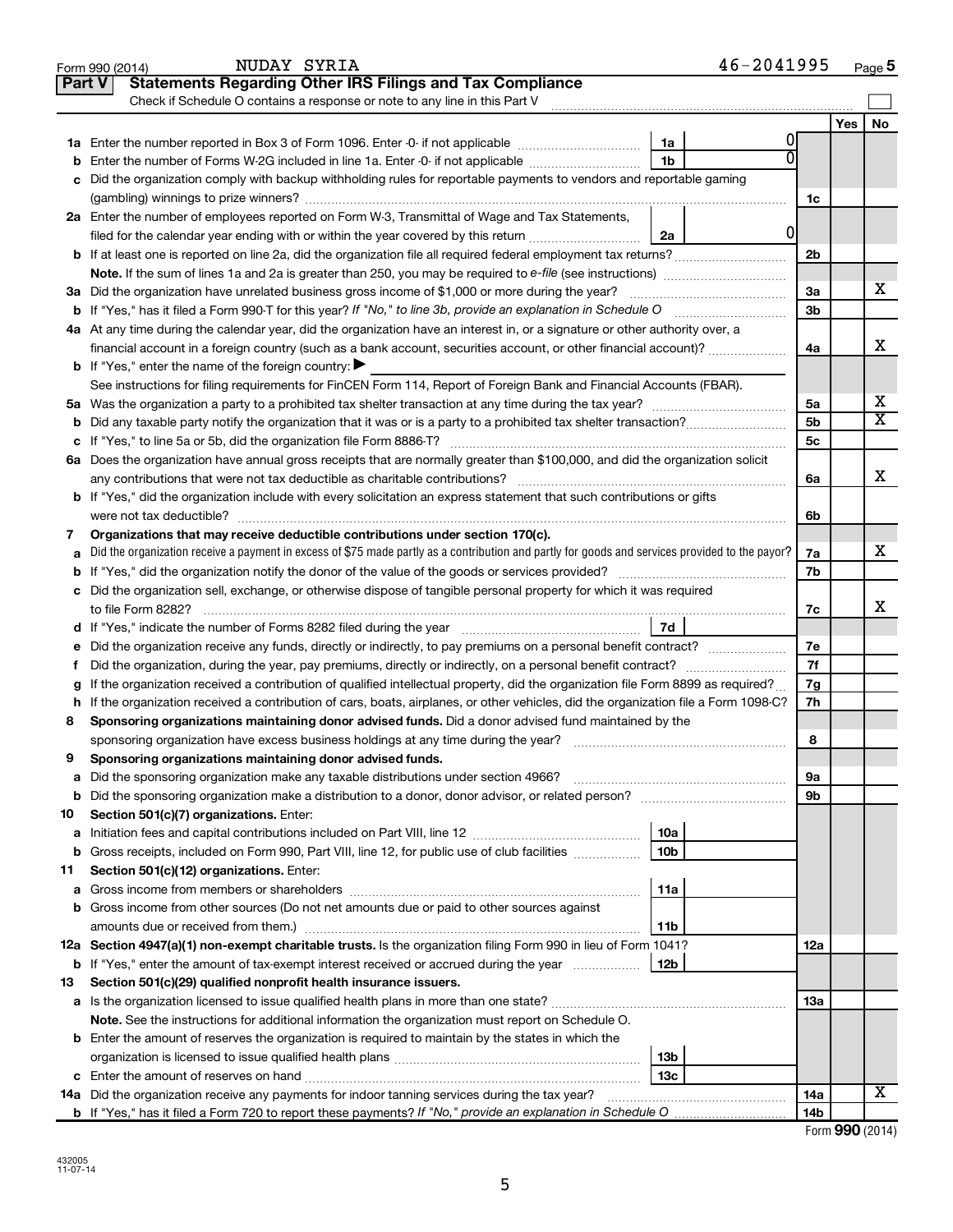Form 990 (2014) NUDAY SYRIA 46-2041995 Page 5

## Part V Statements Regarding Other IRS Filings and Tax Compliance

Check if Schedule O contains a response or note to any line in this Part V

| | | | | | Yes | No |
|---|---|---|---|---|---|---|
| **1a** | Enter the number reported in Box 3 of Form 1096. Enter -0- if not applicable | 1a | 0 | | | |
| **b** | Enter the number of Forms W-2G included in line 1a. Enter -0- if not applicable | 1b | 0 | | | |
| **c** | Did the organization comply with backup withholding rules for reportable payments to vendors and reportable gaming (gambling) winnings to prize winners? | | | 1c | | |
| **2a** | Enter the number of employees reported on Form W-3, Transmittal of Wage and Tax Statements, filed for the calendar year ending with or within the year covered by this return | 2a | 0 | | | |
| **b** | If at least one is reported on line 2a, did the organization file all required federal employment tax returns? | | | 2b | | |
| | **Note.** If the sum of lines 1a and 2a is greater than 250, you may be required to *e-file* (see instructions) | | | | | |
| **3a** | Did the organization have unrelated business gross income of $1,000 or more during the year? | | | 3a | | X |
| **b** | If "Yes," has it filed a Form 990-T for this year? *If "No," to line 3b, provide an explanation in Schedule O* | | | 3b | | |
| **4a** | At any time during the calendar year, did the organization have an interest in, or a signature or other authority over, a financial account in a foreign country (such as a bank account, securities account, or other financial account)? | | | 4a | | X |
| **b** | If "Yes," enter the name of the foreign country: ▶ | | | | | |
| | See instructions for filing requirements for FinCEN Form 114, Report of Foreign Bank and Financial Accounts (FBAR). | | | | | |
| **5a** | Was the organization a party to a prohibited tax shelter transaction at any time during the tax year? | | | 5a | | X |
| **b** | Did any taxable party notify the organization that it was or is a party to a prohibited tax shelter transaction? | | | 5b | | X |
| **c** | If "Yes," to line 5a or 5b, did the organization file Form 8886-T? | | | 5c | | |
| **6a** | Does the organization have annual gross receipts that are normally greater than $100,000, and did the organization solicit any contributions that were not tax deductible as charitable contributions? | | | 6a | | X |
| **b** | If "Yes," did the organization include with every solicitation an express statement that such contributions or gifts were not tax deductible? | | | 6b | | |
| **7** | **Organizations that may receive deductible contributions under section 170(c).** | | | | | |
| **a** | Did the organization receive a payment in excess of $75 made partly as a contribution and partly for goods and services provided to the payor? | | | 7a | | X |
| **b** | If "Yes," did the organization notify the donor of the value of the goods or services provided? | | | 7b | | |
| **c** | Did the organization sell, exchange, or otherwise dispose of tangible personal property for which it was required to file Form 8282? | | | 7c | | X |
| **d** | If "Yes," indicate the number of Forms 8282 filed during the year | 7d | | | | |
| **e** | Did the organization receive any funds, directly or indirectly, to pay premiums on a personal benefit contract? | | | 7e | | |
| **f** | Did the organization, during the year, pay premiums, directly or indirectly, on a personal benefit contract? | | | 7f | | |
| **g** | If the organization received a contribution of qualified intellectual property, did the organization file Form 8899 as required? | | | 7g | | |
| **h** | If the organization received a contribution of cars, boats, airplanes, or other vehicles, did the organization file a Form 1098-C? | | | 7h | | |
| **8** | **Sponsoring organizations maintaining donor advised funds.** Did a donor advised fund maintained by the sponsoring organization have excess business holdings at any time during the year? | | | 8 | | |
| **9** | **Sponsoring organizations maintaining donor advised funds.** | | | | | |
| **a** | Did the sponsoring organization make any taxable distributions under section 4966? | | | 9a | | |
| **b** | Did the sponsoring organization make a distribution to a donor, donor advisor, or related person? | | | 9b | | |
| **10** | **Section 501(c)(7) organizations.** Enter: | | | | | |
| **a** | Initiation fees and capital contributions included on Part VIII, line 12 | 10a | | | | |
| **b** | Gross receipts, included on Form 990, Part VIII, line 12, for public use of club facilities | 10b | | | | |
| **11** | **Section 501(c)(12) organizations.** Enter: | | | | | |
| **a** | Gross income from members or shareholders | 11a | | | | |
| **b** | Gross income from other sources (Do not net amounts due or paid to other sources against amounts due or received from them.) | 11b | | | | |
| **12a** | **Section 4947(a)(1) non-exempt charitable trusts.** Is the organization filing Form 990 in lieu of Form 1041? | | | 12a | | |
| **b** | If "Yes," enter the amount of tax-exempt interest received or accrued during the year | 12b | | | | |
| **13** | **Section 501(c)(29) qualified nonprofit health insurance issuers.** | | | | | |
| **a** | Is the organization licensed to issue qualified health plans in more than one state? | | | 13a | | |
| | **Note.** See the instructions for additional information the organization must report on Schedule O. | | | | | |
| **b** | Enter the amount of reserves the organization is required to maintain by the states in which the organization is licensed to issue qualified health plans | 13b | | | | |
| **c** | Enter the amount of reserves on hand | 13c | | | | |
| **14a** | Did the organization receive any payments for indoor tanning services during the tax year? | | | 14a | | X |
| **b** | If "Yes," has it filed a Form 720 to report these payments? *If "No," provide an explanation in Schedule O* | | | 14b | | |

Form **990** (2014)

432005 11-07-14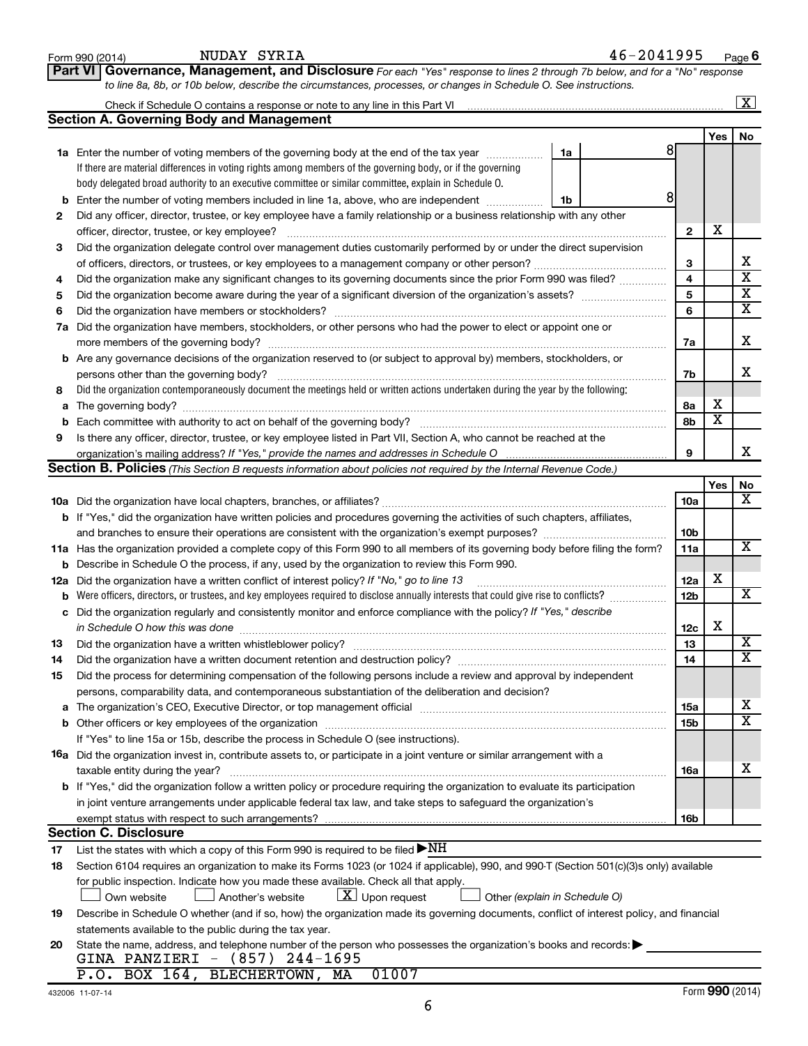Form 990 (2014) NUDAY SYRIA 46-2041995 Page 6

**Part VI Governance, Management, and Disclosure** *For each "Yes" response to lines 2 through 7b below, and for a "No" response to line 8a, 8b, or 10b below, describe the circumstances, processes, or changes in Schedule O. See instructions.*

Check if Schedule O contains a response or note to any line in this Part VI ..... [X]

## Section A. Governing Body and Management

| | | | | Yes | No |
|---|---|---|---|---|---|
| **1a** | Enter the number of voting members of the governing body at the end of the tax year ..... 1a | 8 | | | |
| | If there are material differences in voting rights among members of the governing body, or if the governing body delegated broad authority to an executive committee or similar committee, explain in Schedule O. | | | | |
| **b** | Enter the number of voting members included in line 1a, above, who are independent ..... 1b | 8 | | | |
| **2** | Did any officer, director, trustee, or key employee have a family relationship or a business relationship with any other officer, director, trustee, or key employee? | | 2 | X | |
| **3** | Did the organization delegate control over management duties customarily performed by or under the direct supervision of officers, directors, or trustees, or key employees to a management company or other person? | | 3 | | X |
| **4** | Did the organization make any significant changes to its governing documents since the prior Form 990 was filed? | | 4 | | X |
| **5** | Did the organization become aware during the year of a significant diversion of the organization's assets? | | 5 | | X |
| **6** | Did the organization have members or stockholders? | | 6 | | X |
| **7a** | Did the organization have members, stockholders, or other persons who had the power to elect or appoint one or more members of the governing body? | | 7a | | X |
| **b** | Are any governance decisions of the organization reserved to (or subject to approval by) members, stockholders, or persons other than the governing body? | | 7b | | X |
| **8** | Did the organization contemporaneously document the meetings held or written actions undertaken during the year by the following: | | | | |
| **a** | The governing body? | | 8a | X | |
| **b** | Each committee with authority to act on behalf of the governing body? | | 8b | X | |
| **9** | Is there any officer, director, trustee, or key employee listed in Part VII, Section A, who cannot be reached at the organization's mailing address? *If "Yes," provide the names and addresses in Schedule O* | | 9 | | X |

## Section B. Policies *(This Section B requests information about policies not required by the Internal Revenue Code.)*

| | | | Yes | No |
|---|---|---|---|---|
| **10a** | Did the organization have local chapters, branches, or affiliates? | 10a | | X |
| **b** | If "Yes," did the organization have written policies and procedures governing the activities of such chapters, affiliates, and branches to ensure their operations are consistent with the organization's exempt purposes? | 10b | | |
| **11a** | Has the organization provided a complete copy of this Form 990 to all members of its governing body before filing the form? | 11a | | X |
| **b** | Describe in Schedule O the process, if any, used by the organization to review this Form 990. | | | |
| **12a** | Did the organization have a written conflict of interest policy? *If "No," go to line 13* | 12a | X | |
| **b** | Were officers, directors, or trustees, and key employees required to disclose annually interests that could give rise to conflicts? | 12b | | X |
| **c** | Did the organization regularly and consistently monitor and enforce compliance with the policy? *If "Yes," describe in Schedule O how this was done* | 12c | X | |
| **13** | Did the organization have a written whistleblower policy? | 13 | | X |
| **14** | Did the organization have a written document retention and destruction policy? | 14 | | X |
| **15** | Did the process for determining compensation of the following persons include a review and approval by independent persons, comparability data, and contemporaneous substantiation of the deliberation and decision? | | | |
| **a** | The organization's CEO, Executive Director, or top management official | 15a | | X |
| **b** | Other officers or key employees of the organization | 15b | | X |
| | If "Yes" to line 15a or 15b, describe the process in Schedule O (see instructions). | | | |
| **16a** | Did the organization invest in, contribute assets to, or participate in a joint venture or similar arrangement with a taxable entity during the year? | 16a | | X |
| **b** | If "Yes," did the organization follow a written policy or procedure requiring the organization to evaluate its participation in joint venture arrangements under applicable federal tax law, and take steps to safeguard the organization's exempt status with respect to such arrangements? | 16b | | |

## Section C. Disclosure

**17** List the states with which a copy of this Form 990 is required to be filed ▶NH

**18** Section 6104 requires an organization to make its Forms 1023 (or 1024 if applicable), 990, and 990-T (Section 501(c)(3)s only) available for public inspection. Indicate how you made these available. Check all that apply.

[ ] Own website [ ] Another's website [X] Upon request [ ] Other *(explain in Schedule O)*

**19** Describe in Schedule O whether (and if so, how) the organization made its governing documents, conflict of interest policy, and financial statements available to the public during the tax year.

**20** State the name, address, and telephone number of the person who possesses the organization's books and records: ▶

GINA PANZIERI - (857) 244-1695
P.O. BOX 164, BLECHERTOWN, MA 01007

432006 11-07-14 Form **990** (2014)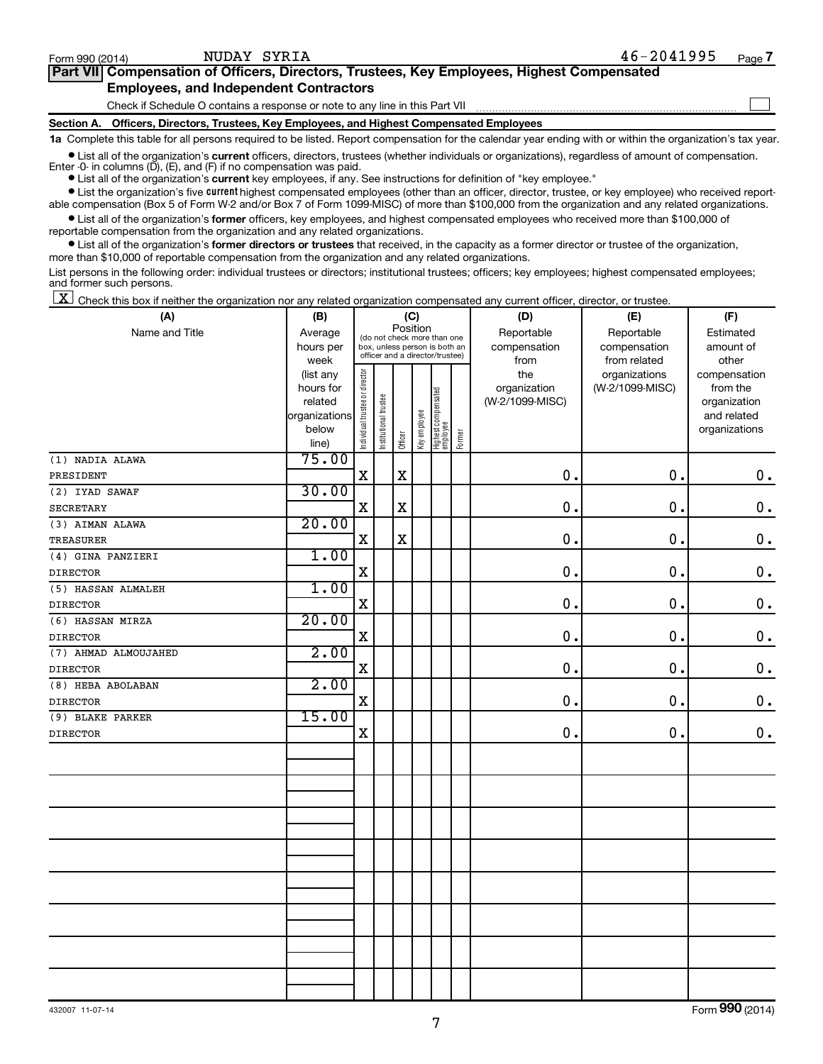Form 990 (2014) NUDAY SYRIA 46-2041995 Page 7

## Part VII Compensation of Officers, Directors, Trustees, Key Employees, Highest Compensated Employees, and Independent Contractors

Check if Schedule O contains a response or note to any line in this Part VII ☐

### Section A. Officers, Directors, Trustees, Key Employees, and Highest Compensated Employees

**1a** Complete this table for all persons required to be listed. Report compensation for the calendar year ending with or within the organization's tax year.

- List all of the organization's **current** officers, directors, trustees (whether individuals or organizations), regardless of amount of compensation. Enter -0- in columns (D), (E), and (F) if no compensation was paid.
- List all of the organization's **current** key employees, if any. See instructions for definition of "key employee."
- List the organization's five **current** highest compensated employees (other than an officer, director, trustee, or key employee) who received reportable compensation (Box 5 of Form W-2 and/or Box 7 of Form 1099-MISC) of more than $100,000 from the organization and any related organizations.
- List all of the organization's **former** officers, key employees, and highest compensated employees who received more than $100,000 of reportable compensation from the organization and any related organizations.
- List all of the organization's **former directors or trustees** that received, in the capacity as a former director or trustee of the organization, more than $10,000 of reportable compensation from the organization and any related organizations.

List persons in the following order: individual trustees or directors; institutional trustees; officers; key employees; highest compensated employees; and former such persons.

☒ Check this box if neither the organization nor any related organization compensated any current officer, director, or trustee.

| (A) Name and Title | (B) Average hours per week (list any hours for related organizations below line) | (C) Position: Individual trustee or director | Institutional trustee | Officer | Key employee | Highest compensated employee | Former | (D) Reportable compensation from the organization (W-2/1099-MISC) | (E) Reportable compensation from related organizations (W-2/1099-MISC) | (F) Estimated amount of other compensation from the organization and related organizations |
|---|---|---|---|---|---|---|---|---|---|---|
| (1) NADIA ALAWA<br>PRESIDENT | 75.00 | X | | X | | | | 0. | 0. | 0. |
| (2) IYAD SAWAF<br>SECRETARY | 30.00 | X | | X | | | | 0. | 0. | 0. |
| (3) AIMAN ALAWA<br>TREASURER | 20.00 | X | | X | | | | 0. | 0. | 0. |
| (4) GINA PANZIERI<br>DIRECTOR | 1.00 | X | | | | | | 0. | 0. | 0. |
| (5) HASSAN ALMALEH<br>DIRECTOR | 1.00 | X | | | | | | 0. | 0. | 0. |
| (6) HASSAN MIRZA<br>DIRECTOR | 20.00 | X | | | | | | 0. | 0. | 0. |
| (7) AHMAD ALMOUJAHED<br>DIRECTOR | 2.00 | X | | | | | | 0. | 0. | 0. |
| (8) HEBA ABOLABAN<br>DIRECTOR | 2.00 | X | | | | | | 0. | 0. | 0. |
| (9) BLAKE PARKER<br>DIRECTOR | 15.00 | X | | | | | | 0. | 0. | 0. |

432007 11-07-14 Form 990 (2014)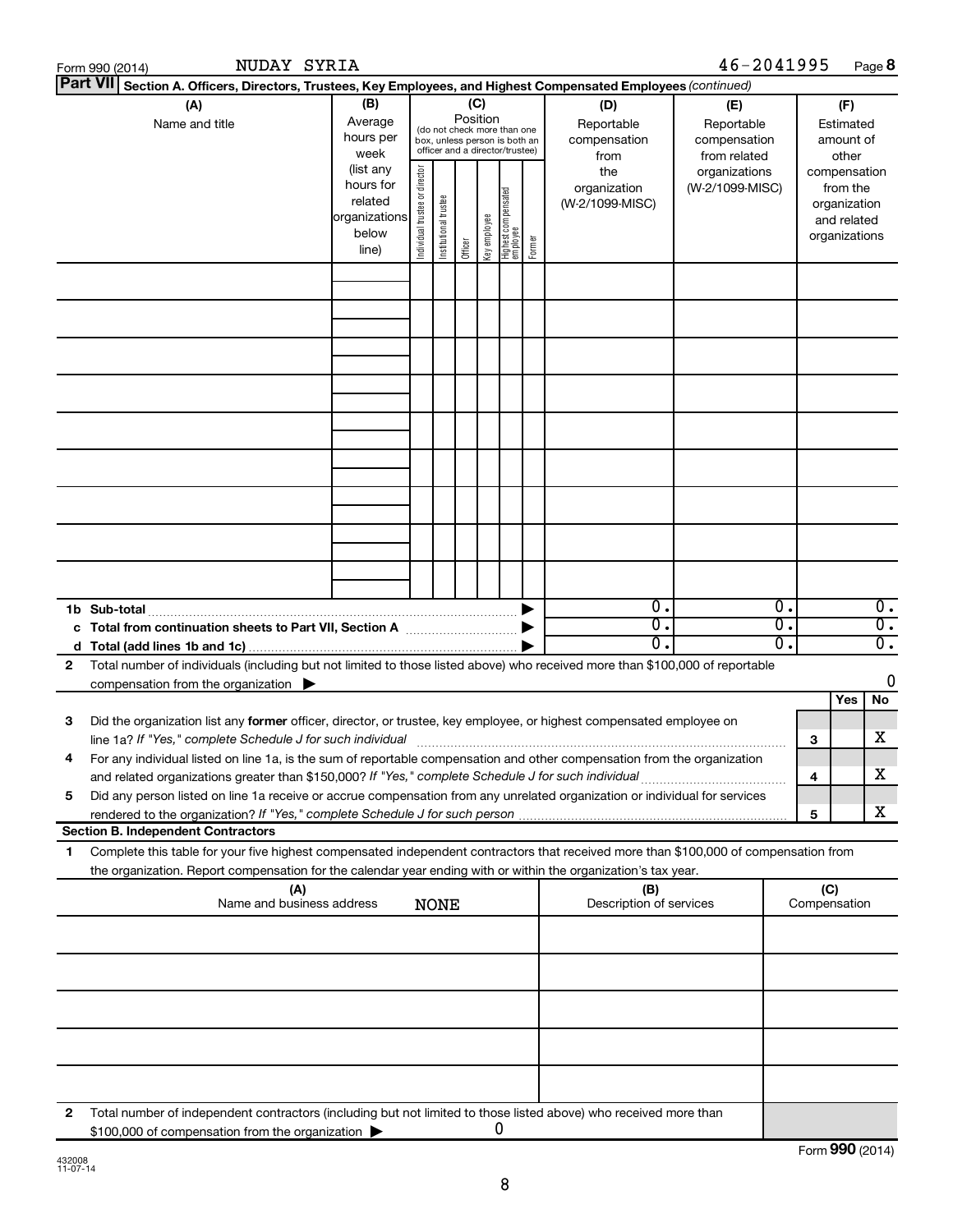Form 990 (2014) NUDAY SYRIA 46-2041995

**Part VII Section A. Officers, Directors, Trustees, Key Employees, and Highest Compensated Employees** *(continued)*

| (A) Name and title | (B) Average hours per week (list any hours for related organizations below line) | (C) Position (do not check more than one box, unless person is both an officer and a director/trustee): Individual trustee or director | Institutional trustee | Officer | Key employee | Highest compensated employee | Former | (D) Reportable compensation from the organization (W-2/1099-MISC) | (E) Reportable compensation from related organizations (W-2/1099-MISC) | (F) Estimated amount of other compensation from the organization and related organizations |
|---|---|---|---|---|---|---|---|---|---|---|
| | | | | | | | | | | |
| | | | | | | | | | | |
| | | | | | | | | | | |
| | | | | | | | | | | |
| | | | | | | | | | | |
| | | | | | | | | | | |
| | | | | | | | | | | |
| | | | | | | | | | | |
| | | | | | | | | | | |
| **1b Sub-total** | | | | | | | | 0. | 0. | 0. |
| **c Total from continuation sheets to Part VII, Section A** | | | | | | | | 0. | 0. | 0. |
| **d Total (add lines 1b and 1c)** | | | | | | | | 0. | 0. | 0. |

**2** Total number of individuals (including but not limited to those listed above) who received more than $100,000 of reportable compensation from the organization ▶ 0

| | | Yes | No |
|---|---|---|---|
| **3** Did the organization list any **former** officer, director, or trustee, key employee, or highest compensated employee on line 1a? *If "Yes," complete Schedule J for such individual* | 3 | | X |
| **4** For any individual listed on line 1a, is the sum of reportable compensation and other compensation from the organization and related organizations greater than $150,000? *If "Yes," complete Schedule J for such individual* | 4 | | X |
| **5** Did any person listed on line 1a receive or accrue compensation from any unrelated organization or individual for services rendered to the organization? *If "Yes," complete Schedule J for such person* | 5 | | X |

**Section B. Independent Contractors**

**1** Complete this table for your five highest compensated independent contractors that received more than $100,000 of compensation from the organization. Report compensation for the calendar year ending with or within the organization's tax year.

| (A) Name and business address NONE | (B) Description of services | (C) Compensation |
|---|---|---|
| | | |
| | | |
| | | |
| | | |
| | | |

**2** Total number of independent contractors (including but not limited to those listed above) who received more than $100,000 of compensation from the organization ▶ 0

Form **990** (2014)

432008 11-07-14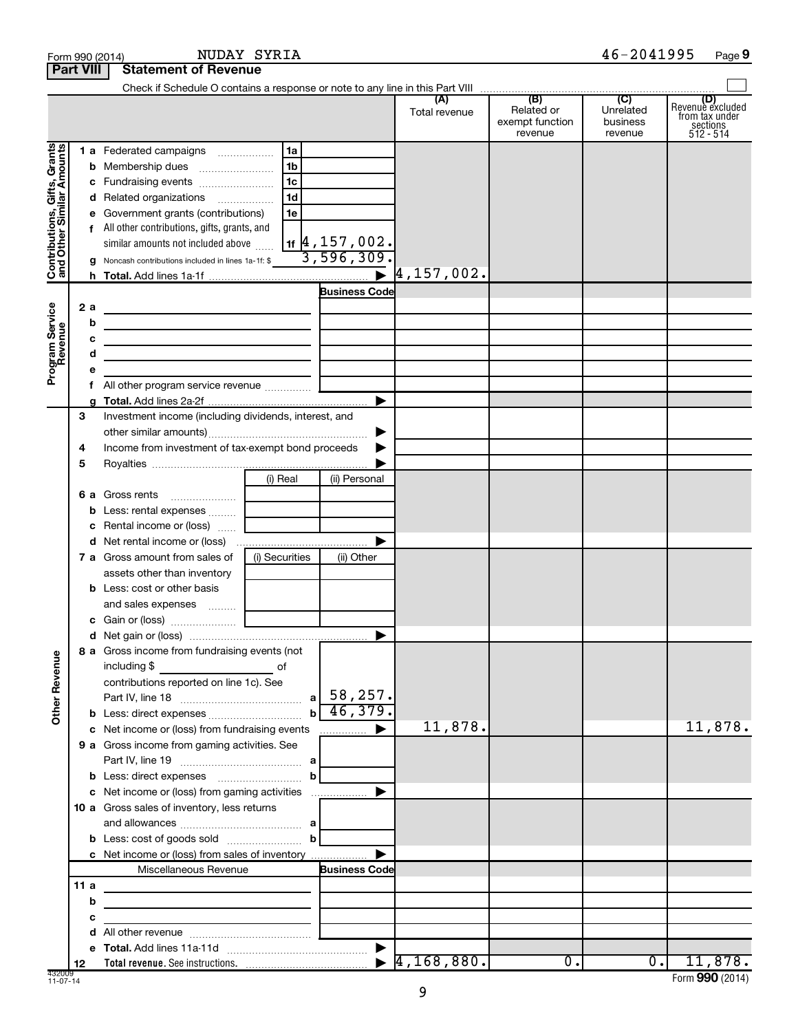Form 990 (2014) NUDAY SYRIA 46-2041995

## Part VIII Statement of Revenue

Check if Schedule O contains a response or note to any line in this Part VIII ☐

| | | | (A) Total revenue | (B) Related or exempt function revenue | (C) Unrelated business revenue | (D) Revenue excluded from tax under sections 512 - 514 |
|---|---|---|---|---|---|---|
| **Contributions, Gifts, Grants and Other Similar Amounts** | 1 a Federated campaigns | 1a | | | | |
| | b Membership dues | 1b | | | | |
| | c Fundraising events | 1c | | | | |
| | d Related organizations | 1d | | | | |
| | e Government grants (contributions) | 1e | | | | |
| | f All other contributions, gifts, grants, and similar amounts not included above | 1f 4,157,002. | | | | |
| | g Noncash contributions included in lines 1a-1f: $ | 3,596,309. | | | | |
| | h **Total.** Add lines 1a-1f | ▶ | 4,157,002. | | | |
| **Program Service Revenue** | | Business Code | | | | |
| | 2 a | | | | | |
| | b | | | | | |
| | c | | | | | |
| | d | | | | | |
| | e | | | | | |
| | f All other program service revenue | | | | | |
| | g **Total.** Add lines 2a-2f | ▶ | | | | |
| **Other Revenue** | 3 Investment income (including dividends, interest, and other similar amounts) | ▶ | | | | |
| | 4 Income from investment of tax-exempt bond proceeds | ▶ | | | | |
| | 5 Royalties | ▶ | | | | |
| | | (i) Real / (ii) Personal | | | | |
| | 6 a Gross rents | | | | | |
| | b Less: rental expenses | | | | | |
| | c Rental income or (loss) | | | | | |
| | d Net rental income or (loss) | ▶ | | | | |
| | 7 a Gross amount from sales of assets other than inventory | (i) Securities / (ii) Other | | | | |
| | b Less: cost or other basis and sales expenses | | | | | |
| | c Gain or (loss) | | | | | |
| | d Net gain or (loss) | ▶ | | | | |
| | 8 a Gross income from fundraising events (not including $ ______ of contributions reported on line 1c). See Part IV, line 18 | a 58,257. | | | | |
| | b Less: direct expenses | b 46,379. | | | | |
| | c Net income or (loss) from fundraising events | ▶ | 11,878. | | | 11,878. |
| | 9 a Gross income from gaming activities. See Part IV, line 19 | a | | | | |
| | b Less: direct expenses | b | | | | |
| | c Net income or (loss) from gaming activities | ▶ | | | | |
| | 10 a Gross sales of inventory, less returns and allowances | a | | | | |
| | b Less: cost of goods sold | b | | | | |
| | c Net income or (loss) from sales of inventory | ▶ | | | | |
| | Miscellaneous Revenue | Business Code | | | | |
| | 11 a | | | | | |
| | b | | | | | |
| | c | | | | | |
| | d All other revenue | | | | | |
| | e **Total.** Add lines 11a-11d | ▶ | | | | |
| | 12 **Total revenue.** See instructions. | ▶ | 4,168,880. | 0. | 0. | 11,878. |

432009 11-07-14

Form **990** (2014)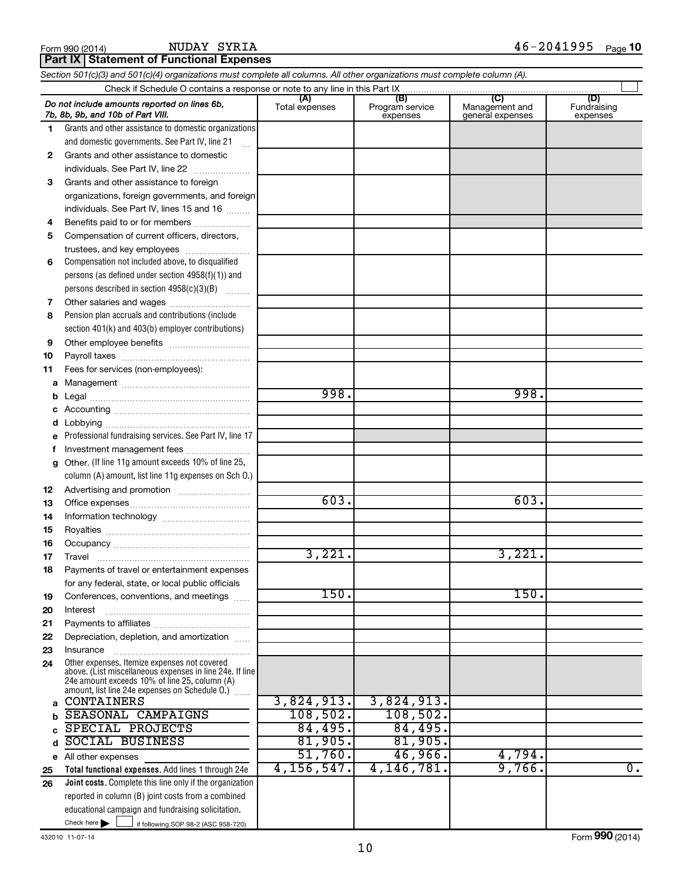Form 990 (2014) NUDAY SYRIA 46-2041995 Page 10

## Part IX Statement of Functional Expenses

*Section 501(c)(3) and 501(c)(4) organizations must complete all columns. All other organizations must complete column (A).*

Check if Schedule O contains a response or note to any line in this Part IX ☐

| | *Do not include amounts reported on lines 6b, 7b, 8b, 9b, and 10b of Part VIII.* | (A) Total expenses | (B) Program service expenses | (C) Management and general expenses | (D) Fundraising expenses |
|---|---|---|---|---|---|
| 1 | Grants and other assistance to domestic organizations and domestic governments. See Part IV, line 21 | | | | |
| 2 | Grants and other assistance to domestic individuals. See Part IV, line 22 | | | | |
| 3 | Grants and other assistance to foreign organizations, foreign governments, and foreign individuals. See Part IV, lines 15 and 16 | | | | |
| 4 | Benefits paid to or for members | | | | |
| 5 | Compensation of current officers, directors, trustees, and key employees | | | | |
| 6 | Compensation not included above, to disqualified persons (as defined under section 4958(f)(1)) and persons described in section 4958(c)(3)(B) | | | | |
| 7 | Other salaries and wages | | | | |
| 8 | Pension plan accruals and contributions (include section 401(k) and 403(b) employer contributions) | | | | |
| 9 | Other employee benefits | | | | |
| 10 | Payroll taxes | | | | |
| 11 | Fees for services (non-employees): | | | | |
| a | Management | | | | |
| b | Legal | 998. | | 998. | |
| c | Accounting | | | | |
| d | Lobbying | | | | |
| e | Professional fundraising services. See Part IV, line 17 | | | | |
| f | Investment management fees | | | | |
| g | Other. (If line 11g amount exceeds 10% of line 25, column (A) amount, list line 11g expenses on Sch O.) | | | | |
| 12 | Advertising and promotion | | | | |
| 13 | Office expenses | 603. | | 603. | |
| 14 | Information technology | | | | |
| 15 | Royalties | | | | |
| 16 | Occupancy | | | | |
| 17 | Travel | 3,221. | | 3,221. | |
| 18 | Payments of travel or entertainment expenses for any federal, state, or local public officials | | | | |
| 19 | Conferences, conventions, and meetings | 150. | | 150. | |
| 20 | Interest | | | | |
| 21 | Payments to affiliates | | | | |
| 22 | Depreciation, depletion, and amortization | | | | |
| 23 | Insurance | | | | |
| 24 | Other expenses. Itemize expenses not covered above. (List miscellaneous expenses in line 24e. If line 24e amount exceeds 10% of line 25, column (A) amount, list line 24e expenses on Schedule O.) | | | | |
| a | CONTAINERS | 3,824,913. | 3,824,913. | | |
| b | SEASONAL CAMPAIGNS | 108,502. | 108,502. | | |
| c | SPECIAL PROJECTS | 84,495. | 84,495. | | |
| d | SOCIAL BUSINESS | 81,905. | 81,905. | | |
| e | All other expenses | 51,760. | 46,966. | 4,794. | |
| 25 | **Total functional expenses.** Add lines 1 through 24e | 4,156,547. | 4,146,781. | 9,766. | 0. |
| 26 | **Joint costs.** Complete this line only if the organization reported in column (B) joint costs from a combined educational campaign and fundraising solicitation. Check here ☐ if following SOP 98-2 (ASC 958-720) | | | | |

432010 11-07-14

Form **990** (2014)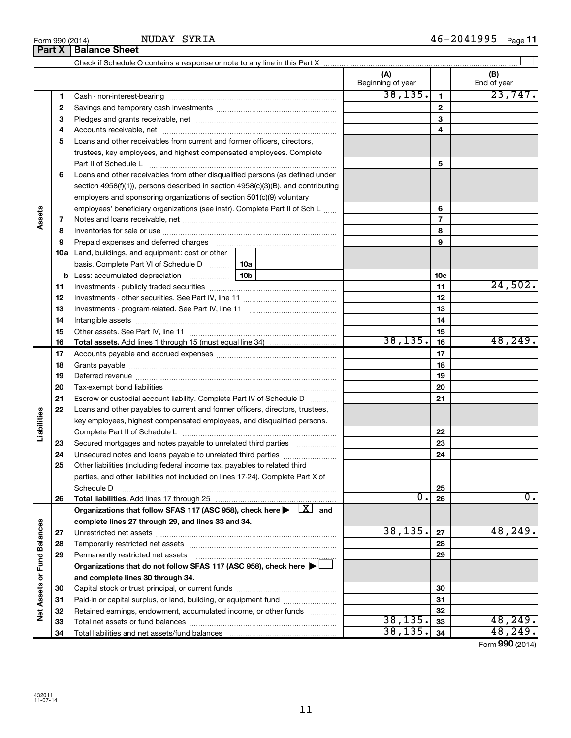Form 990 (2014) NUDAY SYRIA 46-2041995

## Part X Balance Sheet

Check if Schedule O contains a response or note to any line in this Part X ☐

| | | | | (A) Beginning of year | | (B) End of year |
|---|---|---|---|---|---|---|
| Assets | 1 | Cash - non-interest-bearing | | 38,135. | 1 | 23,747. |
| | 2 | Savings and temporary cash investments | | | 2 | |
| | 3 | Pledges and grants receivable, net | | | 3 | |
| | 4 | Accounts receivable, net | | | 4 | |
| | 5 | Loans and other receivables from current and former officers, directors, trustees, key employees, and highest compensated employees. Complete Part II of Schedule L | | | 5 | |
| | 6 | Loans and other receivables from other disqualified persons (as defined under section 4958(f)(1)), persons described in section 4958(c)(3)(B), and contributing employers and sponsoring organizations of section 501(c)(9) voluntary employees' beneficiary organizations (see instr). Complete Part II of Sch L | | | 6 | |
| | 7 | Notes and loans receivable, net | | | 7 | |
| | 8 | Inventories for sale or use | | | 8 | |
| | 9 | Prepaid expenses and deferred charges | | | 9 | |
| | 10a | Land, buildings, and equipment: cost or other basis. Complete Part VI of Schedule D | 10a | | | |
| | b | Less: accumulated depreciation | 10b | | 10c | |
| | 11 | Investments - publicly traded securities | | | 11 | 24,502. |
| | 12 | Investments - other securities. See Part IV, line 11 | | | 12 | |
| | 13 | Investments - program-related. See Part IV, line 11 | | | 13 | |
| | 14 | Intangible assets | | | 14 | |
| | 15 | Other assets. See Part IV, line 11 | | | 15 | |
| | 16 | **Total assets.** Add lines 1 through 15 (must equal line 34) | | 38,135. | 16 | 48,249. |
| Liabilities | 17 | Accounts payable and accrued expenses | | | 17 | |
| | 18 | Grants payable | | | 18 | |
| | 19 | Deferred revenue | | | 19 | |
| | 20 | Tax-exempt bond liabilities | | | 20 | |
| | 21 | Escrow or custodial account liability. Complete Part IV of Schedule D | | | 21 | |
| | 22 | Loans and other payables to current and former officers, directors, trustees, key employees, highest compensated employees, and disqualified persons. Complete Part II of Schedule L | | | 22 | |
| | 23 | Secured mortgages and notes payable to unrelated third parties | | | 23 | |
| | 24 | Unsecured notes and loans payable to unrelated third parties | | | 24 | |
| | 25 | Other liabilities (including federal income tax, payables to related third parties, and other liabilities not included on lines 17-24). Complete Part X of Schedule D | | | 25 | |
| | 26 | **Total liabilities.** Add lines 17 through 25 | | 0. | 26 | 0. |
| Net Assets or Fund Balances | | **Organizations that follow SFAS 117 (ASC 958), check here ▶ ☒ and complete lines 27 through 29, and lines 33 and 34.** | | | | |
| | 27 | Unrestricted net assets | | 38,135. | 27 | 48,249. |
| | 28 | Temporarily restricted net assets | | | 28 | |
| | 29 | Permanently restricted net assets | | | 29 | |
| | | **Organizations that do not follow SFAS 117 (ASC 958), check here ▶ ☐ and complete lines 30 through 34.** | | | | |
| | 30 | Capital stock or trust principal, or current funds | | | 30 | |
| | 31 | Paid-in or capital surplus, or land, building, or equipment fund | | | 31 | |
| | 32 | Retained earnings, endowment, accumulated income, or other funds | | | 32 | |
| | 33 | Total net assets or fund balances | | 38,135. | 33 | 48,249. |
| | 34 | Total liabilities and net assets/fund balances | | 38,135. | 34 | 48,249. |

Form **990** (2014)

432011 11-07-14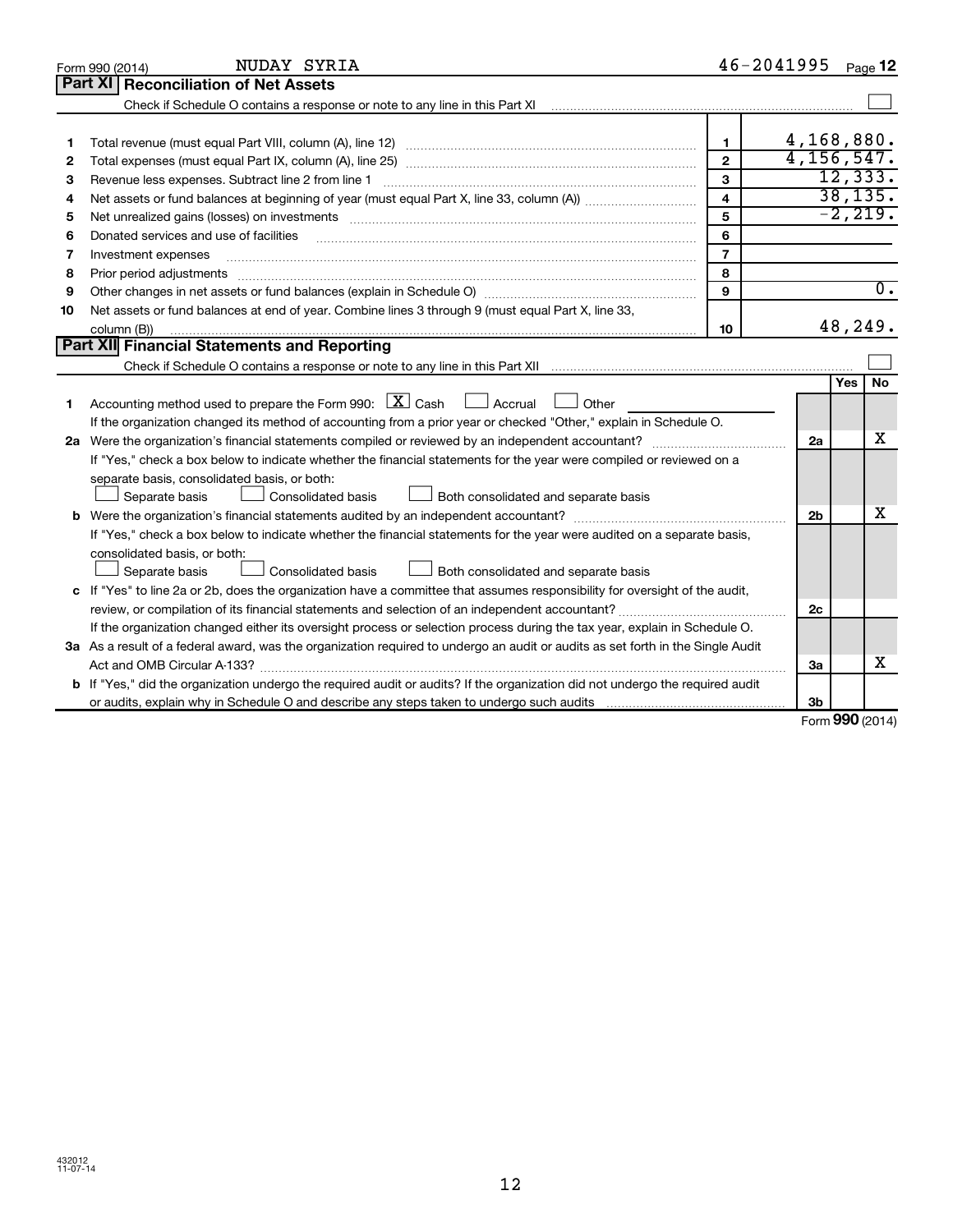Form 990 (2014) NUDAY SYRIA 46-2041995 Page 12

## Part XI Reconciliation of Net Assets

Check if Schedule O contains a response or note to any line in this Part XI ☐

| | | | |
|---|---|---|---|
| 1 | Total revenue (must equal Part VIII, column (A), line 12) | 1 | 4,168,880. |
| 2 | Total expenses (must equal Part IX, column (A), line 25) | 2 | 4,156,547. |
| 3 | Revenue less expenses. Subtract line 2 from line 1 | 3 | 12,333. |
| 4 | Net assets or fund balances at beginning of year (must equal Part X, line 33, column (A)) | 4 | 38,135. |
| 5 | Net unrealized gains (losses) on investments | 5 | -2,219. |
| 6 | Donated services and use of facilities | 6 | |
| 7 | Investment expenses | 7 | |
| 8 | Prior period adjustments | 8 | |
| 9 | Other changes in net assets or fund balances (explain in Schedule O) | 9 | 0. |
| 10 | Net assets or fund balances at end of year. Combine lines 3 through 9 (must equal Part X, line 33, column (B)) | 10 | 48,249. |

## Part XII Financial Statements and Reporting

Check if Schedule O contains a response or note to any line in this Part XII ☐

| | | | Yes | No |
|---|---|---|---|---|
| 1 | Accounting method used to prepare the Form 990: ☒ Cash ☐ Accrual ☐ Other<br>If the organization changed its method of accounting from a prior year or checked "Other," explain in Schedule O. | | | |
| 2a | Were the organization's financial statements compiled or reviewed by an independent accountant? | 2a | | X |
| | If "Yes," check a box below to indicate whether the financial statements for the year were compiled or reviewed on a separate basis, consolidated basis, or both:<br>☐ Separate basis ☐ Consolidated basis ☐ Both consolidated and separate basis | | | |
| b | Were the organization's financial statements audited by an independent accountant? | 2b | | X |
| | If "Yes," check a box below to indicate whether the financial statements for the year were audited on a separate basis, consolidated basis, or both:<br>☐ Separate basis ☐ Consolidated basis ☐ Both consolidated and separate basis | | | |
| c | If "Yes" to line 2a or 2b, does the organization have a committee that assumes responsibility for oversight of the audit, review, or compilation of its financial statements and selection of an independent accountant? | 2c | | |
| | If the organization changed either its oversight process or selection process during the tax year, explain in Schedule O. | | | |
| 3a | As a result of a federal award, was the organization required to undergo an audit or audits as set forth in the Single Audit Act and OMB Circular A-133? | 3a | | X |
| b | If "Yes," did the organization undergo the required audit or audits? If the organization did not undergo the required audit or audits, explain why in Schedule O and describe any steps taken to undergo such audits | 3b | | |

Form 990 (2014)

432012 11-07-14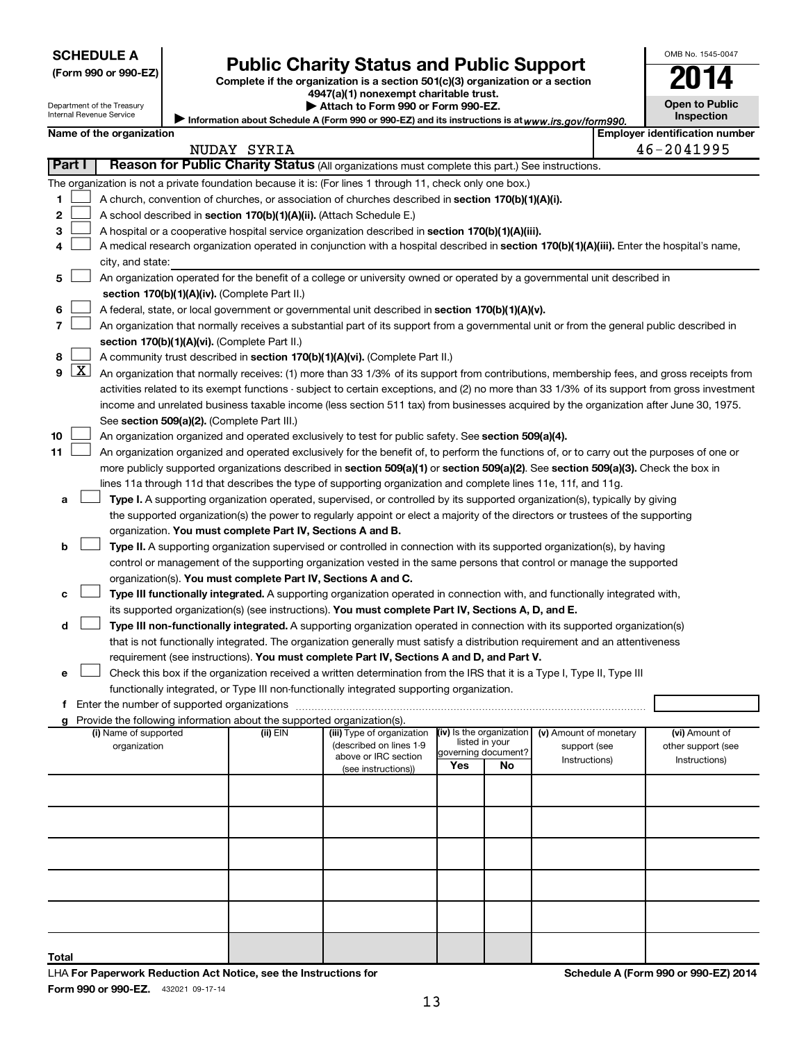**SCHEDULE A**
**(Form 990 or 990-EZ)**

Department of the Treasury
Internal Revenue Service

# Public Charity Status and Public Support

**Complete if the organization is a section 501(c)(3) organization or a section 4947(a)(1) nonexempt charitable trust.**
**▶ Attach to Form 990 or Form 990-EZ.**
▶ Information about Schedule A (Form 990 or 990-EZ) and its instructions is at *www.irs.gov/form990.*

OMB No. 1545-0047
**2014**
**Open to Public Inspection**

**Name of the organization:** NUDAY SYRIA
**Employer identification number:** 46-2041995

## Part I Reason for Public Charity Status (All organizations must complete this part.) See instructions.

The organization is not a private foundation because it is: (For lines 1 through 11, check only one box.)

1. ☐ A church, convention of churches, or association of churches described in **section 170(b)(1)(A)(i).**
2. ☐ A school described in **section 170(b)(1)(A)(ii).** (Attach Schedule E.)
3. ☐ A hospital or a cooperative hospital service organization described in **section 170(b)(1)(A)(iii).**
4. ☐ A medical research organization operated in conjunction with a hospital described in **section 170(b)(1)(A)(iii).** Enter the hospital's name, city, and state:
5. ☐ An organization operated for the benefit of a college or university owned or operated by a governmental unit described in **section 170(b)(1)(A)(iv).** (Complete Part II.)
6. ☐ A federal, state, or local government or governmental unit described in **section 170(b)(1)(A)(v).**
7. ☐ An organization that normally receives a substantial part of its support from a governmental unit or from the general public described in **section 170(b)(1)(A)(vi).** (Complete Part II.)
8. ☐ A community trust described in **section 170(b)(1)(A)(vi).** (Complete Part II.)
9. ☒ An organization that normally receives: (1) more than 33 1/3% of its support from contributions, membership fees, and gross receipts from activities related to its exempt functions - subject to certain exceptions, and (2) no more than 33 1/3% of its support from gross investment income and unrelated business taxable income (less section 511 tax) from businesses acquired by the organization after June 30, 1975. See **section 509(a)(2).** (Complete Part III.)
10. ☐ An organization organized and operated exclusively to test for public safety. See **section 509(a)(4).**
11. ☐ An organization organized and operated exclusively for the benefit of, to perform the functions of, or to carry out the purposes of one or more publicly supported organizations described in **section 509(a)(1)** or **section 509(a)(2).** See **section 509(a)(3).** Check the box in lines 11a through 11d that describes the type of supporting organization and complete lines 11e, 11f, and 11g.
   - a ☐ **Type I.** A supporting organization operated, supervised, or controlled by its supported organization(s), typically by giving the supported organization(s) the power to regularly appoint or elect a majority of the directors or trustees of the supporting organization. **You must complete Part IV, Sections A and B.**
   - b ☐ **Type II.** A supporting organization supervised or controlled in connection with its supported organization(s), by having control or management of the supporting organization vested in the same persons that control or manage the supported organization(s). **You must complete Part IV, Sections A and C.**
   - c ☐ **Type III functionally integrated.** A supporting organization operated in connection with, and functionally integrated with, its supported organization(s) (see instructions). **You must complete Part IV, Sections A, D, and E.**
   - d ☐ **Type III non-functionally integrated.** A supporting organization operated in connection with its supported organization(s) that is not functionally integrated. The organization generally must satisfy a distribution requirement and an attentiveness requirement (see instructions). **You must complete Part IV, Sections A and D, and Part V.**
   - e ☐ Check this box if the organization received a written determination from the IRS that it is a Type I, Type II, Type III functionally integrated, or Type III non-functionally integrated supporting organization.
   - f Enter the number of supported organizations
   - g Provide the following information about the supported organization(s).

| (i) Name of supported organization | (ii) EIN | (iii) Type of organization (described on lines 1-9 above or IRC section (see instructions)) | (iv) Is the organization listed in your governing document? Yes | No | (v) Amount of monetary support (see Instructions) | (vi) Amount of other support (see Instructions) |
|---|---|---|---|---|---|---|
| | | | | | | |
| | | | | | | |
| | | | | | | |
| | | | | | | |
| | | | | | | |
| Total | | | | | | |

LHA **For Paperwork Reduction Act Notice, see the Instructions for Form 990 or 990-EZ.** 432021 09-17-14

**Schedule A (Form 990 or 990-EZ) 2014**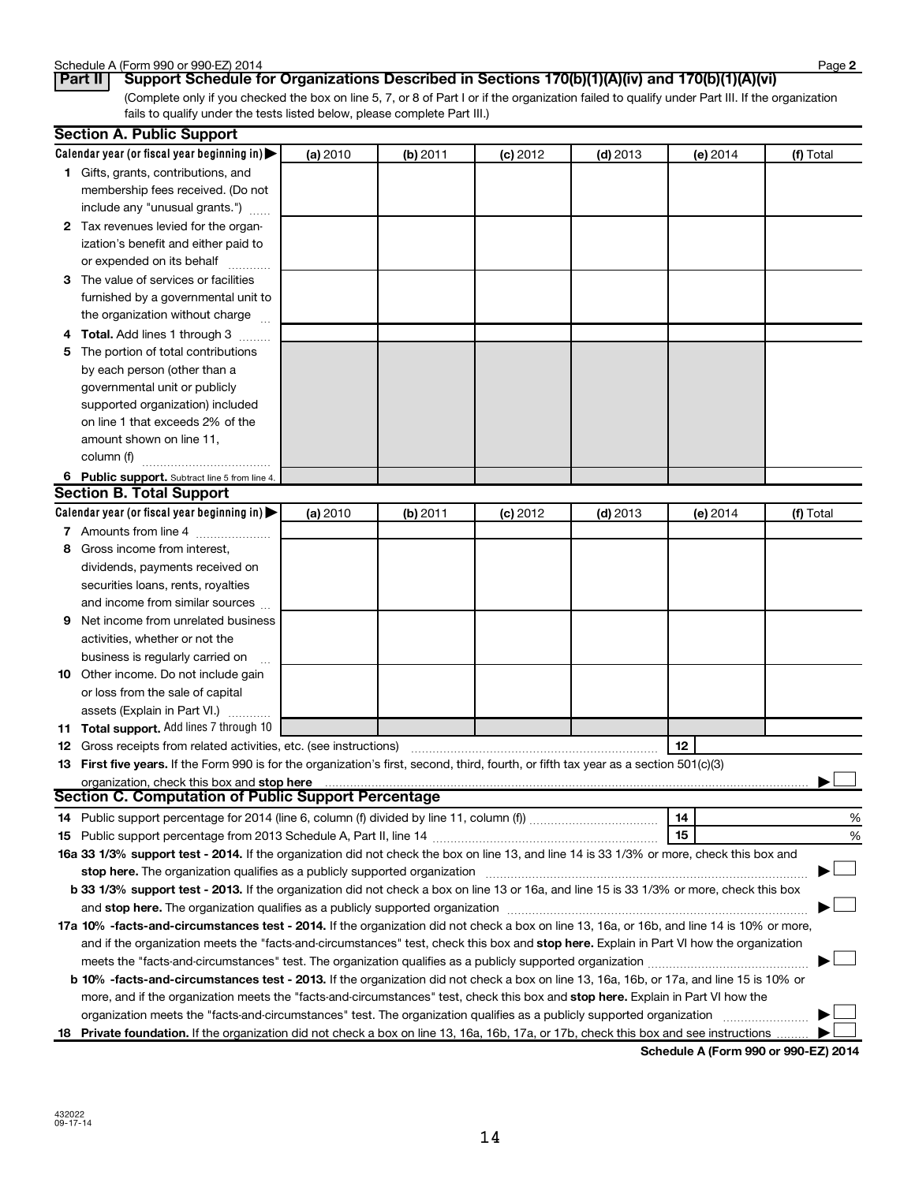## Part II Support Schedule for Organizations Described in Sections 170(b)(1)(A)(iv) and 170(b)(1)(A)(vi)

(Complete only if you checked the box on line 5, 7, or 8 of Part I or if the organization failed to qualify under Part III. If the organization fails to qualify under the tests listed below, please complete Part III.)

### Section A. Public Support

| Calendar year (or fiscal year beginning in) ▶ | (a) 2010 | (b) 2011 | (c) 2012 | (d) 2013 | (e) 2014 | (f) Total |
|---|---|---|---|---|---|---|
| **1** Gifts, grants, contributions, and membership fees received. (Do not include any "unusual grants.") | | | | | | |
| **2** Tax revenues levied for the organization's benefit and either paid to or expended on its behalf | | | | | | |
| **3** The value of services or facilities furnished by a governmental unit to the organization without charge | | | | | | |
| **4 Total.** Add lines 1 through 3 | | | | | | |
| **5** The portion of total contributions by each person (other than a governmental unit or publicly supported organization) included on line 1 that exceeds 2% of the amount shown on line 11, column (f) | | | | | | |
| **6 Public support.** Subtract line 5 from line 4. | | | | | | |

### Section B. Total Support

| Calendar year (or fiscal year beginning in) ▶ | (a) 2010 | (b) 2011 | (c) 2012 | (d) 2013 | (e) 2014 | (f) Total |
|---|---|---|---|---|---|---|
| **7** Amounts from line 4 | | | | | | |
| **8** Gross income from interest, dividends, payments received on securities loans, rents, royalties and income from similar sources | | | | | | |
| **9** Net income from unrelated business activities, whether or not the business is regularly carried on | | | | | | |
| **10** Other income. Do not include gain or loss from the sale of capital assets (Explain in Part VI.) | | | | | | |
| **11 Total support.** Add lines 7 through 10 | | | | | | |

**12** Gross receipts from related activities, etc. (see instructions) | **12** |

**13 First five years.** If the Form 990 is for the organization's first, second, third, fourth, or fifth tax year as a section 501(c)(3) organization, check this box and **stop here** ▶ ☐

### Section C. Computation of Public Support Percentage

**14** Public support percentage for 2014 (line 6, column (f) divided by line 11, column (f)) | **14** | %

**15** Public support percentage from 2013 Schedule A, Part II, line 14 | **15** | %

**16a 33 1/3% support test - 2014.** If the organization did not check the box on line 13, and line 14 is 33 1/3% or more, check this box and **stop here.** The organization qualifies as a publicly supported organization ▶ ☐

**b 33 1/3% support test - 2013.** If the organization did not check a box on line 13 or 16a, and line 15 is 33 1/3% or more, check this box and **stop here.** The organization qualifies as a publicly supported organization ▶ ☐

**17a 10% -facts-and-circumstances test - 2014.** If the organization did not check a box on line 13, 16a, or 16b, and line 14 is 10% or more, and if the organization meets the "facts-and-circumstances" test, check this box and **stop here.** Explain in Part VI how the organization meets the "facts-and-circumstances" test. The organization qualifies as a publicly supported organization ▶ ☐

**b 10% -facts-and-circumstances test - 2013.** If the organization did not check a box on line 13, 16a, 16b, or 17a, and line 15 is 10% or more, and if the organization meets the "facts-and-circumstances" test, check this box and **stop here.** Explain in Part VI how the organization meets the "facts-and-circumstances" test. The organization qualifies as a publicly supported organization ▶ ☐

**18 Private foundation.** If the organization did not check a box on line 13, 16a, 16b, 17a, or 17b, check this box and see instructions ▶ ☐

**Schedule A (Form 990 or 990-EZ) 2014**

432022
09-17-14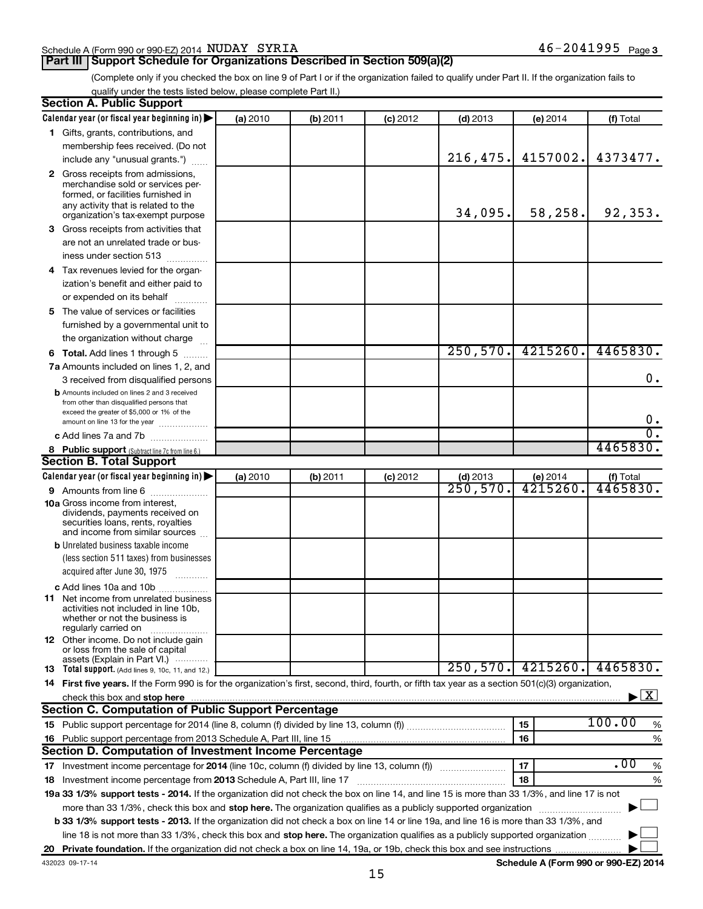Schedule A (Form 990 or 990-EZ) 2014 NUDAY SYRIA 46-2041995 Page 3

## Part III Support Schedule for Organizations Described in Section 509(a)(2)

(Complete only if you checked the box on line 9 of Part I or if the organization failed to qualify under Part II. If the organization fails to qualify under the tests listed below, please complete Part II.)

### Section A. Public Support

| Calendar year (or fiscal year beginning in) ▶ | (a) 2010 | (b) 2011 | (c) 2012 | (d) 2013 | (e) 2014 | (f) Total |
|---|---|---|---|---|---|---|
| **1** Gifts, grants, contributions, and membership fees received. (Do not include any "unusual grants.") | | | | 216,475. | 4157002. | 4373477. |
| **2** Gross receipts from admissions, merchandise sold or services performed, or facilities furnished in any activity that is related to the organization's tax-exempt purpose | | | | 34,095. | 58,258. | 92,353. |
| **3** Gross receipts from activities that are not an unrelated trade or business under section 513 | | | | | | |
| **4** Tax revenues levied for the organization's benefit and either paid to or expended on its behalf | | | | | | |
| **5** The value of services or facilities furnished by a governmental unit to the organization without charge | | | | | | |
| **6 Total.** Add lines 1 through 5 | | | | 250,570. | 4215260. | 4465830. |
| **7a** Amounts included on lines 1, 2, and 3 received from disqualified persons | | | | | | 0. |
| **b** Amounts included on lines 2 and 3 received from other than disqualified persons that exceed the greater of $5,000 or 1% of the amount on line 13 for the year | | | | | | 0. |
| **c** Add lines 7a and 7b | | | | | | 0. |
| **8 Public support** (Subtract line 7c from line 6.) | | | | | | 4465830. |

### Section B. Total Support

| Calendar year (or fiscal year beginning in) ▶ | (a) 2010 | (b) 2011 | (c) 2012 | (d) 2013 | (e) 2014 | (f) Total |
|---|---|---|---|---|---|---|
| **9** Amounts from line 6 | | | | 250,570. | 4215260. | 4465830. |
| **10a** Gross income from interest, dividends, payments received on securities loans, rents, royalties and income from similar sources | | | | | | |
| **b** Unrelated business taxable income (less section 511 taxes) from businesses acquired after June 30, 1975 | | | | | | |
| **c** Add lines 10a and 10b | | | | | | |
| **11** Net income from unrelated business activities not included in line 10b, whether or not the business is regularly carried on | | | | | | |
| **12** Other income. Do not include gain or loss from the sale of capital assets (Explain in Part VI.) | | | | | | |
| **13 Total support.** (Add lines 9, 10c, 11, and 12.) | | | | 250,570. | 4215260. | 4465830. |

**14 First five years.** If the Form 990 is for the organization's first, second, third, fourth, or fifth tax year as a section 501(c)(3) organization, check this box and **stop here** ▶ [X]

### Section C. Computation of Public Support Percentage

| | | | |
|---|---|---|---|
| **15** Public support percentage for 2014 (line 8, column (f) divided by line 13, column (f)) | 15 | 100.00 | % |
| **16** Public support percentage from 2013 Schedule A, Part III, line 15 | 16 | | % |

### Section D. Computation of Investment Income Percentage

| | | | |
|---|---|---|---|
| **17** Investment income percentage for **2014** (line 10c, column (f) divided by line 13, column (f)) | 17 | .00 | % |
| **18** Investment income percentage from **2013** Schedule A, Part III, line 17 | 18 | | % |

**19a 33 1/3% support tests - 2014.** If the organization did not check the box on line 14, and line 15 is more than 33 1/3%, and line 17 is not more than 33 1/3%, check this box and **stop here.** The organization qualifies as a publicly supported organization ▶ [ ]

**b 33 1/3% support tests - 2013.** If the organization did not check a box on line 14 or line 19a, and line 16 is more than 33 1/3%, and line 18 is not more than 33 1/3%, check this box and **stop here.** The organization qualifies as a publicly supported organization ▶ [ ]

**20 Private foundation.** If the organization did not check a box on line 14, 19a, or 19b, check this box and see instructions ▶ [ ]

432023 09-17-14 **Schedule A (Form 990 or 990-EZ) 2014**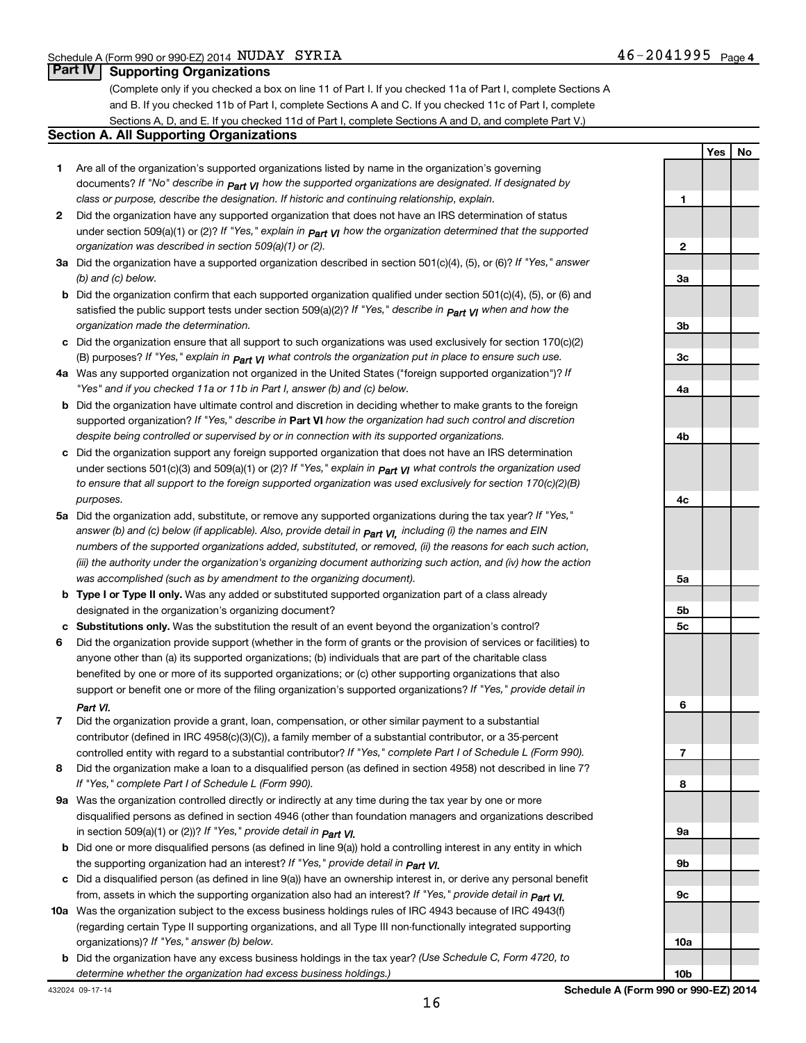Schedule A (Form 990 or 990-EZ) 2014 NUDAY SYRIA 46-2041995 Page 4

## Part IV Supporting Organizations

(Complete only if you checked a box on line 11 of Part I. If you checked 11a of Part I, complete Sections A and B. If you checked 11b of Part I, complete Sections A and C. If you checked 11c of Part I, complete Sections A, D, and E. If you checked 11d of Part I, complete Sections A and D, and complete Part V.)

### Section A. All Supporting Organizations

| | | | Yes | No |
|---|---|---|---|---|
| **1** | Are all of the organization's supported organizations listed by name in the organization's governing documents? *If "No" describe in Part VI how the supported organizations are designated. If designated by class or purpose, describe the designation. If historic and continuing relationship, explain.* | 1 | | |
| **2** | Did the organization have any supported organization that does not have an IRS determination of status under section 509(a)(1) or (2)? *If "Yes," explain in Part VI how the organization determined that the supported organization was described in section 509(a)(1) or (2).* | 2 | | |
| **3a** | Did the organization have a supported organization described in section 501(c)(4), (5), or (6)? *If "Yes," answer (b) and (c) below.* | 3a | | |
| **b** | Did the organization confirm that each supported organization qualified under section 501(c)(4), (5), or (6) and satisfied the public support tests under section 509(a)(2)? *If "Yes," describe in Part VI when and how the organization made the determination.* | 3b | | |
| **c** | Did the organization ensure that all support to such organizations was used exclusively for section 170(c)(2)(B) purposes? *If "Yes," explain in Part VI what controls the organization put in place to ensure such use.* | 3c | | |
| **4a** | Was any supported organization not organized in the United States ("foreign supported organization")? *If "Yes" and if you checked 11a or 11b in Part I, answer (b) and (c) below.* | 4a | | |
| **b** | Did the organization have ultimate control and discretion in deciding whether to make grants to the foreign supported organization? *If "Yes," describe in* **Part VI** *how the organization had such control and discretion despite being controlled or supervised by or in connection with its supported organizations.* | 4b | | |
| **c** | Did the organization support any foreign supported organization that does not have an IRS determination under sections 501(c)(3) and 509(a)(1) or (2)? *If "Yes," explain in Part VI what controls the organization used to ensure that all support to the foreign supported organization was used exclusively for section 170(c)(2)(B) purposes.* | 4c | | |
| **5a** | Did the organization add, substitute, or remove any supported organizations during the tax year? *If "Yes," answer (b) and (c) below (if applicable). Also, provide detail in Part VI, including (i) the names and EIN numbers of the supported organizations added, substituted, or removed, (ii) the reasons for each such action, (iii) the authority under the organization's organizing document authorizing such action, and (iv) how the action was accomplished (such as by amendment to the organizing document).* | 5a | | |
| **b** | **Type I or Type II only.** Was any added or substituted supported organization part of a class already designated in the organization's organizing document? | 5b | | |
| **c** | **Substitutions only.** Was the substitution the result of an event beyond the organization's control? | 5c | | |
| **6** | Did the organization provide support (whether in the form of grants or the provision of services or facilities) to anyone other than (a) its supported organizations; (b) individuals that are part of the charitable class benefited by one or more of its supported organizations; or (c) other supporting organizations that also support or benefit one or more of the filing organization's supported organizations? *If "Yes," provide detail in Part VI.* | 6 | | |
| **7** | Did the organization provide a grant, loan, compensation, or other similar payment to a substantial contributor (defined in IRC 4958(c)(3)(C)), a family member of a substantial contributor, or a 35-percent controlled entity with regard to a substantial contributor? *If "Yes," complete Part I of Schedule L (Form 990).* | 7 | | |
| **8** | Did the organization make a loan to a disqualified person (as defined in section 4958) not described in line 7? *If "Yes," complete Part I of Schedule L (Form 990).* | 8 | | |
| **9a** | Was the organization controlled directly or indirectly at any time during the tax year by one or more disqualified persons as defined in section 4946 (other than foundation managers and organizations described in section 509(a)(1) or (2))? *If "Yes," provide detail in Part VI.* | 9a | | |
| **b** | Did one or more disqualified persons (as defined in line 9(a)) hold a controlling interest in any entity in which the supporting organization had an interest? *If "Yes," provide detail in Part VI.* | 9b | | |
| **c** | Did a disqualified person (as defined in line 9(a)) have an ownership interest in, or derive any personal benefit from, assets in which the supporting organization also had an interest? *If "Yes," provide detail in Part VI.* | 9c | | |
| **10a** | Was the organization subject to the excess business holdings rules of IRC 4943 because of IRC 4943(f) (regarding certain Type II supporting organizations, and all Type III non-functionally integrated supporting organizations)? *If "Yes," answer (b) below.* | 10a | | |
| **b** | Did the organization have any excess business holdings in the tax year? *(Use Schedule C, Form 4720, to determine whether the organization had excess business holdings.)* | 10b | | |

432024 09-17-14 **Schedule A (Form 990 or 990-EZ) 2014**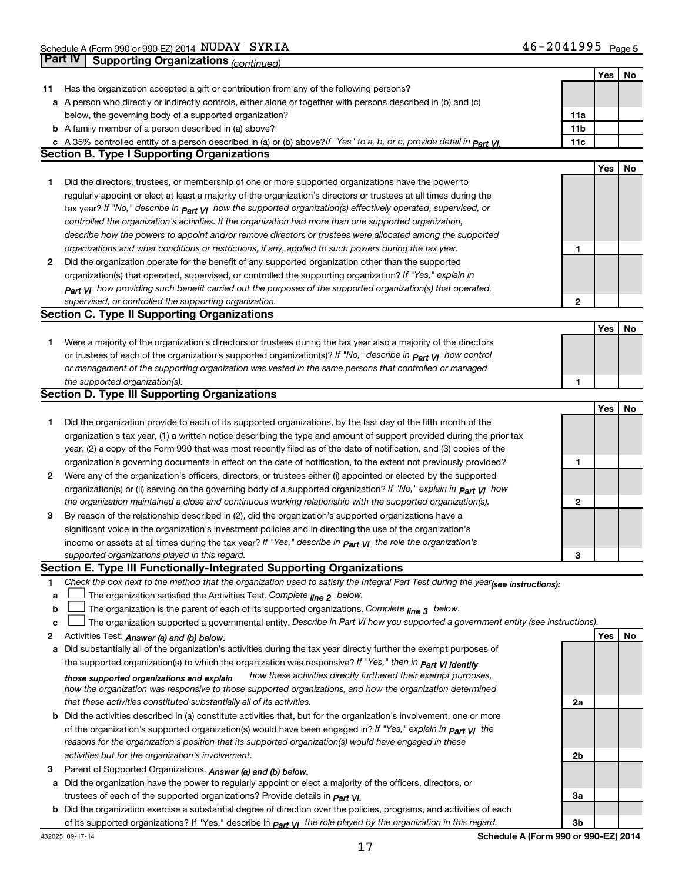Schedule A (Form 990 or 990-EZ) 2014 NUDAY SYRIA 46-2041995 Page 5

**Part IV Supporting Organizations** *(continued)*

| | | | Yes | No |
|---|---|---|---|---|
| **11** | Has the organization accepted a gift or contribution from any of the following persons? | | | |
| **a** | A person who directly or indirectly controls, either alone or together with persons described in (b) and (c) below, the governing body of a supported organization? | **11a** | | |
| **b** | A family member of a person described in (a) above? | **11b** | | |
| **c** | A 35% controlled entity of a person described in (a) or (b) above? *If "Yes" to a, b, or c, provide detail in Part VI.* | **11c** | | |

**Section B. Type I Supporting Organizations**

| | | | Yes | No |
|---|---|---|---|---|
| **1** | Did the directors, trustees, or membership of one or more supported organizations have the power to regularly appoint or elect at least a majority of the organization's directors or trustees at all times during the tax year? *If "No," describe in Part VI how the supported organization(s) effectively operated, supervised, or controlled the organization's activities. If the organization had more than one supported organization, describe how the powers to appoint and/or remove directors or trustees were allocated among the supported organizations and what conditions or restrictions, if any, applied to such powers during the tax year.* | **1** | | |
| **2** | Did the organization operate for the benefit of any supported organization other than the supported organization(s) that operated, supervised, or controlled the supporting organization? *If "Yes," explain in Part VI how providing such benefit carried out the purposes of the supported organization(s) that operated, supervised, or controlled the supporting organization.* | **2** | | |

**Section C. Type II Supporting Organizations**

| | | | Yes | No |
|---|---|---|---|---|
| **1** | Were a majority of the organization's directors or trustees during the tax year also a majority of the directors or trustees of each of the organization's supported organization(s)? *If "No," describe in Part VI how control or management of the supporting organization was vested in the same persons that controlled or managed the supported organization(s).* | **1** | | |

**Section D. Type III Supporting Organizations**

| | | | Yes | No |
|---|---|---|---|---|
| **1** | Did the organization provide to each of its supported organizations, by the last day of the fifth month of the organization's tax year, (1) a written notice describing the type and amount of support provided during the prior tax year, (2) a copy of the Form 990 that was most recently filed as of the date of notification, and (3) copies of the organization's governing documents in effect on the date of notification, to the extent not previously provided? | **1** | | |
| **2** | Were any of the organization's officers, directors, or trustees either (i) appointed or elected by the supported organization(s) or (ii) serving on the governing body of a supported organization? *If "No," explain in Part VI how the organization maintained a close and continuous working relationship with the supported organization(s).* | **2** | | |
| **3** | By reason of the relationship described in (2), did the organization's supported organizations have a significant voice in the organization's investment policies and in directing the use of the organization's income or assets at all times during the tax year? *If "Yes," describe in Part VI the role the organization's supported organizations played in this regard.* | **3** | | |

**Section E. Type III Functionally-Integrated Supporting Organizations**

**1** *Check the box next to the method that the organization used to satisfy the Integral Part Test during the year* ***(see instructions):***

**a** ☐ The organization satisfied the Activities Test. *Complete line 2 below.*

**b** ☐ The organization is the parent of each of its supported organizations. *Complete line 3 below.*

**c** ☐ The organization supported a governmental entity. *Describe in Part VI how you supported a government entity (see instructions).*

| | | | Yes | No |
|---|---|---|---|---|
| **2** | Activities Test. ***Answer (a) and (b) below.*** | | | |
| **a** | Did substantially all of the organization's activities during the tax year directly further the exempt purposes of the supported organization(s) to which the organization was responsive? *If "Yes," then in Part VI identify those supported organizations and explain how these activities directly furthered their exempt purposes, how the organization was responsive to those supported organizations, and how the organization determined that these activities constituted substantially all of its activities.* | **2a** | | |
| **b** | Did the activities described in (a) constitute activities that, but for the organization's involvement, one or more of the organization's supported organization(s) would have been engaged in? *If "Yes," explain in Part VI the reasons for the organization's position that its supported organization(s) would have engaged in these activities but for the organization's involvement.* | **2b** | | |
| **3** | Parent of Supported Organizations. ***Answer (a) and (b) below.*** | | | |
| **a** | Did the organization have the power to regularly appoint or elect a majority of the officers, directors, or trustees of each of the supported organizations? Provide details in *Part VI.* | **3a** | | |
| **b** | Did the organization exercise a substantial degree of direction over the policies, programs, and activities of each of its supported organizations? If "Yes," describe in *Part VI the role played by the organization in this regard.* | **3b** | | |

432025 09-17-14 **Schedule A (Form 990 or 990-EZ) 2014**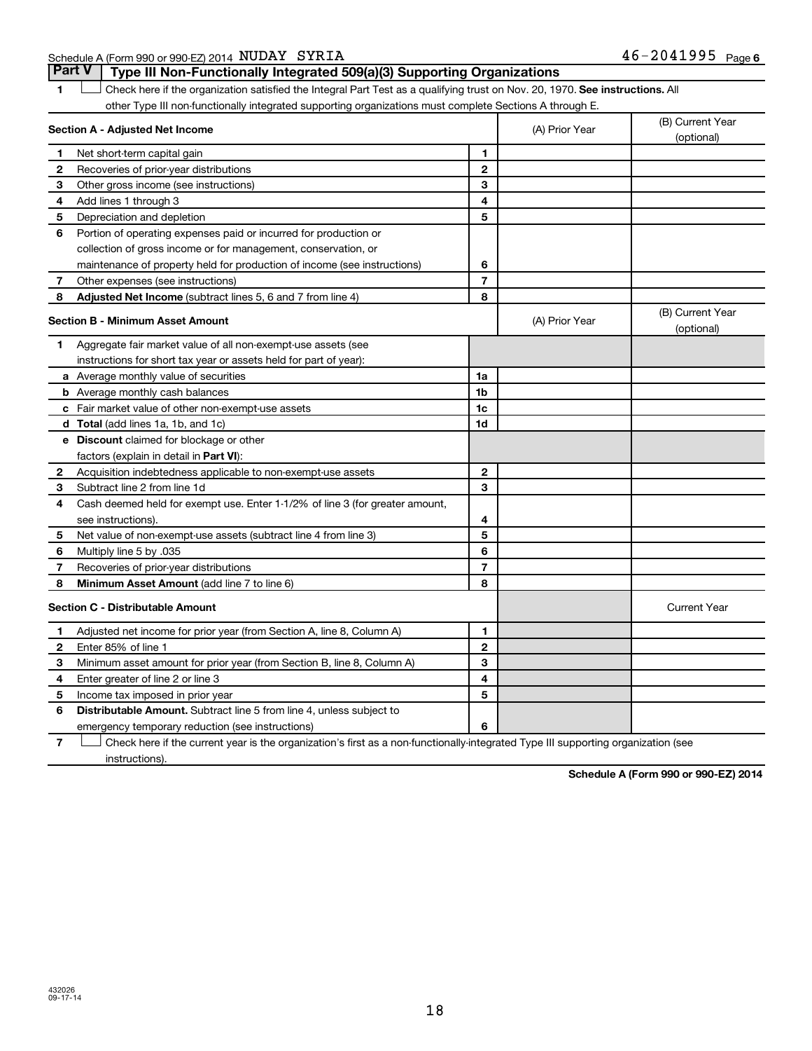Schedule A (Form 990 or 990-EZ) 2014 NUDAY SYRIA 46-2041995 Page 6

## Part V Type III Non-Functionally Integrated 509(a)(3) Supporting Organizations

1 ☐ Check here if the organization satisfied the Integral Part Test as a qualifying trust on Nov. 20, 1970. **See instructions.** All other Type III non-functionally integrated supporting organizations must complete Sections A through E.

| **Section A - Adjusted Net Income** | | (A) Prior Year | (B) Current Year (optional) |
|---|---|---|---|
| **1** Net short-term capital gain | 1 | | |
| **2** Recoveries of prior-year distributions | 2 | | |
| **3** Other gross income (see instructions) | 3 | | |
| **4** Add lines 1 through 3 | 4 | | |
| **5** Depreciation and depletion | 5 | | |
| **6** Portion of operating expenses paid or incurred for production or collection of gross income or for management, conservation, or maintenance of property held for production of income (see instructions) | 6 | | |
| **7** Other expenses (see instructions) | 7 | | |
| **8** **Adjusted Net Income** (subtract lines 5, 6 and 7 from line 4) | 8 | | |

| **Section B - Minimum Asset Amount** | | (A) Prior Year | (B) Current Year (optional) |
|---|---|---|---|
| **1** Aggregate fair market value of all non-exempt-use assets (see instructions for short tax year or assets held for part of year): | | | |
| **a** Average monthly value of securities | 1a | | |
| **b** Average monthly cash balances | 1b | | |
| **c** Fair market value of other non-exempt-use assets | 1c | | |
| **d** **Total** (add lines 1a, 1b, and 1c) | 1d | | |
| **e** **Discount** claimed for blockage or other factors (explain in detail in **Part VI**): | | | |
| **2** Acquisition indebtedness applicable to non-exempt-use assets | 2 | | |
| **3** Subtract line 2 from line 1d | 3 | | |
| **4** Cash deemed held for exempt use. Enter 1-1/2% of line 3 (for greater amount, see instructions). | 4 | | |
| **5** Net value of non-exempt-use assets (subtract line 4 from line 3) | 5 | | |
| **6** Multiply line 5 by .035 | 6 | | |
| **7** Recoveries of prior-year distributions | 7 | | |
| **8** **Minimum Asset Amount** (add line 7 to line 6) | 8 | | |

| **Section C - Distributable Amount** | | | Current Year |
|---|---|---|---|
| **1** Adjusted net income for prior year (from Section A, line 8, Column A) | 1 | | |
| **2** Enter 85% of line 1 | 2 | | |
| **3** Minimum asset amount for prior year (from Section B, line 8, Column A) | 3 | | |
| **4** Enter greater of line 2 or line 3 | 4 | | |
| **5** Income tax imposed in prior year | 5 | | |
| **6** **Distributable Amount.** Subtract line 5 from line 4, unless subject to emergency temporary reduction (see instructions) | 6 | | |

7 ☐ Check here if the current year is the organization's first as a non-functionally-integrated Type III supporting organization (see instructions).

**Schedule A (Form 990 or 990-EZ) 2014**

432026 09-17-14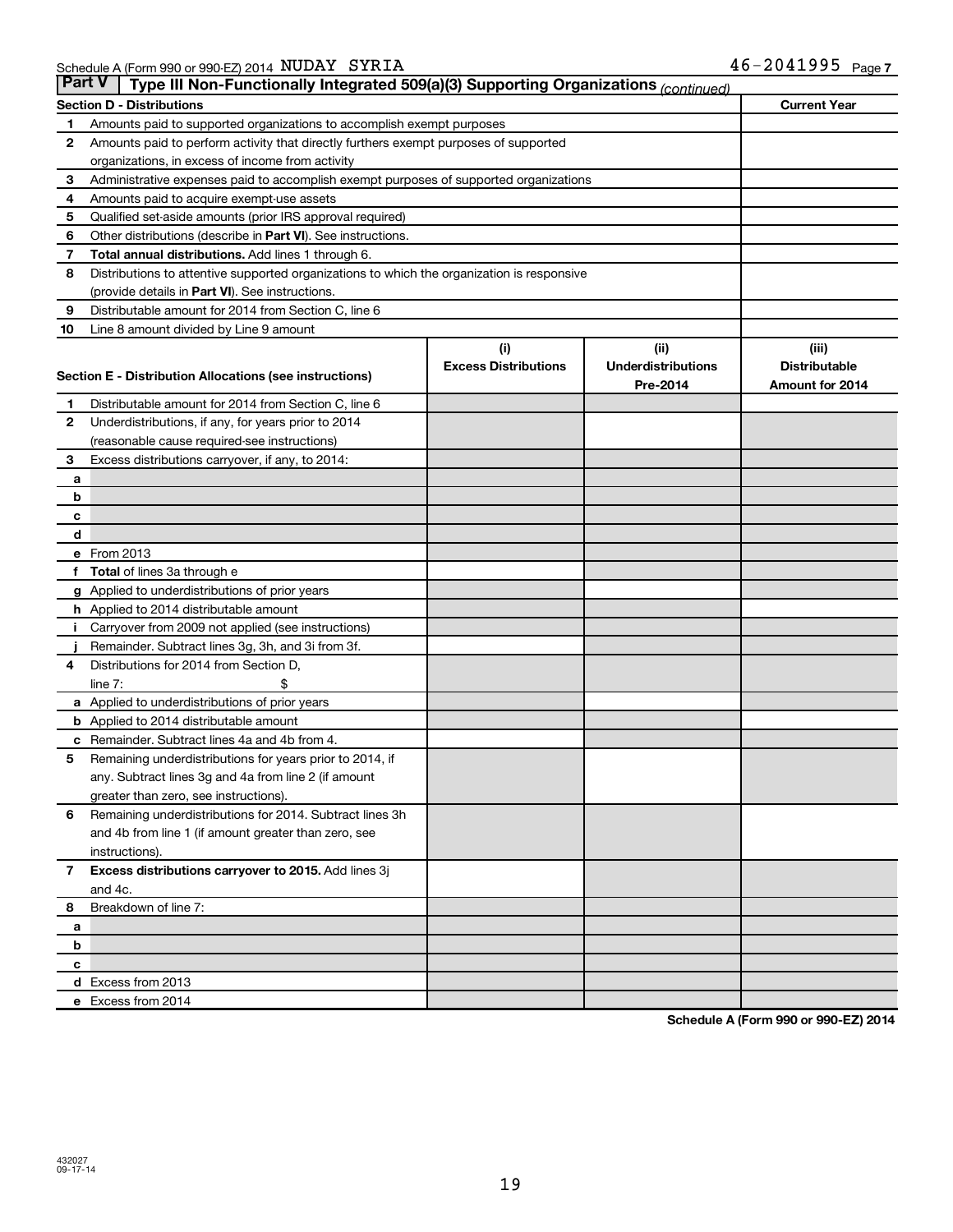Schedule A (Form 990 or 990-EZ) 2014 NUDAY SYRIA 46-2041995 Page 7

## Part V Type III Non-Functionally Integrated 509(a)(3) Supporting Organizations *(continued)*

| Section D - Distributions | | Current Year |
|---|---|---|
| 1 | Amounts paid to supported organizations to accomplish exempt purposes | |
| 2 | Amounts paid to perform activity that directly furthers exempt purposes of supported organizations, in excess of income from activity | |
| 3 | Administrative expenses paid to accomplish exempt purposes of supported organizations | |
| 4 | Amounts paid to acquire exempt-use assets | |
| 5 | Qualified set-aside amounts (prior IRS approval required) | |
| 6 | Other distributions (describe in **Part VI**). See instructions. | |
| 7 | **Total annual distributions.** Add lines 1 through 6. | |
| 8 | Distributions to attentive supported organizations to which the organization is responsive (provide details in **Part VI**). See instructions. | |
| 9 | Distributable amount for 2014 from Section C, line 6 | |
| 10 | Line 8 amount divided by Line 9 amount | |

| | Section E - Distribution Allocations (see instructions) | (i) Excess Distributions | (ii) Underdistributions Pre-2014 | (iii) Distributable Amount for 2014 |
|---|---|---|---|---|
| 1 | Distributable amount for 2014 from Section C, line 6 | | | |
| 2 | Underdistributions, if any, for years prior to 2014 (reasonable cause required-see instructions) | | | |
| 3 | Excess distributions carryover, if any, to 2014: | | | |
| a | | | | |
| b | | | | |
| c | | | | |
| d | | | | |
| e | From 2013 | | | |
| f | **Total** of lines 3a through e | | | |
| g | Applied to underdistributions of prior years | | | |
| h | Applied to 2014 distributable amount | | | |
| i | Carryover from 2009 not applied (see instructions) | | | |
| j | Remainder. Subtract lines 3g, 3h, and 3i from 3f. | | | |
| 4 | Distributions for 2014 from Section D, line 7: $ | | | |
| a | Applied to underdistributions of prior years | | | |
| b | Applied to 2014 distributable amount | | | |
| c | Remainder. Subtract lines 4a and 4b from 4. | | | |
| 5 | Remaining underdistributions for years prior to 2014, if any. Subtract lines 3g and 4a from line 2 (if amount greater than zero, see instructions). | | | |
| 6 | Remaining underdistributions for 2014. Subtract lines 3h and 4b from line 1 (if amount greater than zero, see instructions). | | | |
| 7 | **Excess distributions carryover to 2015.** Add lines 3j and 4c. | | | |
| 8 | Breakdown of line 7: | | | |
| a | | | | |
| b | | | | |
| c | | | | |
| d | Excess from 2013 | | | |
| e | Excess from 2014 | | | |

Schedule A (Form 990 or 990-EZ) 2014

432027 09-17-14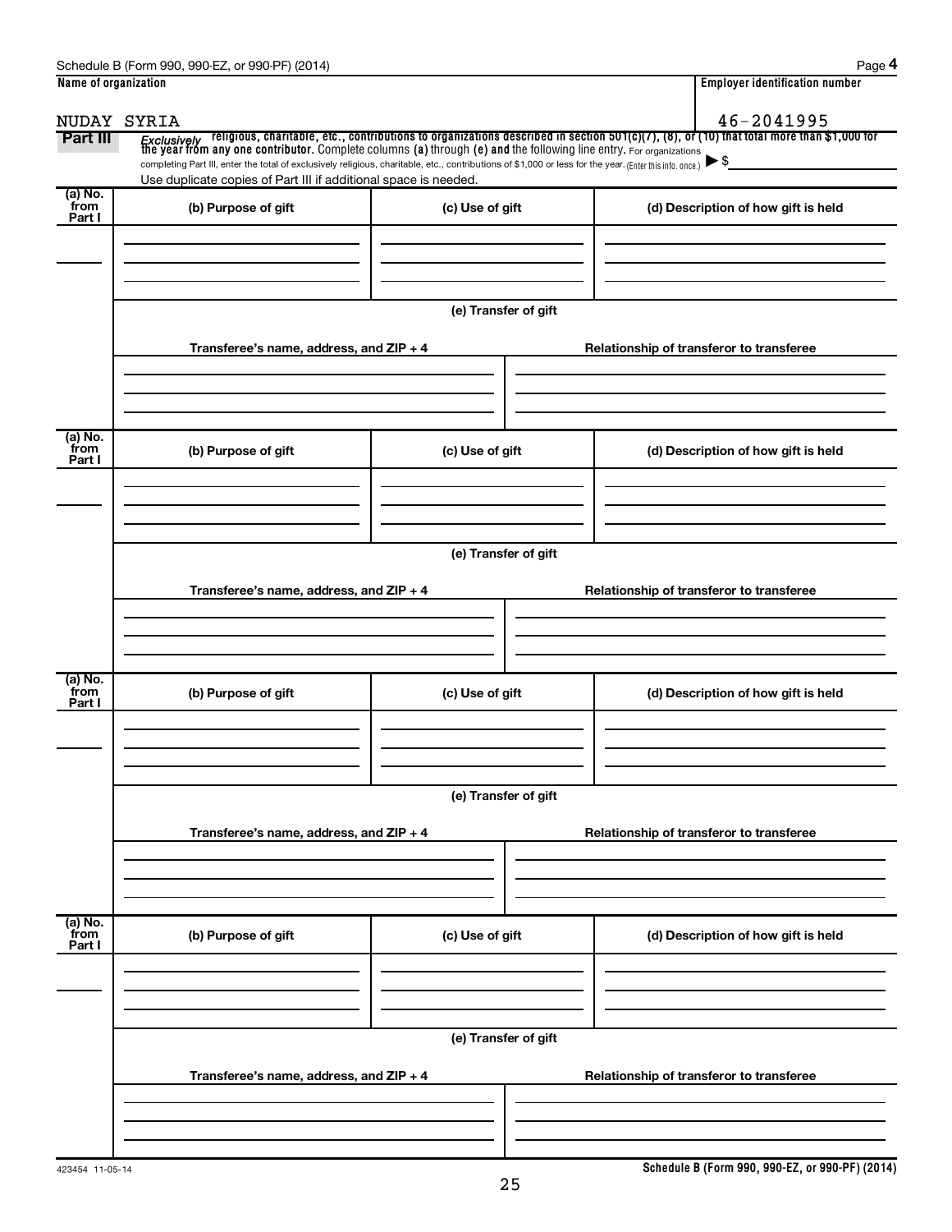Schedule B (Form 990, 990-EZ, or 990-PF) (2014) Page **4**

**Name of organization**

NUDAY SYRIA

**Employer identification number**

46-2041995

**Part III** *Exclusively* religious, charitable, etc., contributions to organizations described in section 501(c)(7), (8), or (10) that total more than $1,000 for the year from any one contributor. Complete columns **(a)** through **(e)** and the following line entry. For organizations completing Part III, enter the total of exclusively religious, charitable, etc., contributions of $1,000 or less for the year. (Enter this info. once.) ▶ $

Use duplicate copies of Part III if additional space is needed.

| (a) No. from Part I | (b) Purpose of gift | (c) Use of gift | (d) Description of how gift is held |
|---|---|---|---|
| | | | |

**(e) Transfer of gift**

| Transferee's name, address, and ZIP + 4 | Relationship of transferor to transferee |
|---|---|
| | |

| (a) No. from Part I | (b) Purpose of gift | (c) Use of gift | (d) Description of how gift is held |
|---|---|---|---|
| | | | |

**(e) Transfer of gift**

| Transferee's name, address, and ZIP + 4 | Relationship of transferor to transferee |
|---|---|
| | |

| (a) No. from Part I | (b) Purpose of gift | (c) Use of gift | (d) Description of how gift is held |
|---|---|---|---|
| | | | |

**(e) Transfer of gift**

| Transferee's name, address, and ZIP + 4 | Relationship of transferor to transferee |
|---|---|
| | |

| (a) No. from Part I | (b) Purpose of gift | (c) Use of gift | (d) Description of how gift is held |
|---|---|---|---|
| | | | |

**(e) Transfer of gift**

| Transferee's name, address, and ZIP + 4 | Relationship of transferor to transferee |
|---|---|
| | |

423454 11-05-14

**Schedule B (Form 990, 990-EZ, or 990-PF) (2014)**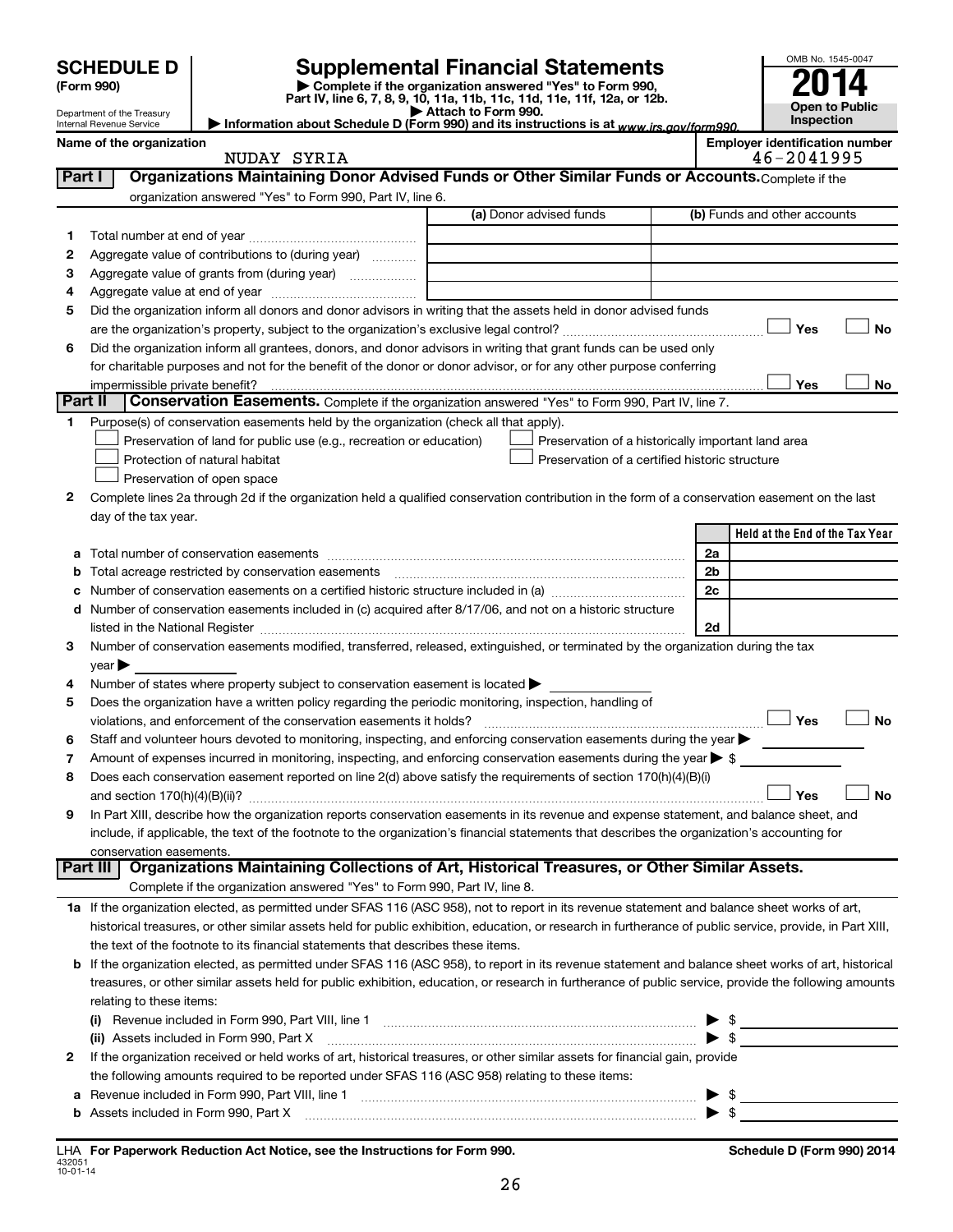# SCHEDULE D (Form 990)

Department of the Treasury
Internal Revenue Service

# Supplemental Financial Statements

▶ Complete if the organization answered "Yes" to Form 990, Part IV, line 6, 7, 8, 9, 10, 11a, 11b, 11c, 11d, 11e, 11f, 12a, or 12b.
▶ Attach to Form 990.
▶ Information about Schedule D (Form 990) and its instructions is at www.irs.gov/form990.

OMB No. 1545-0047

**2014**

**Open to Public Inspection**

**Name of the organization:** NUDAY SYRIA

**Employer identification number:** 46-2041995

## Part I Organizations Maintaining Donor Advised Funds or Other Similar Funds or Accounts.

Complete if the organization answered "Yes" to Form 990, Part IV, line 6.

| | | (a) Donor advised funds | (b) Funds and other accounts |
|---|---|---|---|
| 1 | Total number at end of year | | |
| 2 | Aggregate value of contributions to (during year) | | |
| 3 | Aggregate value of grants from (during year) | | |
| 4 | Aggregate value at end of year | | |

5 Did the organization inform all donors and donor advisors in writing that the assets held in donor advised funds are the organization's property, subject to the organization's exclusive legal control? ☐ Yes ☐ No

6 Did the organization inform all grantees, donors, and donor advisors in writing that grant funds can be used only for charitable purposes and not for the benefit of the donor or donor advisor, or for any other purpose conferring impermissible private benefit? ☐ Yes ☐ No

## Part II Conservation Easements.

Complete if the organization answered "Yes" to Form 990, Part IV, line 7.

1 Purpose(s) of conservation easements held by the organization (check all that apply).

- ☐ Preservation of land for public use (e.g., recreation or education)
- ☐ Protection of natural habitat
- ☐ Preservation of open space
- ☐ Preservation of a historically important land area
- ☐ Preservation of a certified historic structure

2 Complete lines 2a through 2d if the organization held a qualified conservation contribution in the form of a conservation easement on the last day of the tax year.

| | | | Held at the End of the Tax Year |
|---|---|---|---|
| a | Total number of conservation easements | 2a | |
| b | Total acreage restricted by conservation easements | 2b | |
| c | Number of conservation easements on a certified historic structure included in (a) | 2c | |
| d | Number of conservation easements included in (c) acquired after 8/17/06, and not on a historic structure listed in the National Register | 2d | |

3 Number of conservation easements modified, transferred, released, extinguished, or terminated by the organization during the tax year ▶

4 Number of states where property subject to conservation easement is located ▶

5 Does the organization have a written policy regarding the periodic monitoring, inspection, handling of violations, and enforcement of the conservation easements it holds? ☐ Yes ☐ No

6 Staff and volunteer hours devoted to monitoring, inspecting, and enforcing conservation easements during the year ▶

7 Amount of expenses incurred in monitoring, inspecting, and enforcing conservation easements during the year ▶ $

8 Does each conservation easement reported on line 2(d) above satisfy the requirements of section 170(h)(4)(B)(i) and section 170(h)(4)(B)(ii)? ☐ Yes ☐ No

9 In Part XIII, describe how the organization reports conservation easements in its revenue and expense statement, and balance sheet, and include, if applicable, the text of the footnote to the organization's financial statements that describes the organization's accounting for conservation easements.

## Part III Organizations Maintaining Collections of Art, Historical Treasures, or Other Similar Assets.

Complete if the organization answered "Yes" to Form 990, Part IV, line 8.

1a If the organization elected, as permitted under SFAS 116 (ASC 958), not to report in its revenue statement and balance sheet works of art, historical treasures, or other similar assets held for public exhibition, education, or research in furtherance of public service, provide, in Part XIII, the text of the footnote to its financial statements that describes these items.

b If the organization elected, as permitted under SFAS 116 (ASC 958), to report in its revenue statement and balance sheet works of art, historical treasures, or other similar assets held for public exhibition, education, or research in furtherance of public service, provide the following amounts relating to these items:

(i) Revenue included in Form 990, Part VIII, line 1 ▶ $

(ii) Assets included in Form 990, Part X ▶ $

2 If the organization received or held works of art, historical treasures, or other similar assets for financial gain, provide the following amounts required to be reported under SFAS 116 (ASC 958) relating to these items:

a Revenue included in Form 990, Part VIII, line 1 ▶ $

b Assets included in Form 990, Part X ▶ $

LHA For Paperwork Reduction Act Notice, see the Instructions for Form 990.

432051
10-01-14

Schedule D (Form 990) 2014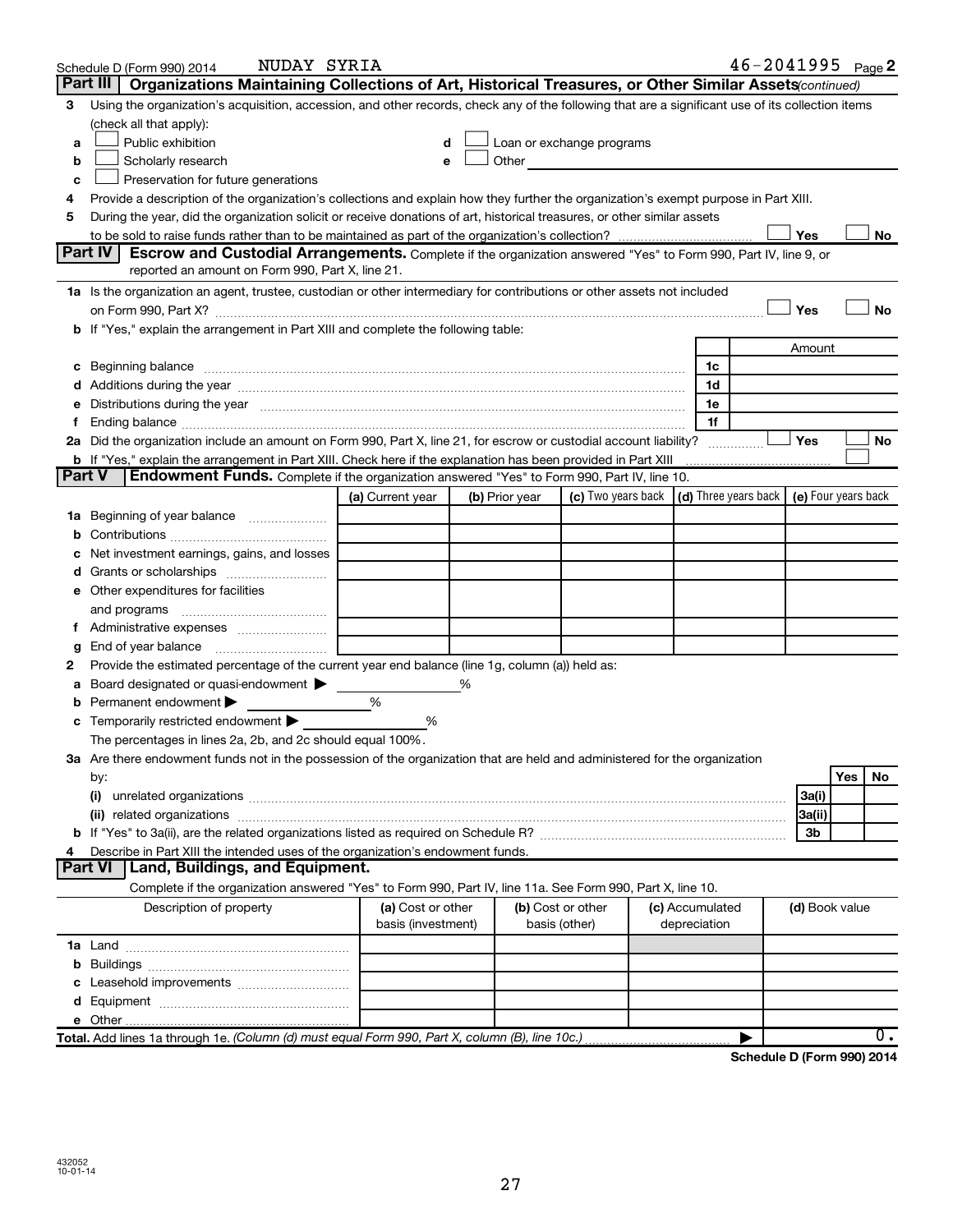Schedule D (Form 990) 2014 NUDAY SYRIA 46-2041995 Page 2

**Part III | Organizations Maintaining Collections of Art, Historical Treasures, or Other Similar Assets** *(continued)*

3 Using the organization's acquisition, accession, and other records, check any of the following that are a significant use of its collection items (check all that apply):

- a ☐ Public exhibition
- b ☐ Scholarly research
- c ☐ Preservation for future generations
- d ☐ Loan or exchange programs
- e ☐ Other

4 Provide a description of the organization's collections and explain how they further the organization's exempt purpose in Part XIII.

5 During the year, did the organization solicit or receive donations of art, historical treasures, or other similar assets to be sold to raise funds rather than to be maintained as part of the organization's collection? ☐ Yes ☐ No

**Part IV | Escrow and Custodial Arrangements.** Complete if the organization answered "Yes" to Form 990, Part IV, line 9, or reported an amount on Form 990, Part X, line 21.

1a Is the organization an agent, trustee, custodian or other intermediary for contributions or other assets not included on Form 990, Part X? ☐ Yes ☐ No

b If "Yes," explain the arrangement in Part XIII and complete the following table:

| | | Amount |
|---|---|---|
| c Beginning balance | 1c | |
| d Additions during the year | 1d | |
| e Distributions during the year | 1e | |
| f Ending balance | 1f | |

2a Did the organization include an amount on Form 990, Part X, line 21, for escrow or custodial account liability? ☐ Yes ☐ No

b If "Yes," explain the arrangement in Part XIII. Check here if the explanation has been provided in Part XIII ☐

**Part V | Endowment Funds.** Complete if the organization answered "Yes" to Form 990, Part IV, line 10.

| | (a) Current year | (b) Prior year | (c) Two years back | (d) Three years back | (e) Four years back |
|---|---|---|---|---|---|
| 1a Beginning of year balance | | | | | |
| b Contributions | | | | | |
| c Net investment earnings, gains, and losses | | | | | |
| d Grants or scholarships | | | | | |
| e Other expenditures for facilities and programs | | | | | |
| f Administrative expenses | | | | | |
| g End of year balance | | | | | |

2 Provide the estimated percentage of the current year end balance (line 1g, column (a)) held as:

- a Board designated or quasi-endowment ▶ %
- b Permanent endowment ▶ %
- c Temporarily restricted endowment ▶ %

The percentages in lines 2a, 2b, and 2c should equal 100%.

3a Are there endowment funds not in the possession of the organization that are held and administered for the organization by:

| | | Yes | No |
|---|---|---|---|
| (i) unrelated organizations | 3a(i) | | |
| (ii) related organizations | 3a(ii) | | |
| b If "Yes" to 3a(ii), are the related organizations listed as required on Schedule R? | 3b | | |

4 Describe in Part XIII the intended uses of the organization's endowment funds.

**Part VI | Land, Buildings, and Equipment.**

Complete if the organization answered "Yes" to Form 990, Part IV, line 11a. See Form 990, Part X, line 10.

| Description of property | (a) Cost or other basis (investment) | (b) Cost or other basis (other) | (c) Accumulated depreciation | (d) Book value |
|---|---|---|---|---|
| 1a Land | | | | |
| b Buildings | | | | |
| c Leasehold improvements | | | | |
| d Equipment | | | | |
| e Other | | | | |
| **Total.** Add lines 1a through 1e. *(Column (d) must equal Form 990, Part X, column (B), line 10c.)* | | | ▶ | 0. |

**Schedule D (Form 990) 2014**

432052 10-01-14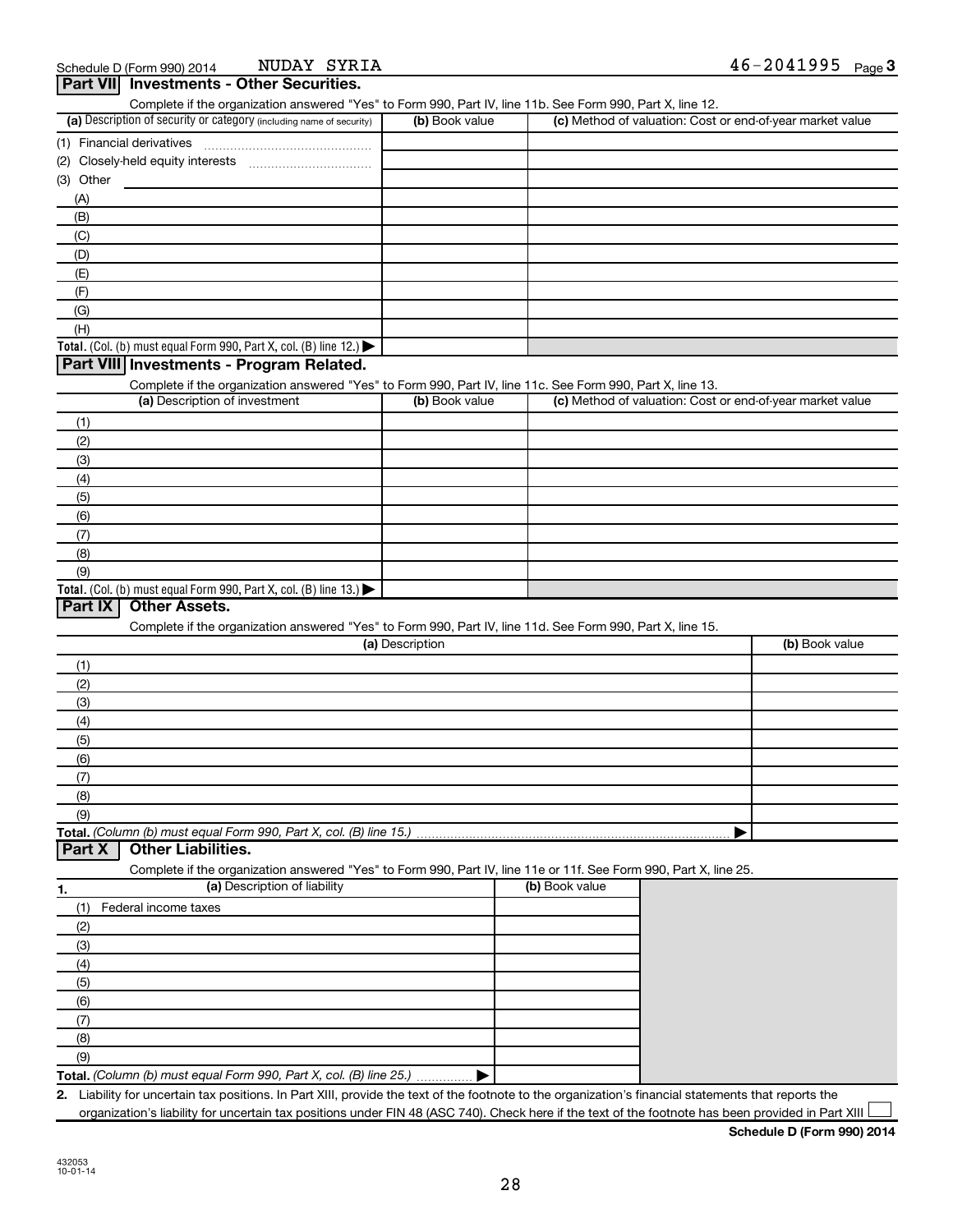Schedule D (Form 990) 2014 NUDAY SYRIA 46-2041995 Page 3

## Part VII Investments - Other Securities.

Complete if the organization answered "Yes" to Form 990, Part IV, line 11b. See Form 990, Part X, line 12.

| (a) Description of security or category (including name of security) | (b) Book value | (c) Method of valuation: Cost or end-of-year market value |
|---|---|---|
| (1) Financial derivatives | | |
| (2) Closely-held equity interests | | |
| (3) Other | | |
| (A) | | |
| (B) | | |
| (C) | | |
| (D) | | |
| (E) | | |
| (F) | | |
| (G) | | |
| (H) | | |
| **Total.** (Col. (b) must equal Form 990, Part X, col. (B) line 12.) ▶ | | |

## Part VIII Investments - Program Related.

Complete if the organization answered "Yes" to Form 990, Part IV, line 11c. See Form 990, Part X, line 13.

| (a) Description of investment | (b) Book value | (c) Method of valuation: Cost or end-of-year market value |
|---|---|---|
| (1) | | |
| (2) | | |
| (3) | | |
| (4) | | |
| (5) | | |
| (6) | | |
| (7) | | |
| (8) | | |
| (9) | | |
| **Total.** (Col. (b) must equal Form 990, Part X, col. (B) line 13.) ▶ | | |

## Part IX Other Assets.

Complete if the organization answered "Yes" to Form 990, Part IV, line 11d. See Form 990, Part X, line 15.

| (a) Description | (b) Book value |
|---|---|
| (1) | |
| (2) | |
| (3) | |
| (4) | |
| (5) | |
| (6) | |
| (7) | |
| (8) | |
| (9) | |
| **Total.** *(Column (b) must equal Form 990, Part X, col. (B) line 15.)* ▶ | |

## Part X Other Liabilities.

Complete if the organization answered "Yes" to Form 990, Part IV, line 11e or 11f. See Form 990, Part X, line 25.

| 1. (a) Description of liability | (b) Book value |
|---|---|
| (1) Federal income taxes | |
| (2) | |
| (3) | |
| (4) | |
| (5) | |
| (6) | |
| (7) | |
| (8) | |
| (9) | |
| **Total.** *(Column (b) must equal Form 990, Part X, col. (B) line 25.)* ▶ | |

**2.** Liability for uncertain tax positions. In Part XIII, provide the text of the footnote to the organization's financial statements that reports the organization's liability for uncertain tax positions under FIN 48 (ASC 740). Check here if the text of the footnote has been provided in Part XIII ☐

**Schedule D (Form 990) 2014**

432053
10-01-14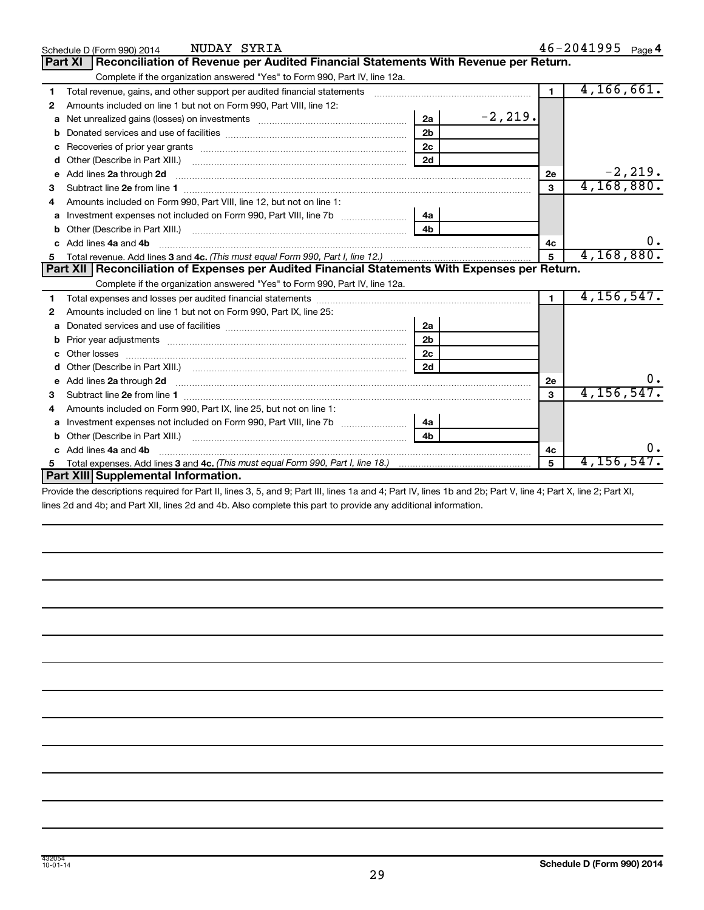Schedule D (Form 990) 2014 NUDAY SYRIA 46-2041995 Page 4

## Part XI Reconciliation of Revenue per Audited Financial Statements With Revenue per Return.

Complete if the organization answered "Yes" to Form 990, Part IV, line 12a.

| | | | | | |
|---|---|---|---|---|---|
| 1 | Total revenue, gains, and other support per audited financial statements | | | 1 | 4,166,661. |
| 2 | Amounts included on line 1 but not on Form 990, Part VIII, line 12: | | | | |
| a | Net unrealized gains (losses) on investments | 2a | -2,219. | | |
| b | Donated services and use of facilities | 2b | | | |
| c | Recoveries of prior year grants | 2c | | | |
| d | Other (Describe in Part XIII.) | 2d | | | |
| e | Add lines 2a through 2d | | | 2e | -2,219. |
| 3 | Subtract line 2e from line 1 | | | 3 | 4,168,880. |
| 4 | Amounts included on Form 990, Part VIII, line 12, but not on line 1: | | | | |
| a | Investment expenses not included on Form 990, Part VIII, line 7b | 4a | | | |
| b | Other (Describe in Part XIII.) | 4b | | | |
| c | Add lines 4a and 4b | | | 4c | 0. |
| 5 | Total revenue. Add lines 3 and 4c. *(This must equal Form 990, Part I, line 12.)* | | | 5 | 4,168,880. |

## Part XII Reconciliation of Expenses per Audited Financial Statements With Expenses per Return.

Complete if the organization answered "Yes" to Form 990, Part IV, line 12a.

| | | | | | |
|---|---|---|---|---|---|
| 1 | Total expenses and losses per audited financial statements | | | 1 | 4,156,547. |
| 2 | Amounts included on line 1 but not on Form 990, Part IX, line 25: | | | | |
| a | Donated services and use of facilities | 2a | | | |
| b | Prior year adjustments | 2b | | | |
| c | Other losses | 2c | | | |
| d | Other (Describe in Part XIII.) | 2d | | | |
| e | Add lines 2a through 2d | | | 2e | 0. |
| 3 | Subtract line 2e from line 1 | | | 3 | 4,156,547. |
| 4 | Amounts included on Form 990, Part IX, line 25, but not on line 1: | | | | |
| a | Investment expenses not included on Form 990, Part VIII, line 7b | 4a | | | |
| b | Other (Describe in Part XIII.) | 4b | | | |
| c | Add lines 4a and 4b | | | 4c | 0. |
| 5 | Total expenses. Add lines 3 and 4c. *(This must equal Form 990, Part I, line 18.)* | | | 5 | 4,156,547. |

## Part XIII Supplemental Information.

Provide the descriptions required for Part II, lines 3, 5, and 9; Part III, lines 1a and 4; Part IV, lines 1b and 2b; Part V, line 4; Part X, line 2; Part XI, lines 2d and 4b; and Part XII, lines 2d and 4b. Also complete this part to provide any additional information.

432054 10-01-14 Schedule D (Form 990) 2014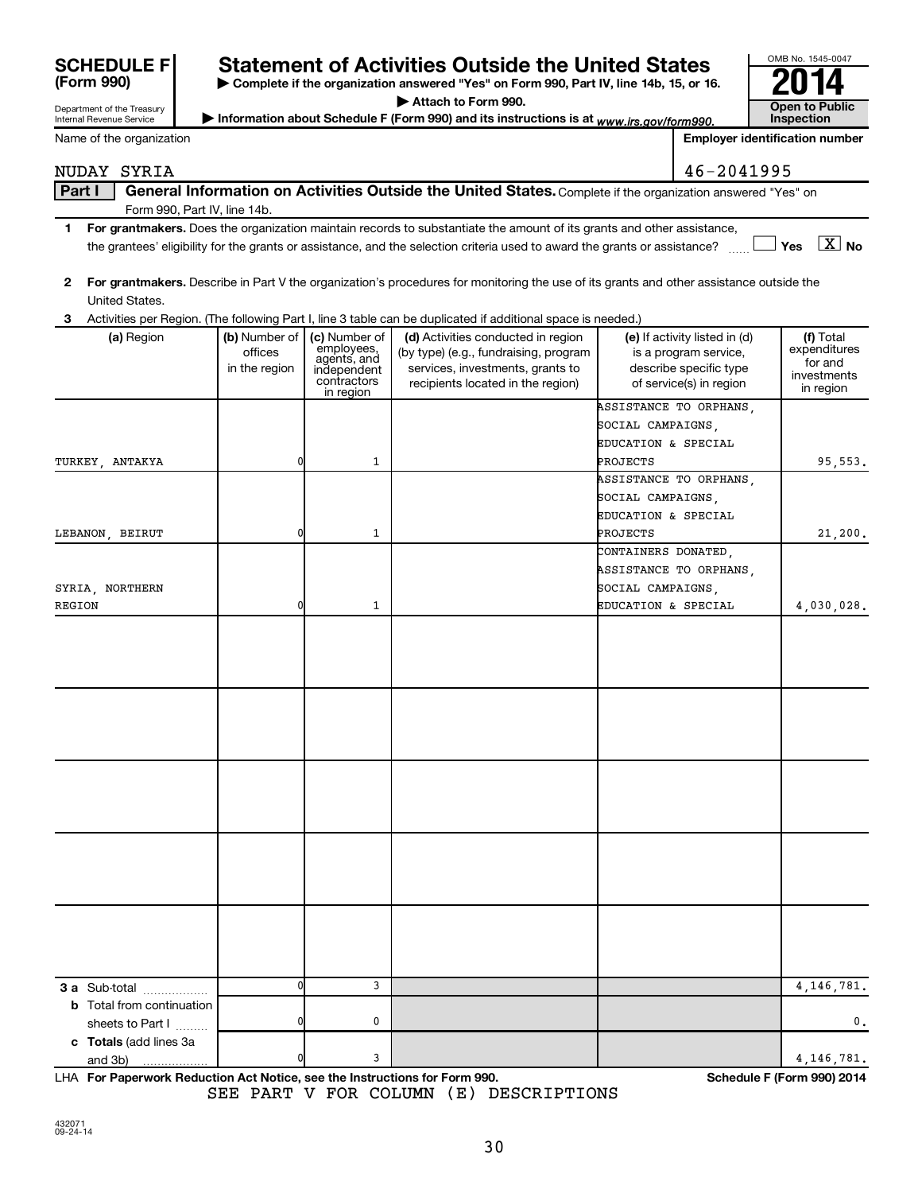**SCHEDULE F (Form 990)**

Department of the Treasury
Internal Revenue Service

# Statement of Activities Outside the United States

▶ Complete if the organization answered "Yes" on Form 990, Part IV, line 14b, 15, or 16.
▶ Attach to Form 990.
▶ Information about Schedule F (Form 990) and its instructions is at *www.irs.gov/form990.*

OMB No. 1545-0047

**2014**

**Open to Public Inspection**

Name of the organization: NUDAY SYRIA

Employer identification number: 46-2041995

**Part I General Information on Activities Outside the United States.** Complete if the organization answered "Yes" on Form 990, Part IV, line 14b.

**1** **For grantmakers.** Does the organization maintain records to substantiate the amount of its grants and other assistance, the grantees' eligibility for the grants or assistance, and the selection criteria used to award the grants or assistance? ☐ Yes ☒ No

**2** **For grantmakers.** Describe in Part V the organization's procedures for monitoring the use of its grants and other assistance outside the United States.

**3** Activities per Region. (The following Part I, line 3 table can be duplicated if additional space is needed.)

| (a) Region | (b) Number of offices in the region | (c) Number of employees, agents, and independent contractors in region | (d) Activities conducted in region (by type) (e.g., fundraising, program services, investments, grants to recipients located in the region) | (e) If activity listed in (d) is a program service, describe specific type of service(s) in region | (f) Total expenditures for and investments in region |
|---|---|---|---|---|---|
| TURKEY, ANTAKYA | 0 | 1 | | ASSISTANCE TO ORPHANS, SOCIAL CAMPAIGNS, EDUCATION & SPECIAL PROJECTS | 95,553. |
| LEBANON, BEIRUT | 0 | 1 | | ASSISTANCE TO ORPHANS, SOCIAL CAMPAIGNS, EDUCATION & SPECIAL PROJECTS | 21,200. |
| SYRIA, NORTHERN REGION | 0 | 1 | | CONTAINERS DONATED, ASSISTANCE TO ORPHANS, SOCIAL CAMPAIGNS, EDUCATION & SPECIAL | 4,030,028. |
| | | | | | |
| | | | | | |
| | | | | | |
| | | | | | |
| | | | | | |
| **3 a** Sub-total | 0 | 3 | | | 4,146,781. |
| **b** Total from continuation sheets to Part I | 0 | 0 | | | 0. |
| **c Totals** (add lines 3a and 3b) | 0 | 3 | | | 4,146,781. |

LHA **For Paperwork Reduction Act Notice, see the Instructions for Form 990.** **Schedule F (Form 990) 2014**

SEE PART V FOR COLUMN (E) DESCRIPTIONS

432071
09-24-14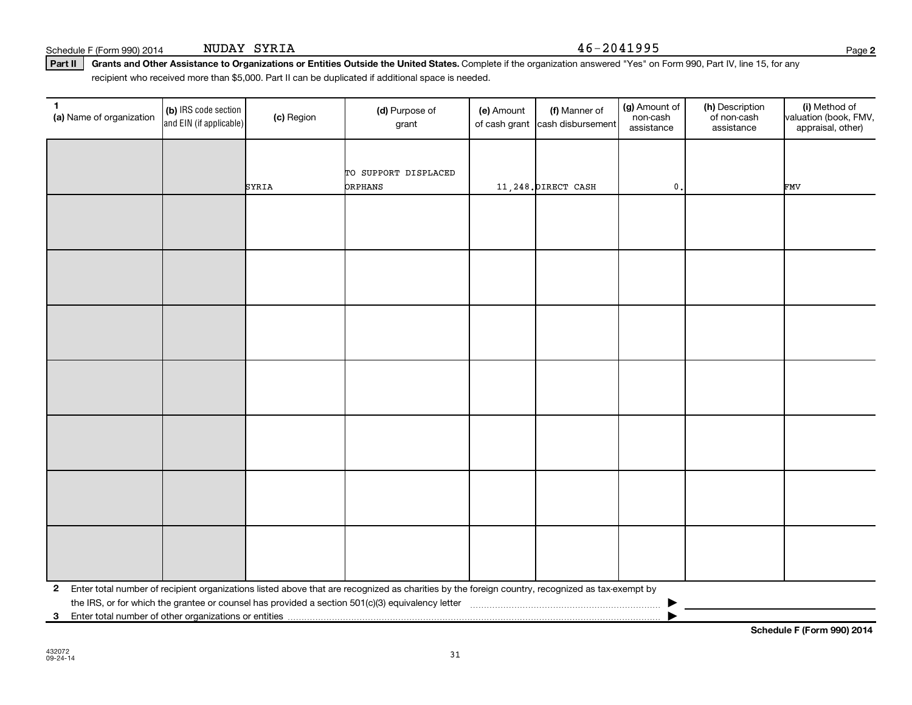Schedule F (Form 990) 2014 NUDAY SYRIA 46-2041995

**Part II** **Grants and Other Assistance to Organizations or Entities Outside the United States.** Complete if the organization answered "Yes" on Form 990, Part IV, line 15, for any recipient who received more than $5,000. Part II can be duplicated if additional space is needed.

| 1 (a) Name of organization | (b) IRS code section and EIN (if applicable) | (c) Region | (d) Purpose of grant | (e) Amount of cash grant | (f) Manner of cash disbursement | (g) Amount of non-cash assistance | (h) Description of non-cash assistance | (i) Method of valuation (book, FMV, appraisal, other) |
|---|---|---|---|---|---|---|---|---|
| | | SYRIA | TO SUPPORT DISPLACED ORPHANS | 11,248. | DIRECT CASH | 0. | | FMV |
| | | | | | | | | |
| | | | | | | | | |
| | | | | | | | | |
| | | | | | | | | |
| | | | | | | | | |
| | | | | | | | | |
| | | | | | | | | |

**2** Enter total number of recipient organizations listed above that are recognized as charities by the foreign country, recognized as tax-exempt by the IRS, or for which the grantee or counsel has provided a section 501(c)(3) equivalency letter ▶

**3** Enter total number of other organizations or entities ▶

**Schedule F (Form 990) 2014**

432072
09-24-14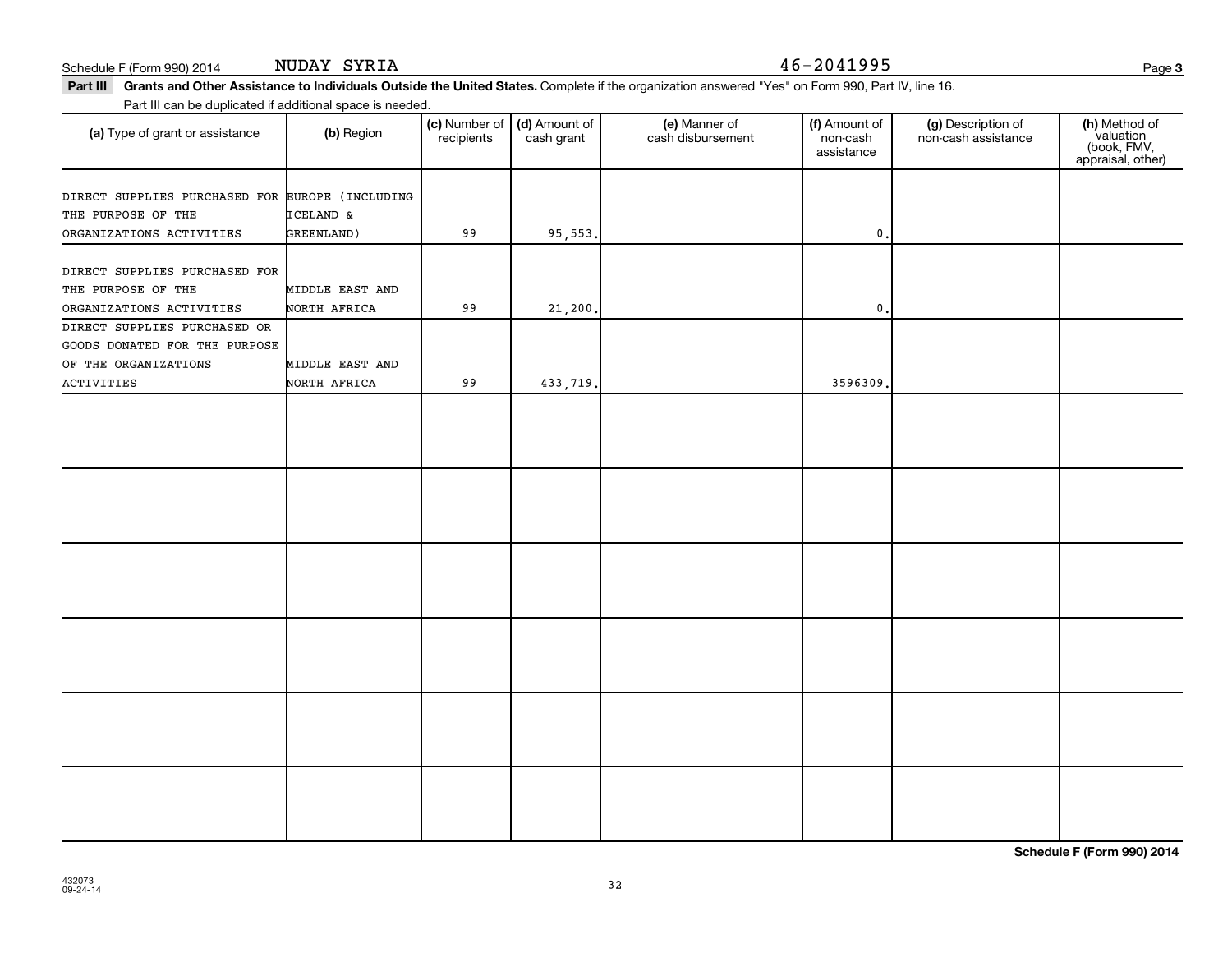Schedule F (Form 990) 2014 NUDAY SYRIA 46-2041995

**Part III** **Grants and Other Assistance to Individuals Outside the United States.** Complete if the organization answered "Yes" on Form 990, Part IV, line 16.

Part III can be duplicated if additional space is needed.

| (a) Type of grant or assistance | (b) Region | (c) Number of recipients | (d) Amount of cash grant | (e) Manner of cash disbursement | (f) Amount of non-cash assistance | (g) Description of non-cash assistance | (h) Method of valuation (book, FMV, appraisal, other) |
|---|---|---|---|---|---|---|---|
| DIRECT SUPPLIES PURCHASED FOR THE PURPOSE OF THE ORGANIZATIONS ACTIVITIES | EUROPE (INCLUDING ICELAND & GREENLAND) | 99 | 95,553. | | 0. | | |
| DIRECT SUPPLIES PURCHASED FOR THE PURPOSE OF THE ORGANIZATIONS ACTIVITIES | MIDDLE EAST AND NORTH AFRICA | 99 | 21,200. | | 0. | | |
| DIRECT SUPPLIES PURCHASED OR GOODS DONATED FOR THE PURPOSE OF THE ORGANIZATIONS ACTIVITIES | MIDDLE EAST AND NORTH AFRICA | 99 | 433,719. | | 3596309. | | |
| | | | | | | | |
| | | | | | | | |
| | | | | | | | |
| | | | | | | | |
| | | | | | | | |
| | | | | | | | |

**Schedule F (Form 990) 2014**

432073
09-24-14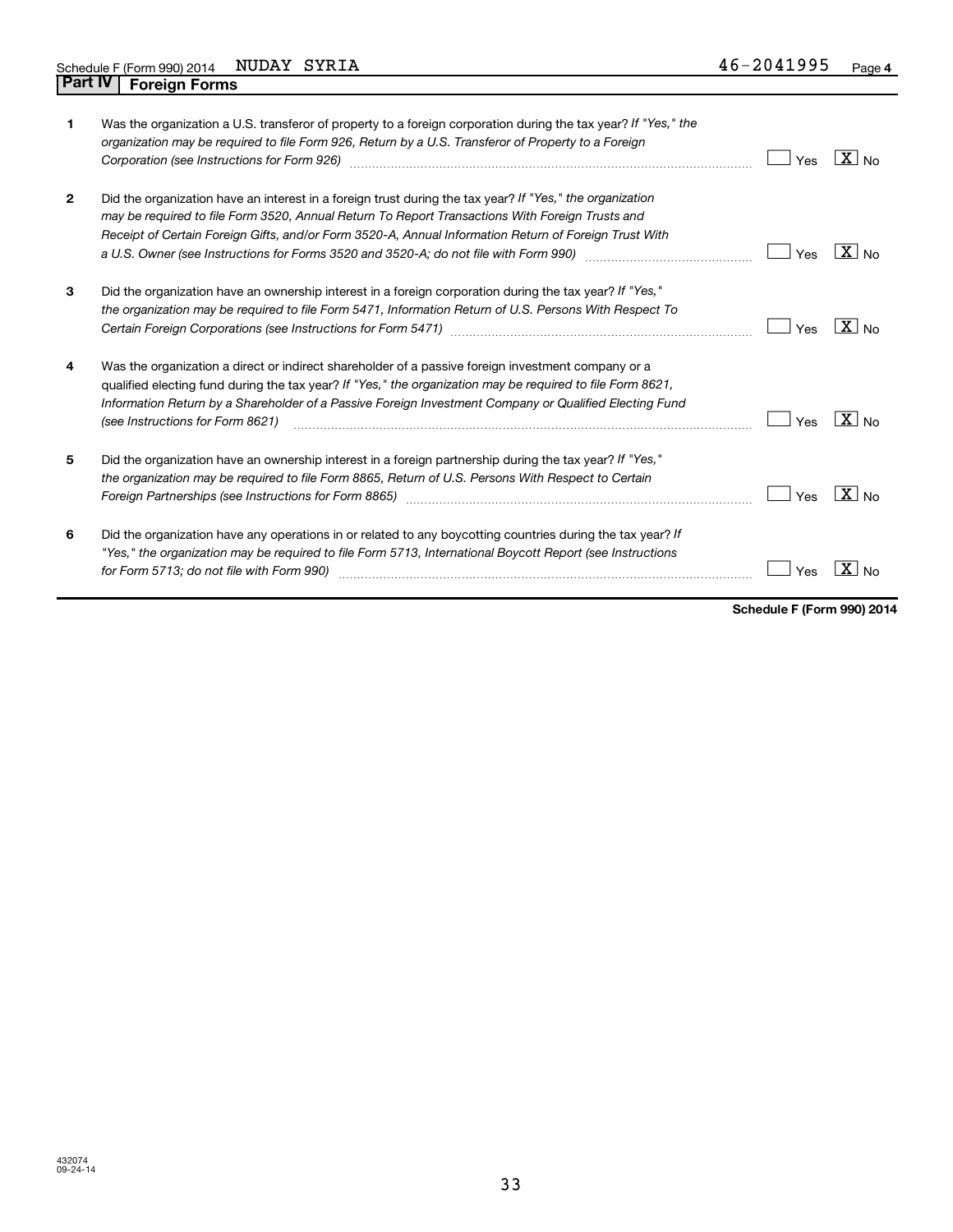Schedule F (Form 990) 2014 NUDAY SYRIA 46-2041995 Page **4**

## Part IV Foreign Forms

| | | Yes | No |
|---|---|---|---|
| **1** | Was the organization a U.S. transferor of property to a foreign corporation during the tax year? *If "Yes," the organization may be required to file Form 926, Return by a U.S. Transferor of Property to a Foreign Corporation (see Instructions for Form 926)* | | X |
| **2** | Did the organization have an interest in a foreign trust during the tax year? *If "Yes," the organization may be required to file Form 3520, Annual Return To Report Transactions With Foreign Trusts and Receipt of Certain Foreign Gifts, and/or Form 3520-A, Annual Information Return of Foreign Trust With a U.S. Owner (see Instructions for Forms 3520 and 3520-A; do not file with Form 990)* | | X |
| **3** | Did the organization have an ownership interest in a foreign corporation during the tax year? *If "Yes," the organization may be required to file Form 5471, Information Return of U.S. Persons With Respect To Certain Foreign Corporations (see Instructions for Form 5471)* | | X |
| **4** | Was the organization a direct or indirect shareholder of a passive foreign investment company or a qualified electing fund during the tax year? *If "Yes," the organization may be required to file Form 8621, Information Return by a Shareholder of a Passive Foreign Investment Company or Qualified Electing Fund (see Instructions for Form 8621)* | | X |
| **5** | Did the organization have an ownership interest in a foreign partnership during the tax year? *If "Yes," the organization may be required to file Form 8865, Return of U.S. Persons With Respect to Certain Foreign Partnerships (see Instructions for Form 8865)* | | X |
| **6** | Did the organization have any operations in or related to any boycotting countries during the tax year? *If "Yes," the organization may be required to file Form 5713, International Boycott Report (see Instructions for Form 5713; do not file with Form 990)* | | X |

**Schedule F (Form 990) 2014**

432074
09-24-14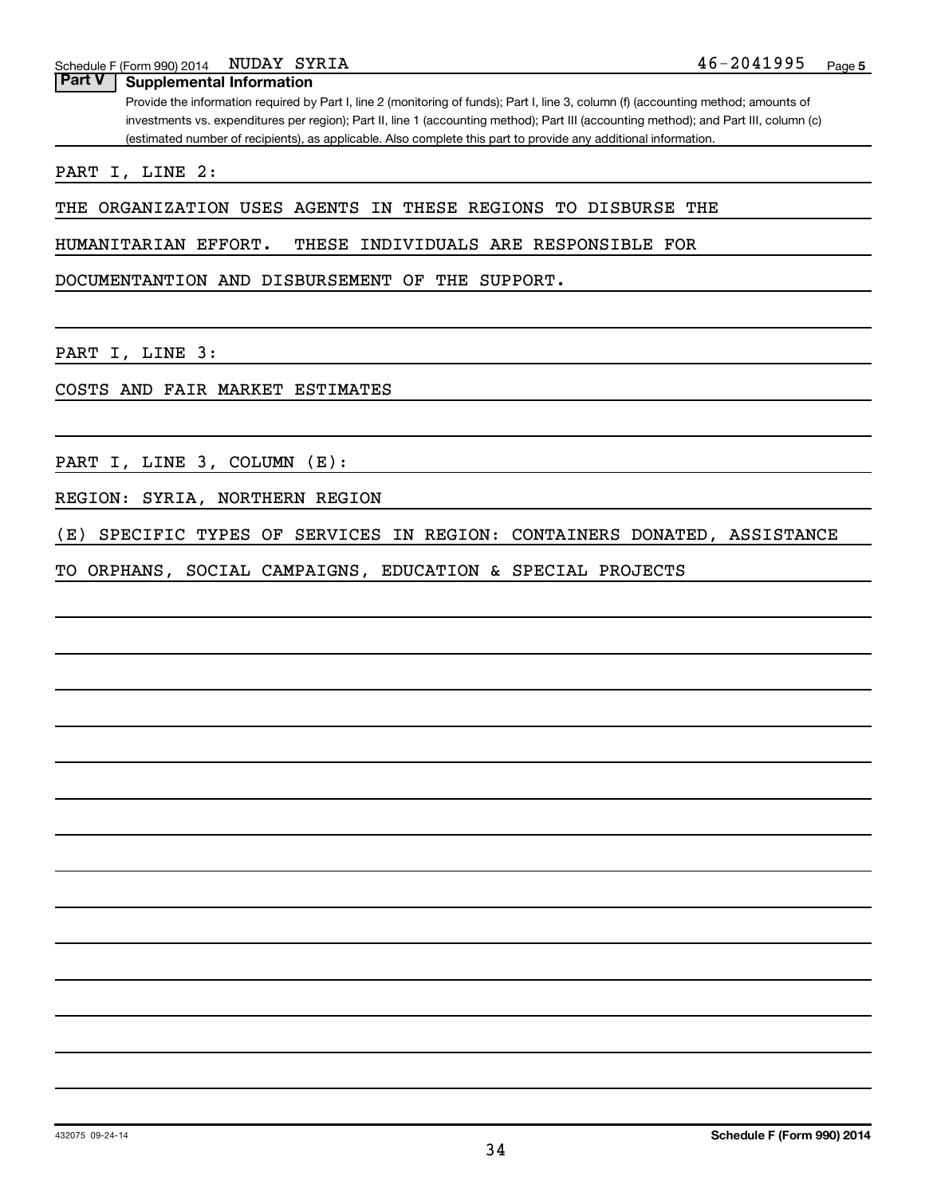Schedule F (Form 990) 2014 NUDAY SYRIA 46-2041995 Page 5

## Part V Supplemental Information

Provide the information required by Part I, line 2 (monitoring of funds); Part I, line 3, column (f) (accounting method; amounts of investments vs. expenditures per region); Part II, line 1 (accounting method); Part III (accounting method); and Part III, column (c) (estimated number of recipients), as applicable. Also complete this part to provide any additional information.

PART I, LINE 2:

THE ORGANIZATION USES AGENTS IN THESE REGIONS TO DISBURSE THE HUMANITARIAN EFFORT. THESE INDIVIDUALS ARE RESPONSIBLE FOR DOCUMENTANTION AND DISBURSEMENT OF THE SUPPORT.

PART I, LINE 3:

COSTS AND FAIR MARKET ESTIMATES

PART I, LINE 3, COLUMN (E):

REGION: SYRIA, NORTHERN REGION

(E) SPECIFIC TYPES OF SERVICES IN REGION: CONTAINERS DONATED, ASSISTANCE TO ORPHANS, SOCIAL CAMPAIGNS, EDUCATION & SPECIAL PROJECTS

432075 09-24-14

Schedule F (Form 990) 2014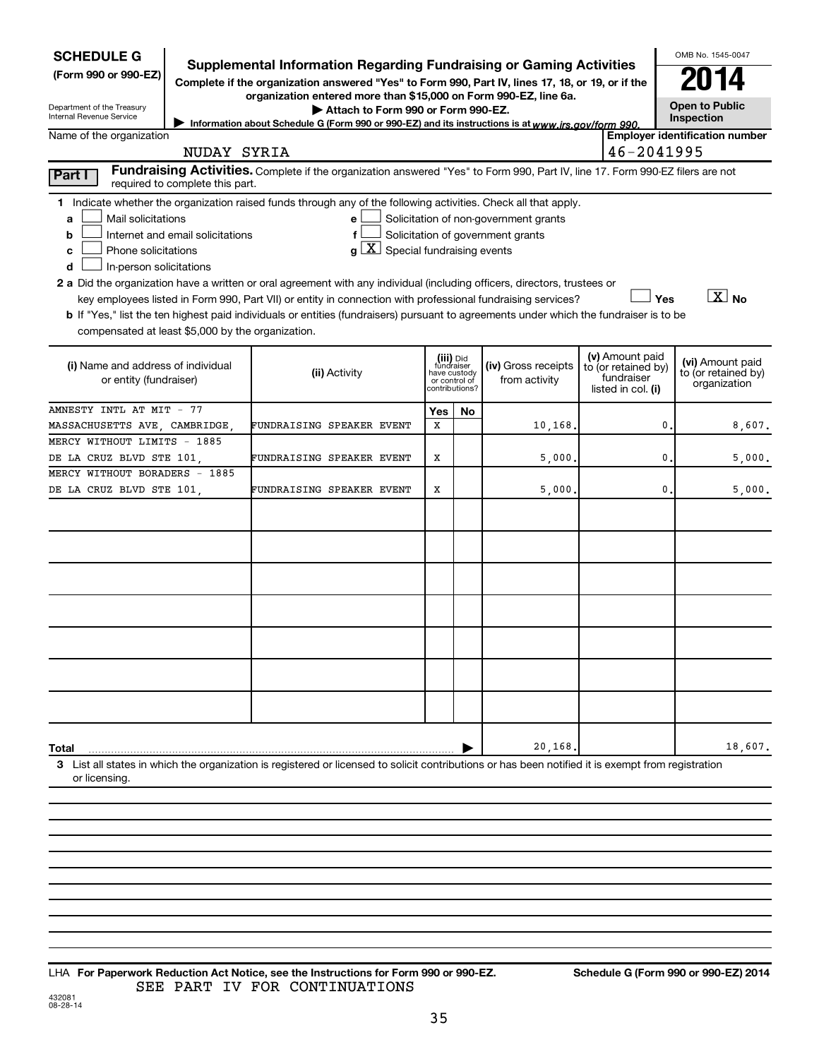**SCHEDULE G**
**(Form 990 or 990-EZ)**

Department of the Treasury
Internal Revenue Service

# Supplemental Information Regarding Fundraising or Gaming Activities

**Complete if the organization answered "Yes" to Form 990, Part IV, lines 17, 18, or 19, or if the organization entered more than $15,000 on Form 990-EZ, line 6a.**

**▶ Attach to Form 990 or Form 990-EZ.**

▶ Information about Schedule G (Form 990 or 990-EZ) and its instructions is at *www.irs.gov/form 990.*

OMB No. 1545-0047

**2014**

**Open to Public Inspection**

Name of the organization: NUDAY SYRIA

**Employer identification number:** 46-2041995

**Part I** **Fundraising Activities.** Complete if the organization answered "Yes" to Form 990, Part IV, line 17. Form 990-EZ filers are not required to complete this part.

**1** Indicate whether the organization raised funds through any of the following activities. Check all that apply.

- **a** [ ] Mail solicitations
- **b** [ ] Internet and email solicitations
- **c** [ ] Phone solicitations
- **d** [ ] In-person solicitations
- **e** [ ] Solicitation of non-government grants
- **f** [ ] Solicitation of government grants
- **g** [X] Special fundraising events

**2 a** Did the organization have a written or oral agreement with any individual (including officers, directors, trustees or key employees listed in Form 990, Part VII) or entity in connection with professional fundraising services? [ ] **Yes** [X] **No**

**b** If "Yes," list the ten highest paid individuals or entities (fundraisers) pursuant to agreements under which the fundraiser is to be compensated at least $5,000 by the organization.

| (i) Name and address of individual or entity (fundraiser) | (ii) Activity | (iii) Did fundraiser have custody or control of contributions? Yes | No | (iv) Gross receipts from activity | (v) Amount paid to (or retained by) fundraiser listed in col. (i) | (vi) Amount paid to (or retained by) organization |
|---|---|---|---|---|---|---|
| AMNESTY INTL AT MIT - 77 MASSACHUSETTS AVE, CAMBRIDGE, | FUNDRAISING SPEAKER EVENT | X | | 10,168. | 0. | 8,607. |
| MERCY WITHOUT LIMITS - 1885 DE LA CRUZ BLVD STE 101, | FUNDRAISING SPEAKER EVENT | X | | 5,000. | 0. | 5,000. |
| MERCY WITHOUT BORADERS - 1885 DE LA CRUZ BLVD STE 101, | FUNDRAISING SPEAKER EVENT | X | | 5,000. | 0. | 5,000. |
| | | | | | | |
| | | | | | | |
| | | | | | | |
| | | | | | | |
| | | | | | | |
| | | | | | | |
| | | | | | | |
| **Total** ▶ | | | | 20,168. | | 18,607. |

**3** List all states in which the organization is registered or licensed to solicit contributions or has been notified it is exempt from registration or licensing.

LHA **For Paperwork Reduction Act Notice, see the Instructions for Form 990 or 990-EZ.** **Schedule G (Form 990 or 990-EZ) 2014**

SEE PART IV FOR CONTINUATIONS

432081
08-28-14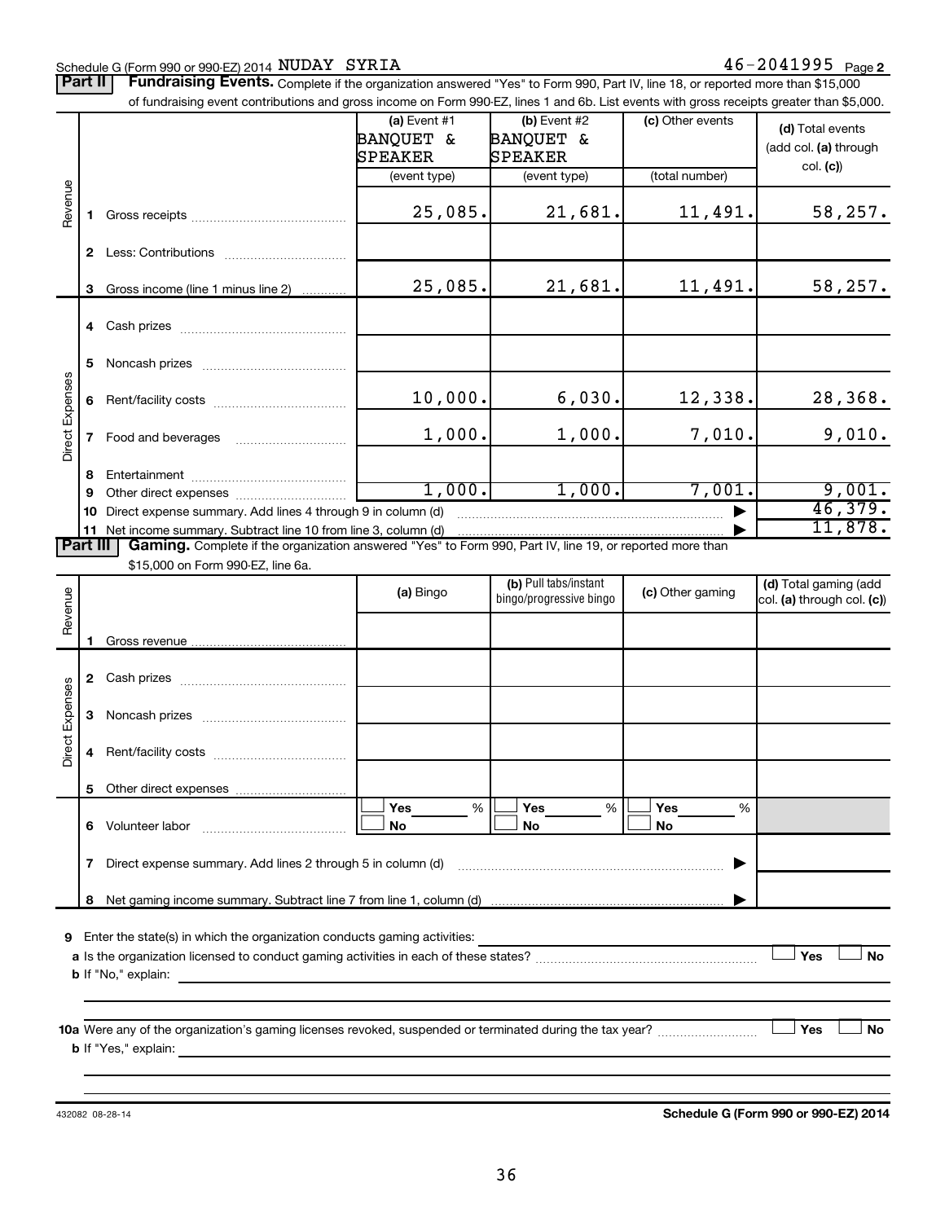Schedule G (Form 990 or 990-EZ) 2014 NUDAY SYRIA 46-2041995 Page 2

**Part II Fundraising Events.** Complete if the organization answered "Yes" to Form 990, Part IV, line 18, or reported more than $15,000 of fundraising event contributions and gross income on Form 990-EZ, lines 1 and 6b. List events with gross receipts greater than $5,000.

| | | (a) Event #1 BANQUET & SPEAKER (event type) | (b) Event #2 BANQUET & SPEAKER (event type) | (c) Other events (total number) | (d) Total events (add col. (a) through col. (c)) |
|---|---|---|---|---|---|
| Revenue | 1 Gross receipts | 25,085. | 21,681. | 11,491. | 58,257. |
| | 2 Less: Contributions | | | | |
| | 3 Gross income (line 1 minus line 2) | 25,085. | 21,681. | 11,491. | 58,257. |
| Direct Expenses | 4 Cash prizes | | | | |
| | 5 Noncash prizes | | | | |
| | 6 Rent/facility costs | 10,000. | 6,030. | 12,338. | 28,368. |
| | 7 Food and beverages | 1,000. | 1,000. | 7,010. | 9,010. |
| | 8 Entertainment | | | | |
| | 9 Other direct expenses | 1,000. | 1,000. | 7,001. | 9,001. |
| | 10 Direct expense summary. Add lines 4 through 9 in column (d) | | | ▶ | 46,379. |
| | 11 Net income summary. Subtract line 10 from line 3, column (d) | | | ▶ | 11,878. |

**Part III Gaming.** Complete if the organization answered "Yes" to Form 990, Part IV, line 19, or reported more than $15,000 on Form 990-EZ, line 6a.

| | | (a) Bingo | (b) Pull tabs/instant bingo/progressive bingo | (c) Other gaming | (d) Total gaming (add col. (a) through col. (c)) |
|---|---|---|---|---|---|
| Revenue | 1 Gross revenue | | | | |
| Direct Expenses | 2 Cash prizes | | | | |
| | 3 Noncash prizes | | | | |
| | 4 Rent/facility costs | | | | |
| | 5 Other direct expenses | | | | |
| | 6 Volunteer labor | ☐ Yes ___ % ☐ No | ☐ Yes ___ % ☐ No | ☐ Yes ___ % ☐ No | |
| | 7 Direct expense summary. Add lines 2 through 5 in column (d) | | | ▶ | |
| | 8 Net gaming income summary. Subtract line 7 from line 1, column (d) | | | ▶ | |

9 Enter the state(s) in which the organization conducts gaming activities: ____________

a Is the organization licensed to conduct gaming activities in each of these states? ☐ Yes ☐ No

b If "No," explain: ____________

10a Were any of the organization's gaming licenses revoked, suspended or terminated during the tax year? ☐ Yes ☐ No

b If "Yes," explain: ____________

432082 08-28-14 **Schedule G (Form 990 or 990-EZ) 2014**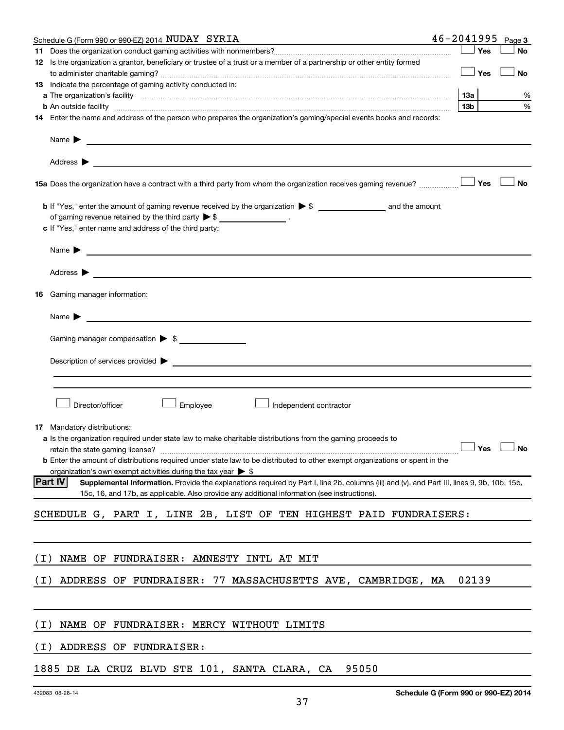Schedule G (Form 990 or 990-EZ) 2014 NUDAY SYRIA 46-2041995 Page 3

**11** Does the organization conduct gaming activities with nonmembers? ☐ Yes ☐ No

**12** Is the organization a grantor, beneficiary or trustee of a trust or a member of a partnership or other entity formed to administer charitable gaming? ☐ Yes ☐ No

**13** Indicate the percentage of gaming activity conducted in:

**a** The organization's facility **13a** %

**b** An outside facility **13b** %

**14** Enter the name and address of the person who prepares the organization's gaming/special events books and records:

Name ▶

Address ▶

**15a** Does the organization have a contract with a third party from whom the organization receives gaming revenue? ☐ Yes ☐ No

**b** If "Yes," enter the amount of gaming revenue received by the organization ▶ $ ________ and the amount of gaming revenue retained by the third party ▶ $ ________ .

**c** If "Yes," enter name and address of the third party:

Name ▶

Address ▶

**16** Gaming manager information:

Name ▶

Gaming manager compensation ▶ $

Description of services provided ▶

☐ Director/officer ☐ Employee ☐ Independent contractor

**17** Mandatory distributions:

**a** Is the organization required under state law to make charitable distributions from the gaming proceeds to retain the state gaming license? ☐ Yes ☐ No

**b** Enter the amount of distributions required under state law to be distributed to other exempt organizations or spent in the organization's own exempt activities during the tax year ▶ $

**Part IV** **Supplemental Information.** Provide the explanations required by Part I, line 2b, columns (iii) and (v), and Part III, lines 9, 9b, 10b, 15b, 15c, 16, and 17b, as applicable. Also provide any additional information (see instructions).

SCHEDULE G, PART I, LINE 2B, LIST OF TEN HIGHEST PAID FUNDRAISERS:

(I) NAME OF FUNDRAISER: AMNESTY INTL AT MIT

(I) ADDRESS OF FUNDRAISER: 77 MASSACHUSETTS AVE, CAMBRIDGE, MA 02139

(I) NAME OF FUNDRAISER: MERCY WITHOUT LIMITS

(I) ADDRESS OF FUNDRAISER:

1885 DE LA CRUZ BLVD STE 101, SANTA CLARA, CA 95050

432083 08-28-14 **Schedule G (Form 990 or 990-EZ) 2014**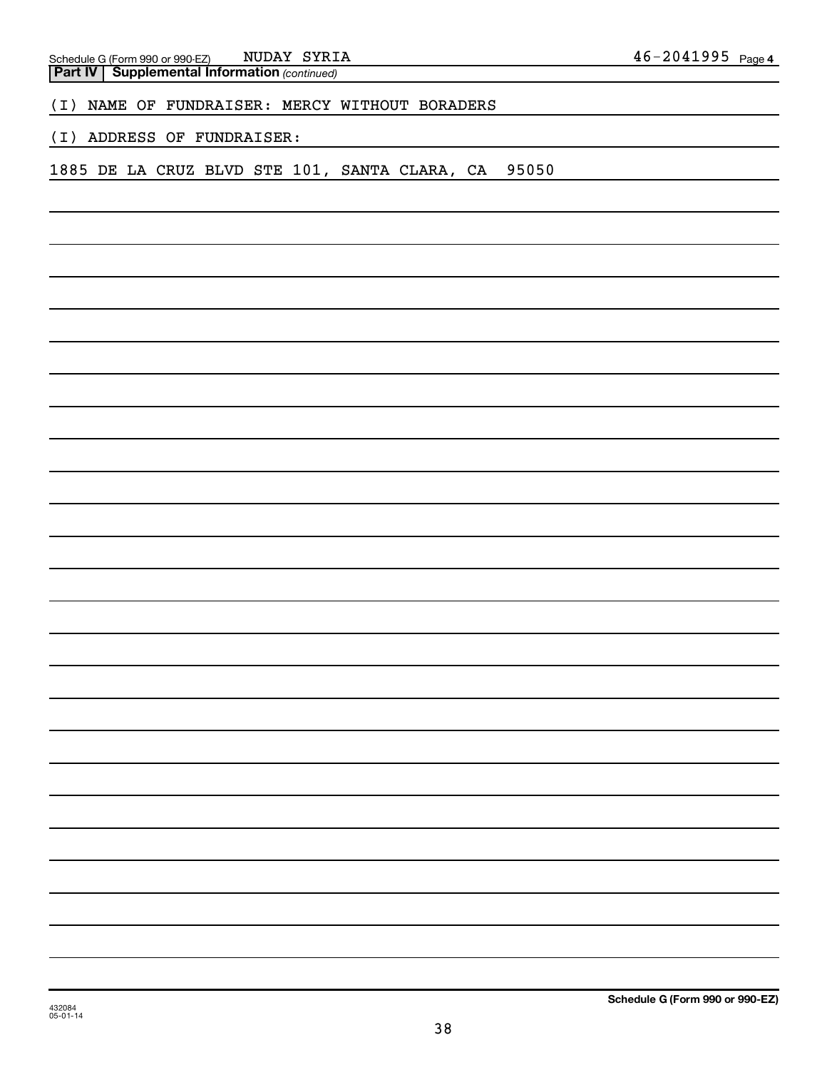**Part IV | Supplemental Information** *(continued)*

(I) NAME OF FUNDRAISER: MERCY WITHOUT BORADERS

(I) ADDRESS OF FUNDRAISER:

1885 DE LA CRUZ BLVD STE 101, SANTA CLARA, CA 95050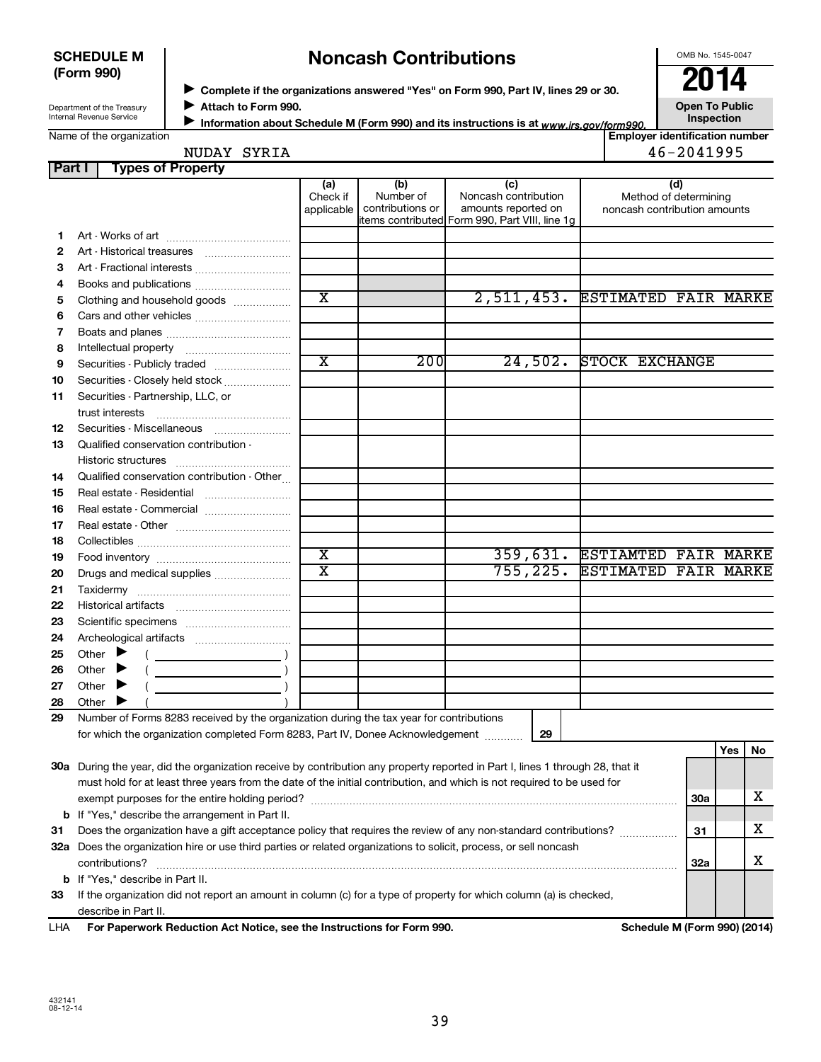**SCHEDULE M (Form 990)**

Department of the Treasury
Internal Revenue Service

# Noncash Contributions

▶ Complete if the organizations answered "Yes" on Form 990, Part IV, lines 29 or 30.
▶ Attach to Form 990.
▶ Information about Schedule M (Form 990) and its instructions is at www.irs.gov/form990.

OMB No. 1545-0047

**2014**

**Open To Public Inspection**

Name of the organization: NUDAY SYRIA

Employer identification number: 46-2041995

## Part I Types of Property

| | | (a) Check if applicable | (b) Number of contributions or items contributed | (c) Noncash contribution amounts reported on Form 990, Part VIII, line 1g | (d) Method of determining noncash contribution amounts |
|---|---|---|---|---|---|
| 1 | Art - Works of art | | | | |
| 2 | Art - Historical treasures | | | | |
| 3 | Art - Fractional interests | | | | |
| 4 | Books and publications | | | | |
| 5 | Clothing and household goods | X | | 2,511,453. | ESTIMATED FAIR MARKE |
| 6 | Cars and other vehicles | | | | |
| 7 | Boats and planes | | | | |
| 8 | Intellectual property | | | | |
| 9 | Securities - Publicly traded | X | 200 | 24,502. | STOCK EXCHANGE |
| 10 | Securities - Closely held stock | | | | |
| 11 | Securities - Partnership, LLC, or trust interests | | | | |
| 12 | Securities - Miscellaneous | | | | |
| 13 | Qualified conservation contribution - Historic structures | | | | |
| 14 | Qualified conservation contribution - Other | | | | |
| 15 | Real estate - Residential | | | | |
| 16 | Real estate - Commercial | | | | |
| 17 | Real estate - Other | | | | |
| 18 | Collectibles | | | | |
| 19 | Food inventory | X | | 359,631. | ESTIAMTED FAIR MARKE |
| 20 | Drugs and medical supplies | X | | 755,225. | ESTIMATED FAIR MARKE |
| 21 | Taxidermy | | | | |
| 22 | Historical artifacts | | | | |
| 23 | Scientific specimens | | | | |
| 24 | Archeological artifacts | | | | |
| 25 | Other ▶ ( ) | | | | |
| 26 | Other ▶ ( ) | | | | |
| 27 | Other ▶ ( ) | | | | |
| 28 | Other ▶ ( ) | | | | |

29 Number of Forms 8283 received by the organization during the tax year for contributions for which the organization completed Form 8283, Part IV, Donee Acknowledgement ..... 29

| | | | Yes | No |
|---|---|---|---|---|
| 30a | During the year, did the organization receive by contribution any property reported in Part I, lines 1 through 28, that it must hold for at least three years from the date of the initial contribution, and which is not required to be used for exempt purposes for the entire holding period? | 30a | | X |
| b | If "Yes," describe the arrangement in Part II. | | | |
| 31 | Does the organization have a gift acceptance policy that requires the review of any non-standard contributions? | 31 | | X |
| 32a | Does the organization hire or use third parties or related organizations to solicit, process, or sell noncash contributions? | 32a | | X |
| b | If "Yes," describe in Part II. | | | |
| 33 | If the organization did not report an amount in column (c) for a type of property for which column (a) is checked, describe in Part II. | | | |

LHA For Paperwork Reduction Act Notice, see the Instructions for Form 990. Schedule M (Form 990) (2014)

432141
08-12-14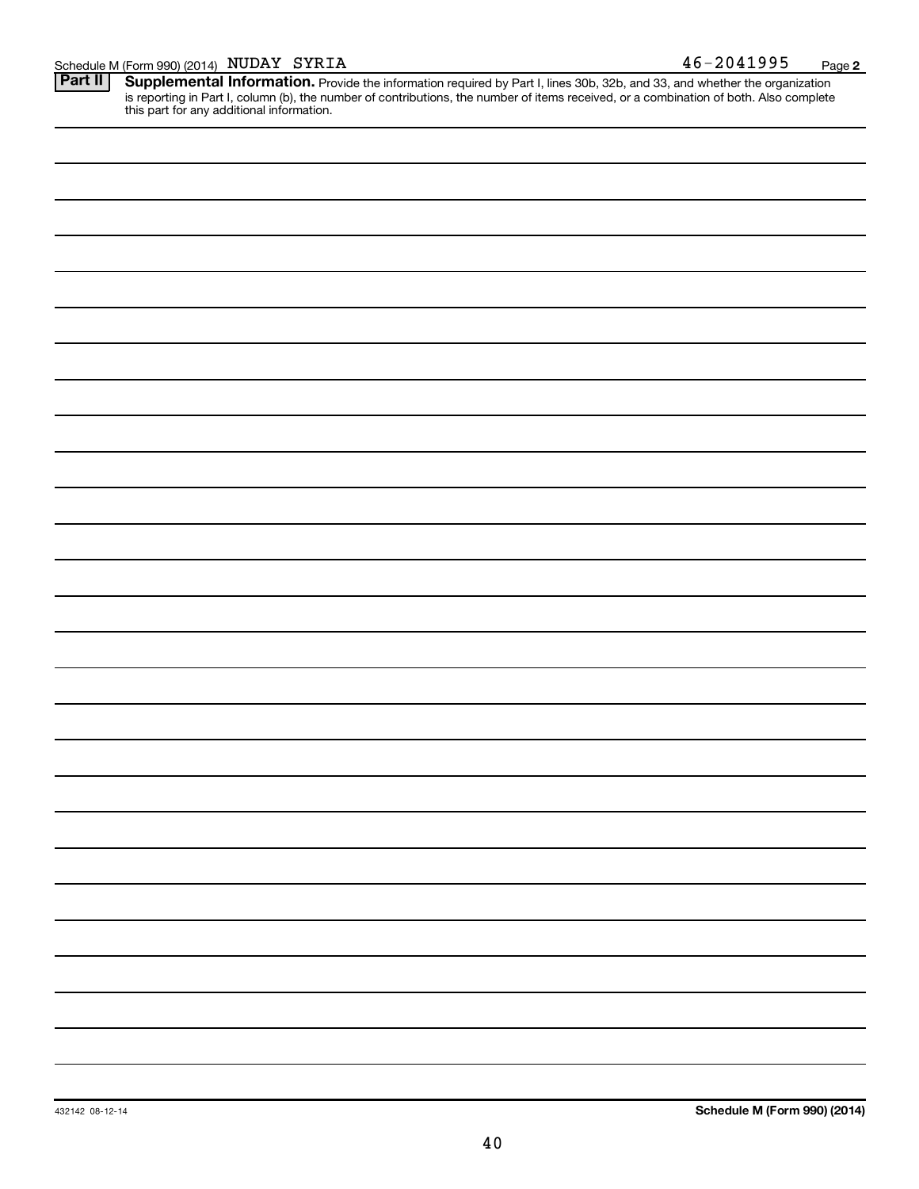Schedule M (Form 990) (2014) NUDAY SYRIA 46-2041995 Page 2

**Part II** **Supplemental Information.** Provide the information required by Part I, lines 30b, 32b, and 33, and whether the organization is reporting in Part I, column (b), the number of contributions, the number of items received, or a combination of both. Also complete this part for any additional information.

432142 08-12-14 **Schedule M (Form 990) (2014)**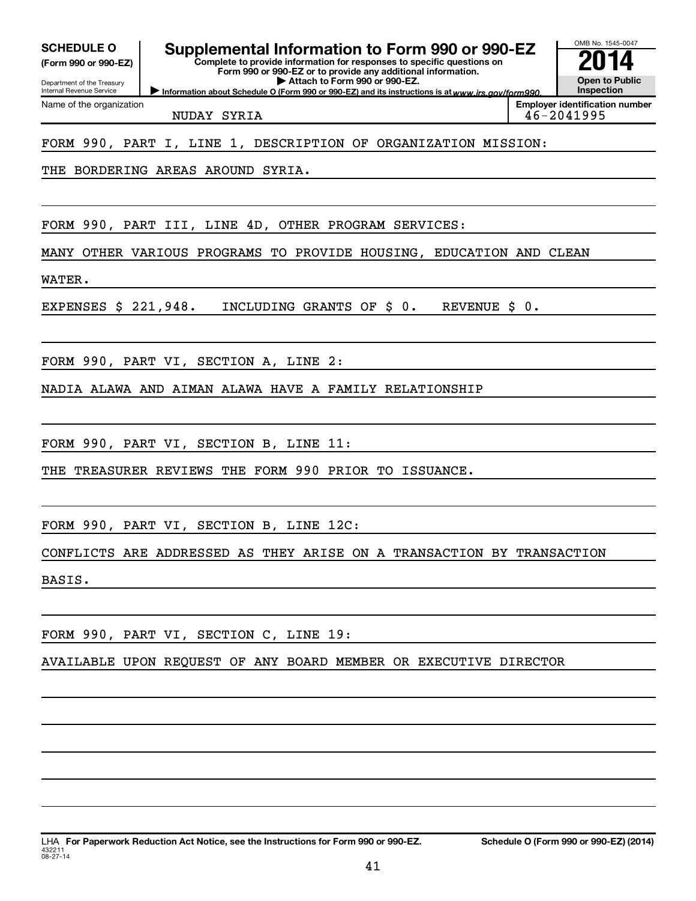**SCHEDULE O**
**(Form 990 or 990-EZ)**

Department of the Treasury
Internal Revenue Service

# Supplemental Information to Form 990 or 990-EZ

**Complete to provide information for responses to specific questions on Form 990 or 990-EZ or to provide any additional information.**
**▶ Attach to Form 990 or 990-EZ.**
**▶ Information about Schedule O (Form 990 or 990-EZ) and its instructions is at** *www.irs.gov/form990.*

OMB No. 1545-0047
**2014**
**Open to Public Inspection**

Name of the organization: NUDAY SYRIA

**Employer identification number:** 46-2041995

FORM 990, PART I, LINE 1, DESCRIPTION OF ORGANIZATION MISSION:

THE BORDERING AREAS AROUND SYRIA.

FORM 990, PART III, LINE 4D, OTHER PROGRAM SERVICES:

MANY OTHER VARIOUS PROGRAMS TO PROVIDE HOUSING, EDUCATION AND CLEAN WATER.

EXPENSES $ 221,948. INCLUDING GRANTS OF $ 0. REVENUE $ 0.

FORM 990, PART VI, SECTION A, LINE 2:

NADIA ALAWA AND AIMAN ALAWA HAVE A FAMILY RELATIONSHIP

FORM 990, PART VI, SECTION B, LINE 11:

THE TREASURER REVIEWS THE FORM 990 PRIOR TO ISSUANCE.

FORM 990, PART VI, SECTION B, LINE 12C:

CONFLICTS ARE ADDRESSED AS THEY ARISE ON A TRANSACTION BY TRANSACTION BASIS.

FORM 990, PART VI, SECTION C, LINE 19:

AVAILABLE UPON REQUEST OF ANY BOARD MEMBER OR EXECUTIVE DIRECTOR

LHA **For Paperwork Reduction Act Notice, see the Instructions for Form 990 or 990-EZ.** **Schedule O (Form 990 or 990-EZ) (2014)**
432211
08-27-14